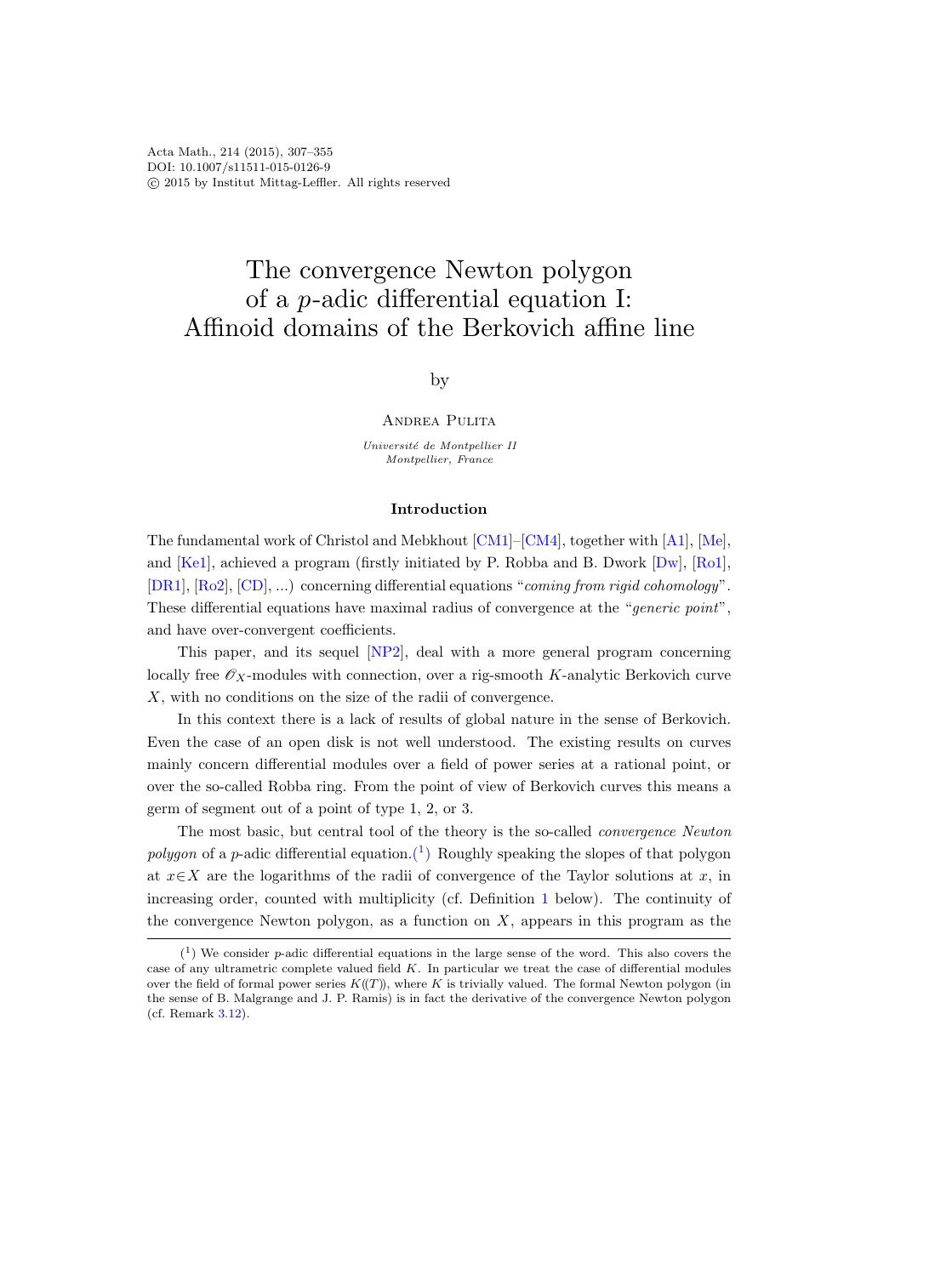Acta Math., 214 (2015), 307–355
DOI: 10.1007/s11511-015-0126-9
© 2015 by Institut Mittag-Leffler. All rights reserved

# The convergence Newton polygon of a $p$-adic differential equation I: Affinoid domains of the Berkovich affine line

by

Andrea Pulita

*Université de Montpellier II*
*Montpellier, France*

## Introduction

The fundamental work of Christol and Mebkhout [CM1]–[CM4], together with [A1], [Me], and [Ke1], achieved a program (firstly initiated by P. Robba and B. Dwork [Dw], [Ro1], [DR1], [Ro2], [CD], ...) concerning differential equations "*coming from rigid cohomology*". These differential equations have maximal radius of convergence at the "*generic point*", and have over-convergent coefficients.

This paper, and its sequel [NP2], deal with a more general program concerning locally free $\mathscr{O}_X$-modules with connection, over a rig-smooth $K$-analytic Berkovich curve $X$, with no conditions on the size of the radii of convergence.

In this context there is a lack of results of global nature in the sense of Berkovich. Even the case of an open disk is not well understood. The existing results on curves mainly concern differential modules over a field of power series at a rational point, or over the so-called Robba ring. From the point of view of Berkovich curves this means a germ of segment out of a point of type 1, 2, or 3.

The most basic, but central tool of the theory is the so-called *convergence Newton polygon* of a $p$-adic differential equation.[1] Roughly speaking the slopes of that polygon at $x \in X$ are the logarithms of the radii of convergence of the Taylor solutions at $x$, in increasing order, counted with multiplicity (cf. Definition 1 below). The continuity of the convergence Newton polygon, as a function on $X$, appears in this program as the

[1] We consider $p$-adic differential equations in the large sense of the word. This also covers the case of any ultrametric complete valued field $K$. In particular we treat the case of differential modules over the field of formal power series $K((T))$, where $K$ is trivially valued. The formal Newton polygon (in the sense of B. Malgrange and J. P. Ramis) is in fact the derivative of the convergence Newton polygon (cf. Remark 3.12).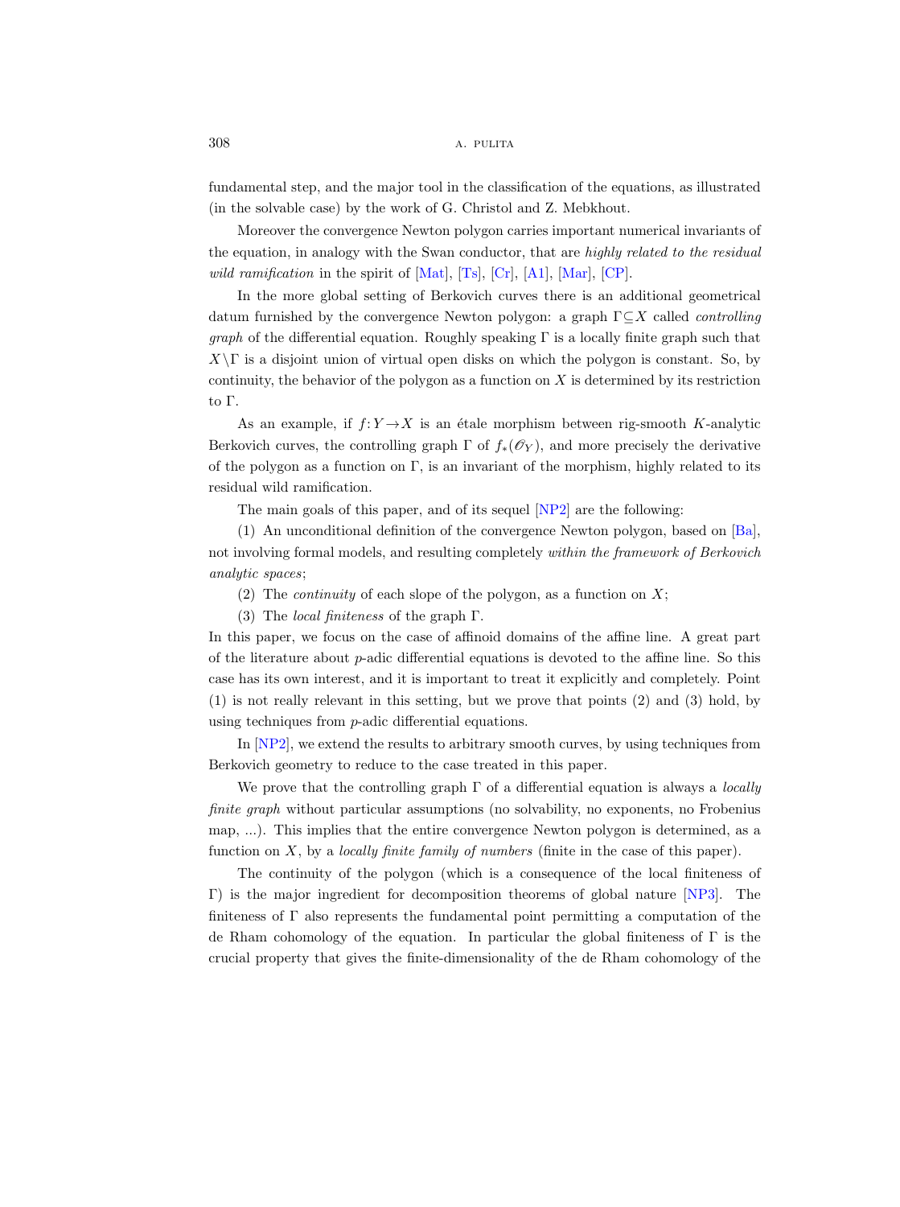fundamental step, and the major tool in the classification of the equations, as illustrated (in the solvable case) by the work of G. Christol and Z. Mebkhout.

Moreover the convergence Newton polygon carries important numerical invariants of the equation, in analogy with the Swan conductor, that are *highly related to the residual wild ramification* in the spirit of [Mat], [Ts], [Cr], [A1], [Mar], [CP].

In the more global setting of Berkovich curves there is an additional geometrical datum furnished by the convergence Newton polygon: a graph $\Gamma \subseteq X$ called *controlling graph* of the differential equation. Roughly speaking $\Gamma$ is a locally finite graph such that $X \setminus \Gamma$ is a disjoint union of virtual open disks on which the polygon is constant. So, by continuity, the behavior of the polygon as a function on $X$ is determined by its restriction to $\Gamma$.

As an example, if $f\colon Y \to X$ is an étale morphism between rig-smooth $K$-analytic Berkovich curves, the controlling graph $\Gamma$ of $f_*(\mathscr{O}_Y)$, and more precisely the derivative of the polygon as a function on $\Gamma$, is an invariant of the morphism, highly related to its residual wild ramification.

The main goals of this paper, and of its sequel [NP2] are the following:

(1) An unconditional definition of the convergence Newton polygon, based on [Ba], not involving formal models, and resulting completely *within the framework of Berkovich analytic spaces*;

(2) The *continuity* of each slope of the polygon, as a function on $X$;

(3) The *local finiteness* of the graph $\Gamma$.

In this paper, we focus on the case of affinoid domains of the affine line. A great part of the literature about $p$-adic differential equations is devoted to the affine line. So this case has its own interest, and it is important to treat it explicitly and completely. Point (1) is not really relevant in this setting, but we prove that points (2) and (3) hold, by using techniques from $p$-adic differential equations.

In [NP2], we extend the results to arbitrary smooth curves, by using techniques from Berkovich geometry to reduce to the case treated in this paper.

We prove that the controlling graph $\Gamma$ of a differential equation is always a *locally finite graph* without particular assumptions (no solvability, no exponents, no Frobenius map, ...). This implies that the entire convergence Newton polygon is determined, as a function on $X$, by a *locally finite family of numbers* (finite in the case of this paper).

The continuity of the polygon (which is a consequence of the local finiteness of $\Gamma$) is the major ingredient for decomposition theorems of global nature [NP3]. The finiteness of $\Gamma$ also represents the fundamental point permitting a computation of the de Rham cohomology of the equation. In particular the global finiteness of $\Gamma$ is the crucial property that gives the finite-dimensionality of the de Rham cohomology of the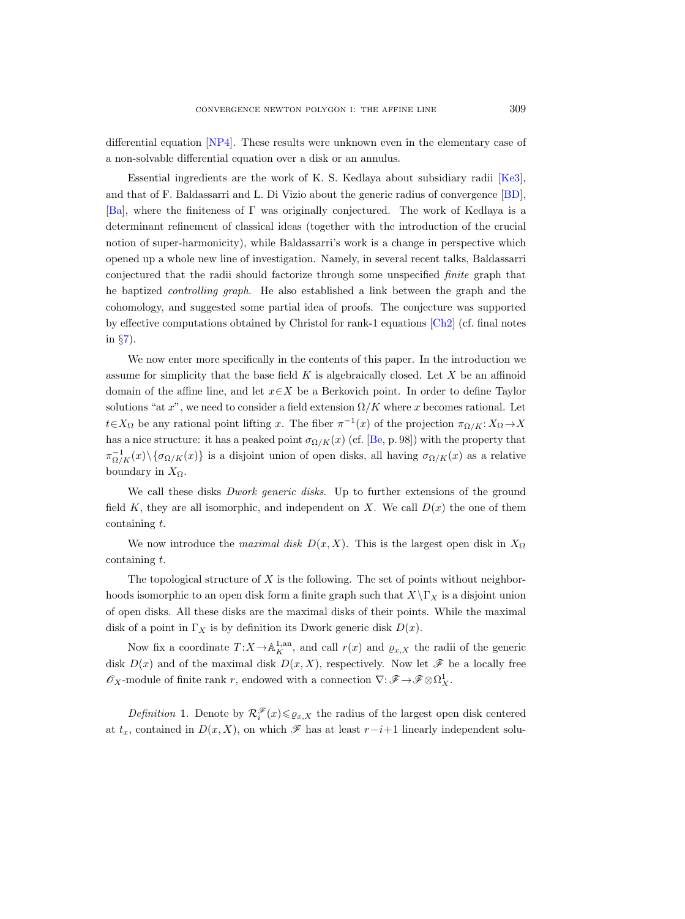differential equation [NP4]. These results were unknown even in the elementary case of a non-solvable differential equation over a disk or an annulus.

Essential ingredients are the work of K. S. Kedlaya about subsidiary radii [Ke3], and that of F. Baldassarri and L. Di Vizio about the generic radius of convergence [BD], [Ba], where the finiteness of $\Gamma$ was originally conjectured. The work of Kedlaya is a determinant refinement of classical ideas (together with the introduction of the crucial notion of super-harmonicity), while Baldassarri's work is a change in perspective which opened up a whole new line of investigation. Namely, in several recent talks, Baldassarri conjectured that the radii should factorize through some unspecified *finite* graph that he baptized *controlling graph*. He also established a link between the graph and the cohomology, and suggested some partial idea of proofs. The conjecture was supported by effective computations obtained by Christol for rank-1 equations [Ch2] (cf. final notes in §7).

We now enter more specifically in the contents of this paper. In the introduction we assume for simplicity that the base field $K$ is algebraically closed. Let $X$ be an affinoid domain of the affine line, and let $x \in X$ be a Berkovich point. In order to define Taylor solutions "at $x$", we need to consider a field extension $\Omega/K$ where $x$ becomes rational. Let $t \in X_\Omega$ be any rational point lifting $x$. The fiber $\pi^{-1}(x)$ of the projection $\pi_{\Omega/K}\colon X_\Omega \to X$ has a nice structure: it has a peaked point $\sigma_{\Omega/K}(x)$ (cf. [Be, p. 98]) with the property that $\pi^{-1}_{\Omega/K}(x) \setminus \{\sigma_{\Omega/K}(x)\}$ is a disjoint union of open disks, all having $\sigma_{\Omega/K}(x)$ as a relative boundary in $X_\Omega$.

We call these disks *Dwork generic disks*. Up to further extensions of the ground field $K$, they are all isomorphic, and independent on $X$. We call $D(x)$ the one of them containing $t$.

We now introduce the *maximal disk* $D(x, X)$. This is the largest open disk in $X_\Omega$ containing $t$.

The topological structure of $X$ is the following. The set of points without neighborhoods isomorphic to an open disk form a finite graph such that $X \setminus \Gamma_X$ is a disjoint union of open disks. All these disks are the maximal disks of their points. While the maximal disk of a point in $\Gamma_X$ is by definition its Dwork generic disk $D(x)$.

Now fix a coordinate $T\colon X \to \mathbb{A}^{1,\mathrm{an}}_K$, and call $r(x)$ and $\varrho_{x,X}$ the radii of the generic disk $D(x)$ and of the maximal disk $D(x, X)$, respectively. Now let $\mathscr{F}$ be a locally free $\mathscr{O}_X$-module of finite rank $r$, endowed with a connection $\nabla\colon \mathscr{F} \to \mathscr{F} \otimes \Omega^1_X$.

*Definition* 1. Denote by $\mathcal{R}^{\mathscr{F}}_i(x) \leqslant \varrho_{x,X}$ the radius of the largest open disk centered at $t_x$, contained in $D(x, X)$, on which $\mathscr{F}$ has at least $r-i+1$ linearly independent solu-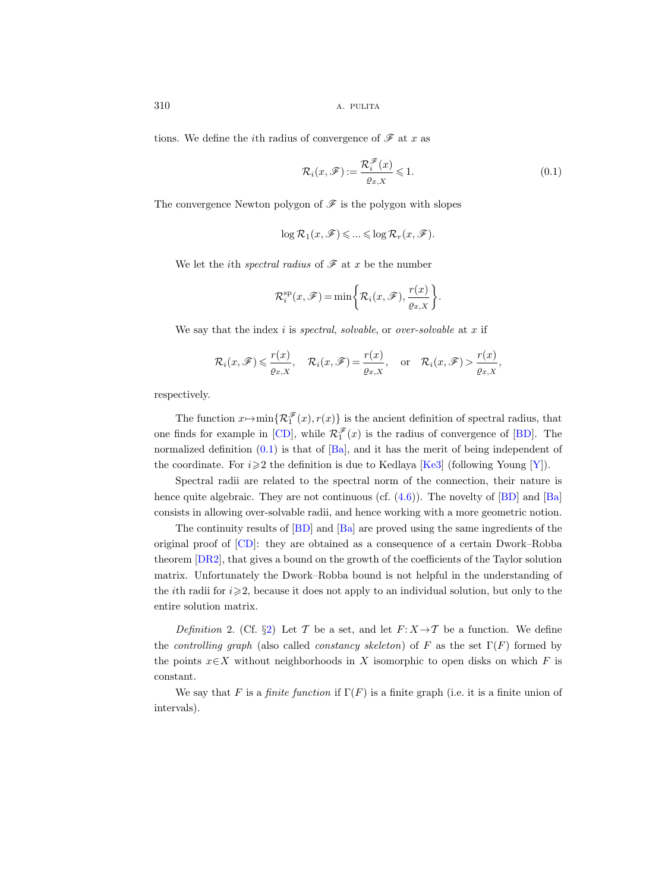tions. We define the $i$th radius of convergence of $\mathscr{F}$ at $x$ as

$$\mathcal{R}_i(x,\mathscr{F}) := \frac{\mathcal{R}_i^{\mathscr{F}}(x)}{\varrho_{x,X}} \leqslant 1. \tag{0.1}$$

The convergence Newton polygon of $\mathscr{F}$ is the polygon with slopes

$$\log \mathcal{R}_1(x,\mathscr{F}) \leqslant \ldots \leqslant \log \mathcal{R}_r(x,\mathscr{F}).$$

We let the $i$th *spectral radius* of $\mathscr{F}$ at $x$ be the number

$$\mathcal{R}_i^{\mathrm{sp}}(x,\mathscr{F}) = \min\left\{\mathcal{R}_i(x,\mathscr{F}), \frac{r(x)}{\varrho_{x,X}}\right\}.$$

We say that the index $i$ is *spectral*, *solvable*, or *over-solvable* at $x$ if

$$\mathcal{R}_i(x,\mathscr{F}) \leqslant \frac{r(x)}{\varrho_{x,X}}, \quad \mathcal{R}_i(x,\mathscr{F}) = \frac{r(x)}{\varrho_{x,X}}, \quad \text{or} \quad \mathcal{R}_i(x,\mathscr{F}) > \frac{r(x)}{\varrho_{x,X}},$$

respectively.

The function $x \mapsto \min\{\mathcal{R}_1^{\mathscr{F}}(x), r(x)\}$ is the ancient definition of spectral radius, that one finds for example in [CD], while $\mathcal{R}_1^{\mathscr{F}}(x)$ is the radius of convergence of [BD]. The normalized definition (0.1) is that of [Ba], and it has the merit of being independent of the coordinate. For $i \geqslant 2$ the definition is due to Kedlaya [Ke3] (following Young [Y]).

Spectral radii are related to the spectral norm of the connection, their nature is hence quite algebraic. They are not continuous (cf. (4.6)). The novelty of [BD] and [Ba] consists in allowing over-solvable radii, and hence working with a more geometric notion.

The continuity results of [BD] and [Ba] are proved using the same ingredients of the original proof of [CD]: they are obtained as a consequence of a certain Dwork–Robba theorem [DR2], that gives a bound on the growth of the coefficients of the Taylor solution matrix. Unfortunately the Dwork–Robba bound is not helpful in the understanding of the $i$th radii for $i \geqslant 2$, because it does not apply to an individual solution, but only to the entire solution matrix.

*Definition* 2. (Cf. §2) Let $\mathcal{T}$ be a set, and let $F: X \to \mathcal{T}$ be a function. We define the *controlling graph* (also called *constancy skeleton*) of $F$ as the set $\Gamma(F)$ formed by the points $x \in X$ without neighborhoods in $X$ isomorphic to open disks on which $F$ is constant.

We say that $F$ is a *finite function* if $\Gamma(F)$ is a finite graph (i.e. it is a finite union of intervals).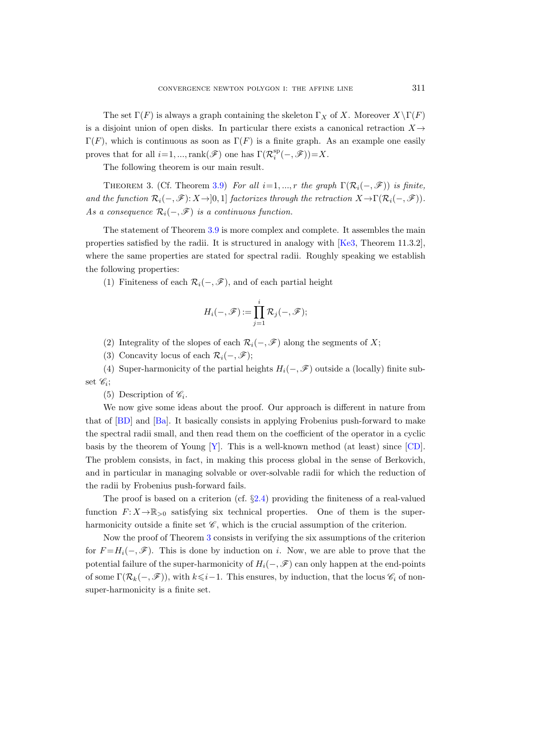The set $\Gamma(F)$ is always a graph containing the skeleton $\Gamma_X$ of $X$. Moreover $X\setminus\Gamma(F)$ is a disjoint union of open disks. In particular there exists a canonical retraction $X\to\Gamma(F)$, which is continuous as soon as $\Gamma(F)$ is a finite graph. As an example one easily proves that for all $i=1,...,\mathrm{rank}(\mathscr{F})$ one has $\Gamma(\mathcal{R}_i^{\mathrm{sp}}(-,\mathscr{F}))=X$.

The following theorem is our main result.

THEOREM 3. (Cf. Theorem 3.9) *For all $i=1,...,r$ the graph $\Gamma(\mathcal{R}_i(-,\mathscr{F}))$ is finite, and the function $\mathcal{R}_i(-,\mathscr{F})\colon X\to]0,1]$ factorizes through the retraction $X\to\Gamma(\mathcal{R}_i(-,\mathscr{F}))$. As a consequence $\mathcal{R}_i(-,\mathscr{F})$ is a continuous function.*

The statement of Theorem 3.9 is more complex and complete. It assembles the main properties satisfied by the radii. It is structured in analogy with [Ke3, Theorem 11.3.2], where the same properties are stated for spectral radii. Roughly speaking we establish the following properties:

(1) Finiteness of each $\mathcal{R}_i(-,\mathscr{F})$, and of each partial height

$$H_i(-,\mathscr{F}):=\prod_{j=1}^{i}\mathcal{R}_j(-,\mathscr{F});$$

(2) Integrality of the slopes of each $\mathcal{R}_i(-,\mathscr{F})$ along the segments of $X$;

(3) Concavity locus of each $\mathcal{R}_i(-,\mathscr{F})$;

(4) Super-harmonicity of the partial heights $H_i(-,\mathscr{F})$ outside a (locally) finite subset $\mathscr{C}_i$;

(5) Description of $\mathscr{C}_i$.

We now give some ideas about the proof. Our approach is different in nature from that of [BD] and [Ba]. It basically consists in applying Frobenius push-forward to make the spectral radii small, and then read them on the coefficient of the operator in a cyclic basis by the theorem of Young [Y]. This is a well-known method (at least) since [CD]. The problem consists, in fact, in making this process global in the sense of Berkovich, and in particular in managing solvable or over-solvable radii for which the reduction of the radii by Frobenius push-forward fails.

The proof is based on a criterion (cf. §2.4) providing the finiteness of a real-valued function $F\colon X\to\mathbb{R}_{>0}$ satisfying six technical properties. One of them is the super-harmonicity outside a finite set $\mathscr{C}$, which is the crucial assumption of the criterion.

Now the proof of Theorem 3 consists in verifying the six assumptions of the criterion for $F=H_i(-,\mathscr{F})$. This is done by induction on $i$. Now, we are able to prove that the potential failure of the super-harmonicity of $H_i(-,\mathscr{F})$ can only happen at the end-points of some $\Gamma(\mathcal{R}_k(-,\mathscr{F}))$, with $k\leqslant i-1$. This ensures, by induction, that the locus $\mathscr{C}_i$ of non-super-harmonicity is a finite set.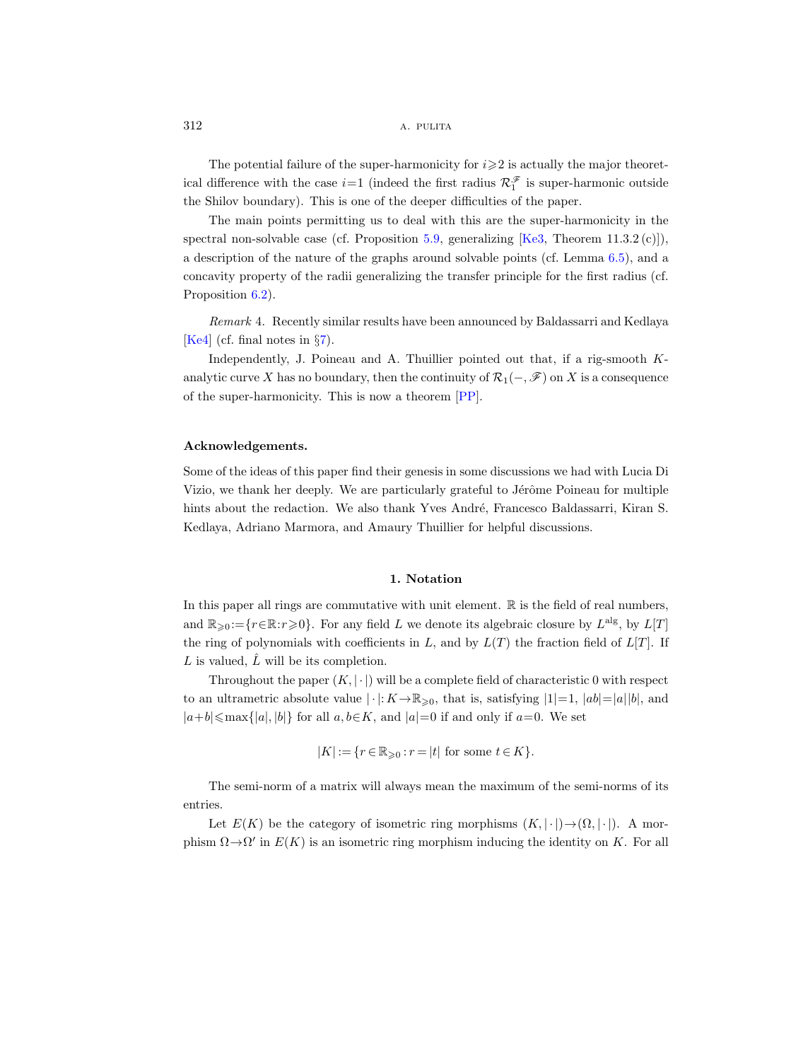The potential failure of the super-harmonicity for $i\geqslant 2$ is actually the major theoretical difference with the case $i=1$ (indeed the first radius $\mathcal{R}_1^{\mathscr{F}}$ is super-harmonic outside the Shilov boundary). This is one of the deeper difficulties of the paper.

The main points permitting us to deal with this are the super-harmonicity in the spectral non-solvable case (cf. Proposition 5.9, generalizing [Ke3, Theorem 11.3.2 (c)]), a description of the nature of the graphs around solvable points (cf. Lemma 6.5), and a concavity property of the radii generalizing the transfer principle for the first radius (cf. Proposition 6.2).

*Remark* 4. Recently similar results have been announced by Baldassarri and Kedlaya [Ke4] (cf. final notes in §7).

Independently, J. Poineau and A. Thuillier pointed out that, if a rig-smooth $K$-analytic curve $X$ has no boundary, then the continuity of $\mathcal{R}_1(-,\mathscr{F})$ on $X$ is a consequence of the super-harmonicity. This is now a theorem [PP].

**Acknowledgements.**

Some of the ideas of this paper find their genesis in some discussions we had with Lucia Di Vizio, we thank her deeply. We are particularly grateful to Jérôme Poineau for multiple hints about the redaction. We also thank Yves André, Francesco Baldassarri, Kiran S. Kedlaya, Adriano Marmora, and Amaury Thuillier for helpful discussions.

## 1. Notation

In this paper all rings are commutative with unit element. $\mathbb{R}$ is the field of real numbers, and $\mathbb{R}_{\geqslant 0}:=\{r\in\mathbb{R}:r\geqslant 0\}$. For any field $L$ we denote its algebraic closure by $L^{\mathrm{alg}}$, by $L[T]$ the ring of polynomials with coefficients in $L$, and by $L(T)$ the fraction field of $L[T]$. If $L$ is valued, $\hat{L}$ will be its completion.

Throughout the paper $(K,|\cdot|)$ will be a complete field of characteristic 0 with respect to an ultrametric absolute value $|\cdot|:K\to\mathbb{R}_{\geqslant 0}$, that is, satisfying $|1|=1$, $|ab|=|a||b|$, and $|a+b|\leqslant\max\{|a|,|b|\}$ for all $a,b\in K$, and $|a|=0$ if and only if $a=0$. We set

$$|K|:=\{r\in\mathbb{R}_{\geqslant 0}:r=|t| \text{ for some } t\in K\}.$$

The semi-norm of a matrix will always mean the maximum of the semi-norms of its entries.

Let $E(K)$ be the category of isometric ring morphisms $(K,|\cdot|)\to(\Omega,|\cdot|)$. A morphism $\Omega\to\Omega'$ in $E(K)$ is an isometric ring morphism inducing the identity on $K$. For all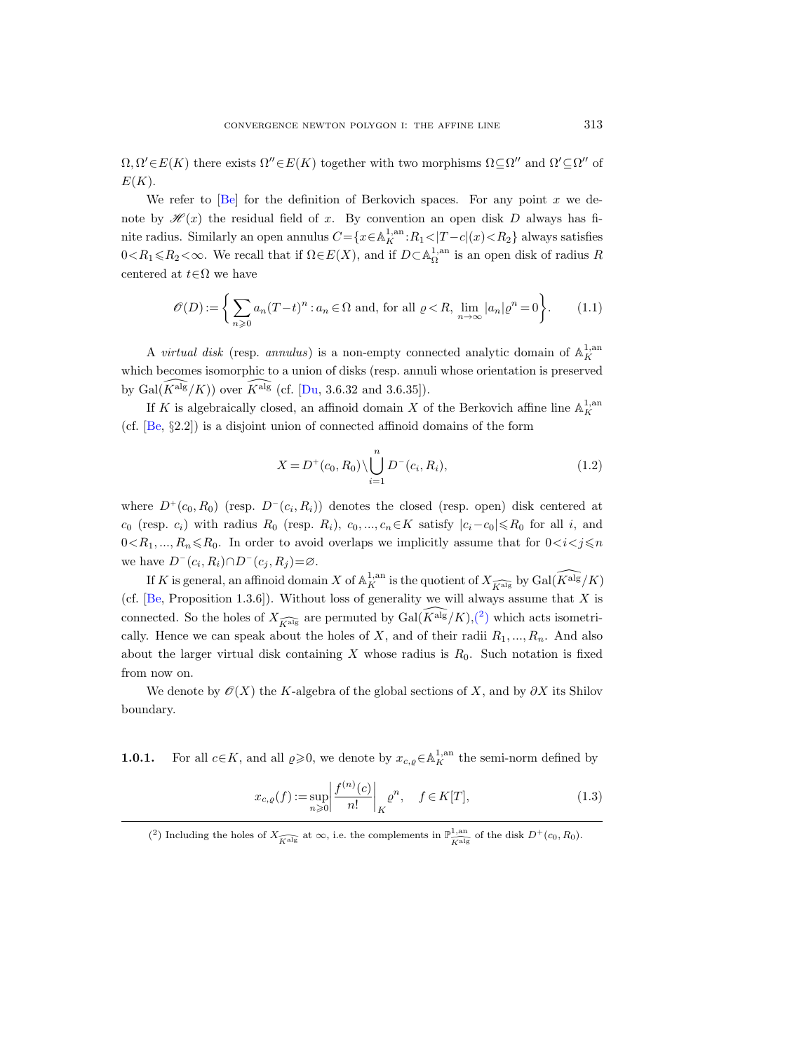$\Omega, \Omega' \in E(K)$ there exists $\Omega'' \in E(K)$ together with two morphisms $\Omega \subseteq \Omega''$ and $\Omega' \subseteq \Omega''$ of $E(K)$.

We refer to [Be] for the definition of Berkovich spaces. For any point $x$ we denote by $\mathscr{H}(x)$ the residual field of $x$. By convention an open disk $D$ always has finite radius. Similarly an open annulus $C = \{x \in \mathbb{A}_K^{1,\mathrm{an}} : R_1 < |T-c|(x) < R_2\}$ always satisfies $0 < R_1 \leqslant R_2 < \infty$. We recall that if $\Omega \in E(X)$, and if $D \subset \mathbb{A}_\Omega^{1,\mathrm{an}}$ is an open disk of radius $R$ centered at $t \in \Omega$ we have

$$\mathscr{O}(D) := \left\{ \sum_{n \geqslant 0} a_n (T-t)^n : a_n \in \Omega \text{ and, for all } \varrho < R, \ \lim_{n\to\infty} |a_n| \varrho^n = 0 \right\}. \tag{1.1}$$

A *virtual disk* (resp. *annulus*) is a non-empty connected analytic domain of $\mathbb{A}_K^{1,\mathrm{an}}$ which becomes isomorphic to a union of disks (resp. annuli whose orientation is preserved by $\mathrm{Gal}(\widehat{K^{\mathrm{alg}}}/K)$) over $\widehat{K^{\mathrm{alg}}}$ (cf. [Du, 3.6.32 and 3.6.35]).

If $K$ is algebraically closed, an affinoid domain $X$ of the Berkovich affine line $\mathbb{A}_K^{1,\mathrm{an}}$ (cf. [Be, §2.2]) is a disjoint union of connected affinoid domains of the form

$$X = D^+(c_0, R_0) \setminus \bigcup_{i=1}^n D^-(c_i, R_i), \tag{1.2}$$

where $D^+(c_0, R_0)$ (resp. $D^-(c_i, R_i)$) denotes the closed (resp. open) disk centered at $c_0$ (resp. $c_i$) with radius $R_0$ (resp. $R_i$), $c_0, ..., c_n \in K$ satisfy $|c_i - c_0| \leqslant R_0$ for all $i$, and $0 < R_1, ..., R_n \leqslant R_0$. In order to avoid overlaps we implicitly assume that for $0 < i < j \leqslant n$ we have $D^-(c_i, R_i) \cap D^-(c_j, R_j) = \varnothing$.

If $K$ is general, an affinoid domain $X$ of $\mathbb{A}_K^{1,\mathrm{an}}$ is the quotient of $X_{\widehat{K^{\mathrm{alg}}}}$ by $\mathrm{Gal}(\widehat{K^{\mathrm{alg}}}/K)$ (cf. [Be, Proposition 1.3.6]). Without loss of generality we will always assume that $X$ is connected. So the holes of $X_{\widehat{K^{\mathrm{alg}}}}$ are permuted by $\mathrm{Gal}(\widehat{K^{\mathrm{alg}}}/K)$,(2) which acts isometrically. Hence we can speak about the holes of $X$, and of their radii $R_1, ..., R_n$. And also about the larger virtual disk containing $X$ whose radius is $R_0$. Such notation is fixed from now on.

We denote by $\mathscr{O}(X)$ the $K$-algebra of the global sections of $X$, and by $\partial X$ its Shilov boundary.

**1.0.1.** For all $c \in K$, and all $\varrho \geqslant 0$, we denote by $x_{c,\varrho} \in \mathbb{A}_K^{1,\mathrm{an}}$ the semi-norm defined by

$$x_{c,\varrho}(f) := \sup_{n \geqslant 0} \left| \frac{f^{(n)}(c)}{n!} \right|_K \varrho^n, \quad f \in K[T], \tag{1.3}$$

(2) Including the holes of $X_{\widehat{K^{\mathrm{alg}}}}$ at $\infty$, i.e. the complements in $\mathbb{P}^{1,\mathrm{an}}_{\widehat{K^{\mathrm{alg}}}}$ of the disk $D^+(c_0, R_0)$.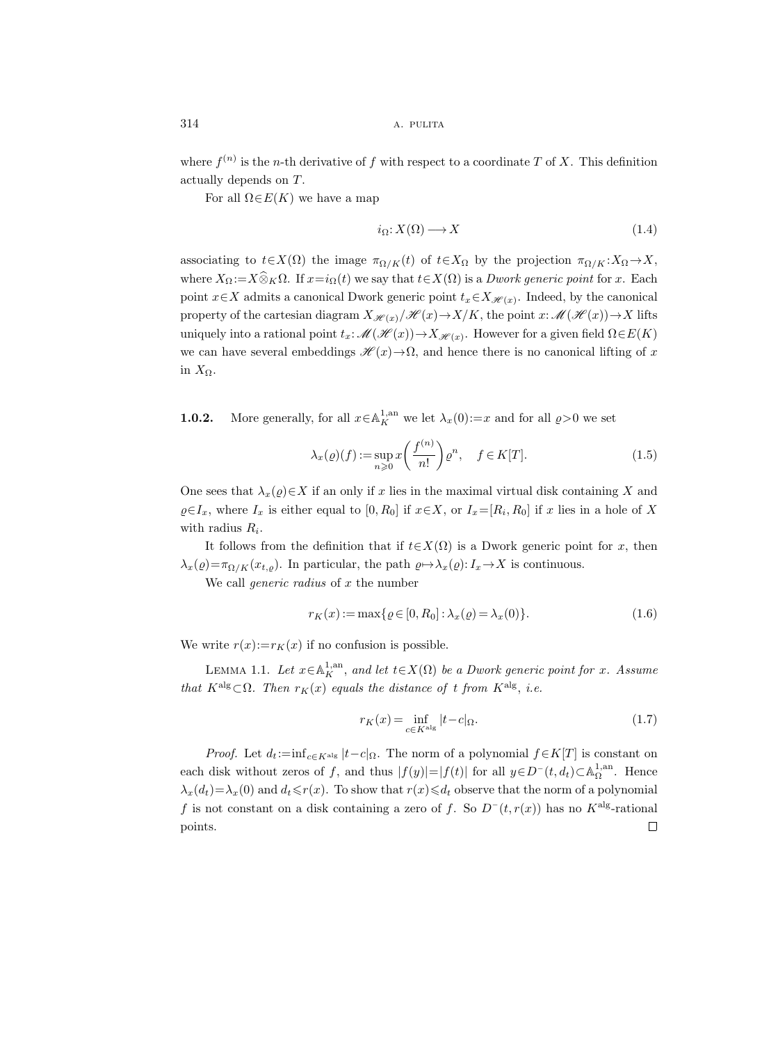where $f^{(n)}$ is the $n$-th derivative of $f$ with respect to a coordinate $T$ of $X$. This definition actually depends on $T$.

For all $\Omega \in E(K)$ we have a map

$$i_\Omega: X(\Omega) \longrightarrow X \tag{1.4}$$

associating to $t \in X(\Omega)$ the image $\pi_{\Omega/K}(t)$ of $t \in X_\Omega$ by the projection $\pi_{\Omega/K}: X_\Omega \to X$, where $X_\Omega := X \widehat{\otimes}_K \Omega$. If $x = i_\Omega(t)$ we say that $t \in X(\Omega)$ is a *Dwork generic point* for $x$. Each point $x \in X$ admits a canonical Dwork generic point $t_x \in X_{\mathscr{H}(x)}$. Indeed, by the canonical property of the cartesian diagram $X_{\mathscr{H}(x)}/\mathscr{H}(x) \to X/K$, the point $x: \mathscr{M}(\mathscr{H}(x)) \to X$ lifts uniquely into a rational point $t_x: \mathscr{M}(\mathscr{H}(x)) \to X_{\mathscr{H}(x)}$. However for a given field $\Omega \in E(K)$ we can have several embeddings $\mathscr{H}(x) \to \Omega$, and hence there is no canonical lifting of $x$ in $X_\Omega$.

**1.0.2.** More generally, for all $x \in \mathbb{A}_K^{1,\mathrm{an}}$ we let $\lambda_x(0) := x$ and for all $\varrho > 0$ we set

$$\lambda_x(\varrho)(f) := \sup_{n \geqslant 0} x\left(\frac{f^{(n)}}{n!}\right)\varrho^n, \quad f \in K[T]. \tag{1.5}$$

One sees that $\lambda_x(\varrho) \in X$ if an only if $x$ lies in the maximal virtual disk containing $X$ and $\varrho \in I_x$, where $I_x$ is either equal to $[0, R_0]$ if $x \in X$, or $I_x = [R_i, R_0]$ if $x$ lies in a hole of $X$ with radius $R_i$.

It follows from the definition that if $t \in X(\Omega)$ is a Dwork generic point for $x$, then $\lambda_x(\varrho) = \pi_{\Omega/K}(x_{t,\varrho})$. In particular, the path $\varrho \mapsto \lambda_x(\varrho): I_x \to X$ is continuous.

We call *generic radius* of $x$ the number

$$r_K(x) := \max\{\varrho \in [0, R_0] : \lambda_x(\varrho) = \lambda_x(0)\}. \tag{1.6}$$

We write $r(x) := r_K(x)$ if no confusion is possible.

Lemma 1.1. *Let $x \in \mathbb{A}_K^{1,\mathrm{an}}$, and let $t \in X(\Omega)$ be a Dwork generic point for $x$. Assume that $K^{\mathrm{alg}} \subset \Omega$. Then $r_K(x)$ equals the distance of $t$ from $K^{\mathrm{alg}}$, i.e.*

$$r_K(x) = \inf_{c \in K^{\mathrm{alg}}} |t - c|_\Omega. \tag{1.7}$$

*Proof.* Let $d_t := \inf_{c \in K^{\mathrm{alg}}} |t - c|_\Omega$. The norm of a polynomial $f \in K[T]$ is constant on each disk without zeros of $f$, and thus $|f(y)| = |f(t)|$ for all $y \in D^-(t, d_t) \subset \mathbb{A}_\Omega^{1,\mathrm{an}}$. Hence $\lambda_x(d_t) = \lambda_x(0)$ and $d_t \leqslant r(x)$. To show that $r(x) \leqslant d_t$ observe that the norm of a polynomial $f$ is not constant on a disk containing a zero of $f$. So $D^-(t, r(x))$ has no $K^{\mathrm{alg}}$-rational points. □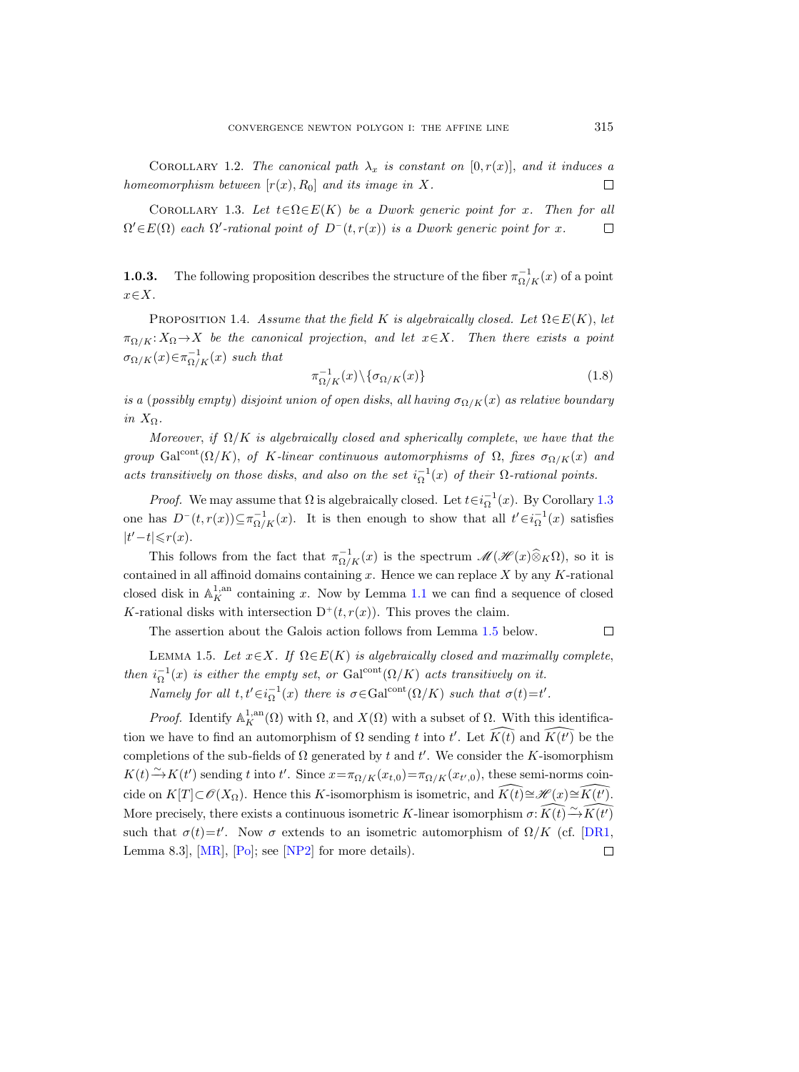Corollary 1.2. *The canonical path $\lambda_x$ is constant on $[0, r(x)]$, and it induces a homeomorphism between $[r(x), R_0]$ and its image in $X$.* □

Corollary 1.3. *Let $t \in \Omega \in E(K)$ be a Dwork generic point for $x$. Then for all $\Omega' \in E(\Omega)$ each $\Omega'$-rational point of $D^-(t, r(x))$ is a Dwork generic point for $x$.* □

**1.0.3.** The following proposition describes the structure of the fiber $\pi_{\Omega/K}^{-1}(x)$ of a point $x \in X$.

Proposition 1.4. *Assume that the field $K$ is algebraically closed. Let $\Omega \in E(K)$, let $\pi_{\Omega/K}: X_\Omega \to X$ be the canonical projection, and let $x \in X$. Then there exists a point $\sigma_{\Omega/K}(x) \in \pi_{\Omega/K}^{-1}(x)$ such that*

$$\pi_{\Omega/K}^{-1}(x) \setminus \{\sigma_{\Omega/K}(x)\} \tag{1.8}$$

*is a (possibly empty) disjoint union of open disks, all having $\sigma_{\Omega/K}(x)$ as relative boundary in $X_\Omega$.*

*Moreover, if $\Omega/K$ is algebraically closed and spherically complete, we have that the group $\mathrm{Gal}^{\mathrm{cont}}(\Omega/K)$, of $K$-linear continuous automorphisms of $\Omega$, fixes $\sigma_{\Omega/K}(x)$ and acts transitively on those disks, and also on the set $i_\Omega^{-1}(x)$ of their $\Omega$-rational points.*

*Proof.* We may assume that $\Omega$ is algebraically closed. Let $t \in i_\Omega^{-1}(x)$. By Corollary 1.3 one has $D^-(t, r(x)) \subseteq \pi_{\Omega/K}^{-1}(x)$. It is then enough to show that all $t' \in i_\Omega^{-1}(x)$ satisfies $|t'-t| \leqslant r(x)$.

This follows from the fact that $\pi_{\Omega/K}^{-1}(x)$ is the spectrum $\mathscr{M}(\mathscr{H}(x) \widehat{\otimes}_K \Omega)$, so it is contained in all affinoid domains containing $x$. Hence we can replace $X$ by any $K$-rational closed disk in $\mathbb{A}_K^{1,\mathrm{an}}$ containing $x$. Now by Lemma 1.1 we can find a sequence of closed $K$-rational disks with intersection $\mathrm{D}^+(t, r(x))$. This proves the claim.

The assertion about the Galois action follows from Lemma 1.5 below. □

Lemma 1.5. *Let $x \in X$. If $\Omega \in E(K)$ is algebraically closed and maximally complete, then $i_\Omega^{-1}(x)$ is either the empty set, or $\mathrm{Gal}^{\mathrm{cont}}(\Omega/K)$ acts transitively on it.*

*Namely for all $t, t' \in i_\Omega^{-1}(x)$ there is $\sigma \in \mathrm{Gal}^{\mathrm{cont}}(\Omega/K)$ such that $\sigma(t) = t'$.*

*Proof.* Identify $\mathbb{A}_K^{1,\mathrm{an}}(\Omega)$ with $\Omega$, and $X(\Omega)$ with a subset of $\Omega$. With this identification we have to find an automorphism of $\Omega$ sending $t$ into $t'$. Let $\widehat{K(t)}$ and $\widehat{K(t')}$ be the completions of the sub-fields of $\Omega$ generated by $t$ and $t'$. We consider the $K$-isomorphism $K(t) \xrightarrow{\sim} K(t')$ sending $t$ into $t'$. Since $x = \pi_{\Omega/K}(x_{t,0}) = \pi_{\Omega/K}(x_{t',0})$, these semi-norms coincide on $K[T] \subset \mathscr{O}(X_\Omega)$. Hence this $K$-isomorphism is isometric, and $\widehat{K(t)} \cong \mathscr{H}(x) \cong \widehat{K(t')}$. More precisely, there exists a continuous isometric $K$-linear isomorphism $\sigma: \widehat{K(t)} \xrightarrow{\sim} \widehat{K(t')}$ such that $\sigma(t) = t'$. Now $\sigma$ extends to an isometric automorphism of $\Omega/K$ (cf. [DR1, Lemma 8.3], [MR], [Po]; see [NP2] for more details). □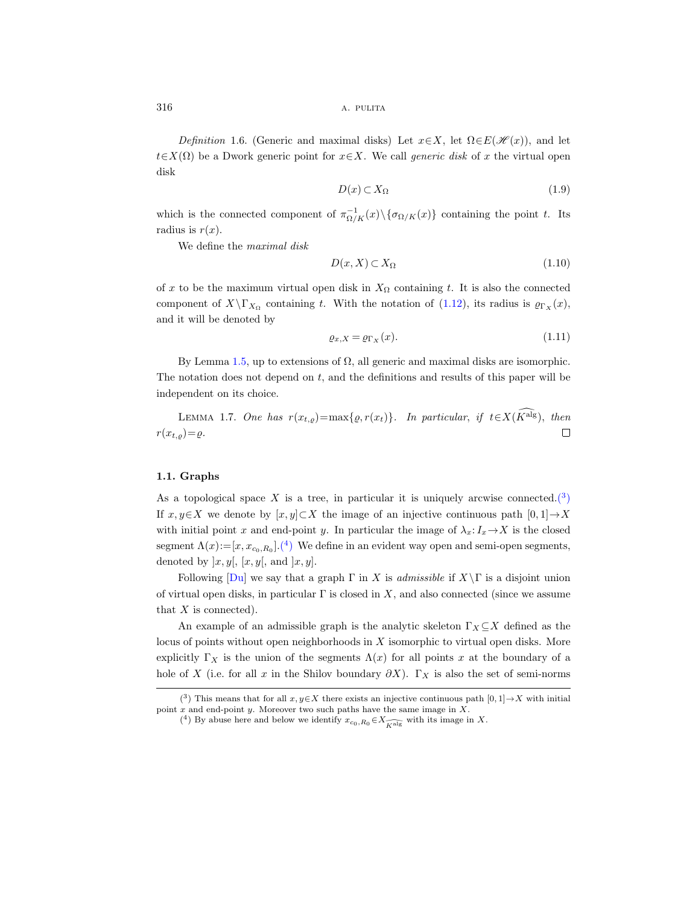*Definition* 1.6. (Generic and maximal disks) Let $x\in X$, let $\Omega\in E(\mathscr{H}(x))$, and let $t\in X(\Omega)$ be a Dwork generic point for $x\in X$. We call *generic disk* of $x$ the virtual open disk

$$D(x)\subset X_\Omega \tag{1.9}$$

which is the connected component of $\pi^{-1}_{\Omega/K}(x)\setminus\{\sigma_{\Omega/K}(x)\}$ containing the point $t$. Its radius is $r(x)$.

We define the *maximal disk*

$$D(x,X)\subset X_\Omega \tag{1.10}$$

of $x$ to be the maximum virtual open disk in $X_\Omega$ containing $t$. It is also the connected component of $X\setminus\Gamma_{X_\Omega}$ containing $t$. With the notation of (1.12), its radius is $\varrho_{\Gamma_X}(x)$, and it will be denoted by

$$\varrho_{x,X}=\varrho_{\Gamma_X}(x). \tag{1.11}$$

By Lemma 1.5, up to extensions of $\Omega$, all generic and maximal disks are isomorphic. The notation does not depend on $t$, and the definitions and results of this paper will be independent on its choice.

LEMMA 1.7. *One has* $r(x_{t,\varrho})=\max\{\varrho,r(x_t)\}$. *In particular, if* $t\in X(\widehat{K^{\mathrm{alg}}})$, *then* $r(x_{t,\varrho})=\varrho$. □

### 1.1. Graphs

As a topological space $X$ is a tree, in particular it is uniquely arcwise connected.(3) If $x,y\in X$ we denote by $[x,y]\subset X$ the image of an injective continuous path $[0,1]\to X$ with initial point $x$ and end-point $y$. In particular the image of $\lambda_x\colon I_x\to X$ is the closed segment $\Lambda(x):=[x,x_{c_0,R_0}]$.(4) We define in an evident way open and semi-open segments, denoted by $]x,y[$, $[x,y[$, and $]x,y]$.

Following [Du] we say that a graph $\Gamma$ in $X$ is *admissible* if $X\setminus\Gamma$ is a disjoint union of virtual open disks, in particular $\Gamma$ is closed in $X$, and also connected (since we assume that $X$ is connected).

An example of an admissible graph is the analytic skeleton $\Gamma_X\subseteq X$ defined as the locus of points without open neighborhoods in $X$ isomorphic to virtual open disks. More explicitly $\Gamma_X$ is the union of the segments $\Lambda(x)$ for all points $x$ at the boundary of a hole of $X$ (i.e. for all $x$ in the Shilov boundary $\partial X$). $\Gamma_X$ is also the set of semi-norms

---

(3) This means that for all $x,y\in X$ there exists an injective continuous path $[0,1]\to X$ with initial point $x$ and end-point $y$. Moreover two such paths have the same image in $X$.

(4) By abuse here and below we identify $x_{c_0,R_0}\in X_{\widehat{K^{\mathrm{alg}}}}$ with its image in $X$.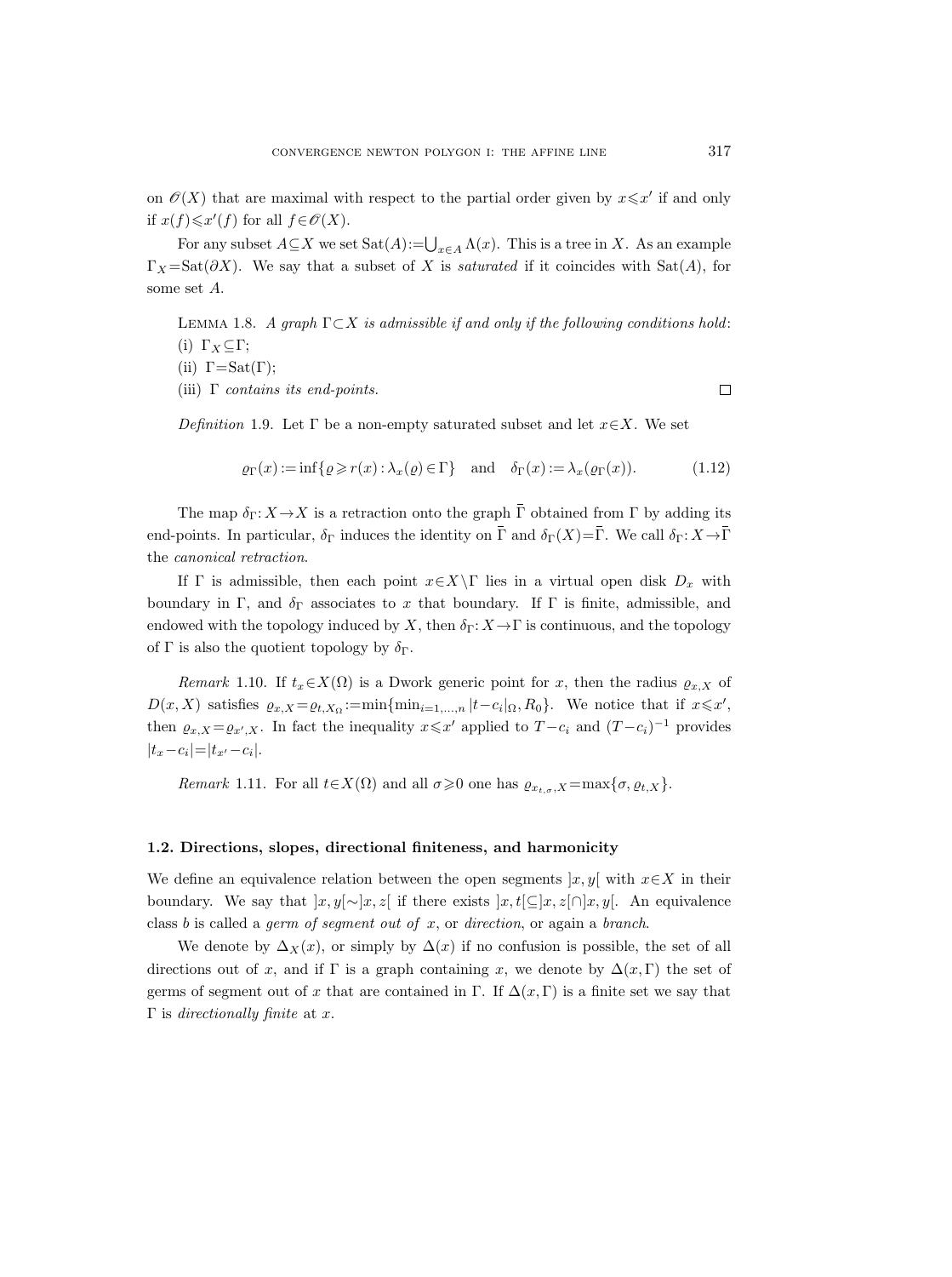on $\mathscr{O}(X)$ that are maximal with respect to the partial order given by $x \leqslant x'$ if and only if $x(f) \leqslant x'(f)$ for all $f \in \mathscr{O}(X)$.

For any subset $A \subseteq X$ we set $\mathrm{Sat}(A) := \bigcup_{x \in A} \Lambda(x)$. This is a tree in $X$. As an example $\Gamma_X = \mathrm{Sat}(\partial X)$. We say that a subset of $X$ is *saturated* if it coincides with $\mathrm{Sat}(A)$, for some set $A$.

LEMMA 1.8. *A graph $\Gamma \subset X$ is admissible if and only if the following conditions hold*:
(i) $\Gamma_X \subseteq \Gamma$;
(ii) $\Gamma = \mathrm{Sat}(\Gamma)$;
(iii) $\Gamma$ *contains its end-points.* $\square$

*Definition* 1.9. Let $\Gamma$ be a non-empty saturated subset and let $x \in X$. We set

$$\varrho_\Gamma(x) := \inf\{\varrho \geqslant r(x) : \lambda_x(\varrho) \in \Gamma\} \quad \text{and} \quad \delta_\Gamma(x) := \lambda_x(\varrho_\Gamma(x)). \tag{1.12}$$

The map $\delta_\Gamma : X \to X$ is a retraction onto the graph $\bar{\Gamma}$ obtained from $\Gamma$ by adding its end-points. In particular, $\delta_\Gamma$ induces the identity on $\bar{\Gamma}$ and $\delta_\Gamma(X) = \bar{\Gamma}$. We call $\delta_\Gamma : X \to \bar{\Gamma}$ the *canonical retraction*.

If $\Gamma$ is admissible, then each point $x \in X \setminus \Gamma$ lies in a virtual open disk $D_x$ with boundary in $\Gamma$, and $\delta_\Gamma$ associates to $x$ that boundary. If $\Gamma$ is finite, admissible, and endowed with the topology induced by $X$, then $\delta_\Gamma : X \to \Gamma$ is continuous, and the topology of $\Gamma$ is also the quotient topology by $\delta_\Gamma$.

*Remark* 1.10. If $t_x \in X(\Omega)$ is a Dwork generic point for $x$, then the radius $\varrho_{x,X}$ of $D(x,X)$ satisfies $\varrho_{x,X} = \varrho_{t,X_\Omega} := \min\{\min_{i=1,\dots,n} |t - c_i|_\Omega, R_0\}$. We notice that if $x \leqslant x'$, then $\varrho_{x,X} = \varrho_{x',X}$. In fact the inequality $x \leqslant x'$ applied to $T - c_i$ and $(T - c_i)^{-1}$ provides $|t_x - c_i| = |t_{x'} - c_i|$.

*Remark* 1.11. For all $t \in X(\Omega)$ and all $\sigma \geqslant 0$ one has $\varrho_{x_{t,\sigma},X} = \max\{\sigma, \varrho_{t,X}\}$.

### 1.2. Directions, slopes, directional finiteness, and harmonicity

We define an equivalence relation between the open segments $]x,y[$ with $x \in X$ in their boundary. We say that $]x,y[ \sim ]x,z[$ if there exists $]x,t[ \subseteq ]x,z[ \cap ]x,y[$. An equivalence class $b$ is called a *germ of segment out of* $x$, or *direction*, or again a *branch*.

We denote by $\Delta_X(x)$, or simply by $\Delta(x)$ if no confusion is possible, the set of all directions out of $x$, and if $\Gamma$ is a graph containing $x$, we denote by $\Delta(x, \Gamma)$ the set of germs of segment out of $x$ that are contained in $\Gamma$. If $\Delta(x, \Gamma)$ is a finite set we say that $\Gamma$ is *directionally finite* at $x$.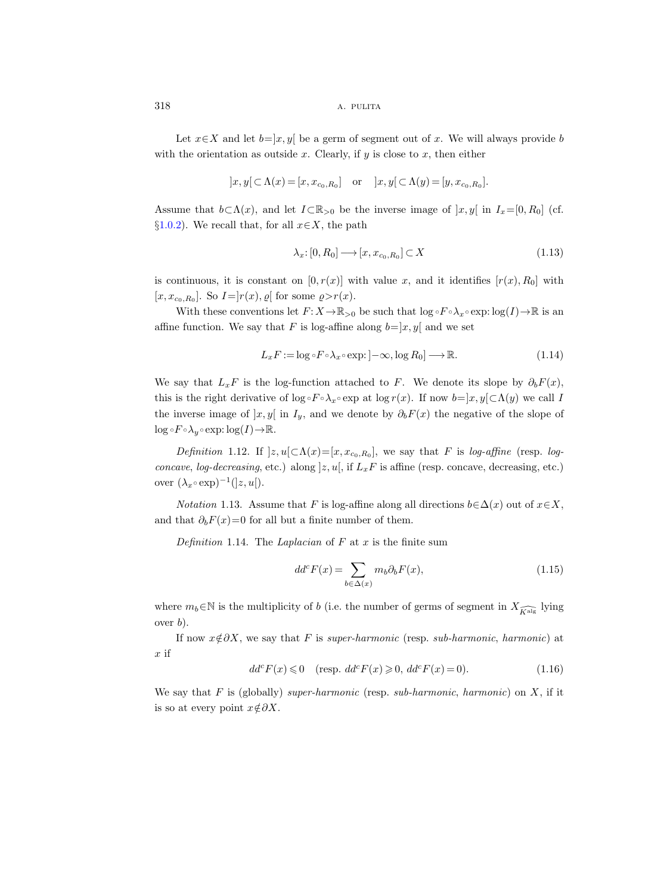Let $x\in X$ and let $b=]x,y[$ be a germ of segment out of $x$. We will always provide $b$ with the orientation as outside $x$. Clearly, if $y$ is close to $x$, then either

$$]x,y[\subset \Lambda(x)=[x,x_{c_0,R_0}] \quad \text{or} \quad ]x,y[\subset \Lambda(y)=[y,x_{c_0,R_0}].$$

Assume that $b\subset\Lambda(x)$, and let $I\subset\mathbb{R}_{>0}$ be the inverse image of $]x,y[$ in $I_x=[0,R_0]$ (cf. §1.0.2). We recall that, for all $x\in X$, the path

$$\lambda_x\colon [0,R_0] \longrightarrow [x,x_{c_0,R_0}]\subset X \tag{1.13}$$

is continuous, it is constant on $[0,r(x)]$ with value $x$, and it identifies $[r(x),R_0]$ with $[x,x_{c_0,R_0}]$. So $I=]r(x),\varrho[$ for some $\varrho>r(x)$.

With these conventions let $F\colon X\to\mathbb{R}_{>0}$ be such that $\log\circ F\circ\lambda_x\circ\exp\colon\log(I)\to\mathbb{R}$ is an affine function. We say that $F$ is log-affine along $b=]x,y[$ and we set

$$L_xF := \log\circ F\circ\lambda_x\circ\exp\colon ]-\infty,\log R_0] \longrightarrow \mathbb{R}. \tag{1.14}$$

We say that $L_xF$ is the log-function attached to $F$. We denote its slope by $\partial_b F(x)$, this is the right derivative of $\log\circ F\circ\lambda_x\circ\exp$ at $\log r(x)$. If now $b=]x,y[\subset\Lambda(y)$ we call $I$ the inverse image of $]x,y[$ in $I_y$, and we denote by $\partial_b F(x)$ the negative of the slope of $\log\circ F\circ\lambda_y\circ\exp\colon\log(I)\to\mathbb{R}$.

*Definition* 1.12. If $]z,u[\subset\Lambda(x)=[x,x_{c_0,R_0}]$, we say that $F$ is *log-affine* (resp. *log-concave*, *log-decreasing*, etc.) along $]z,u[$, if $L_xF$ is affine (resp. concave, decreasing, etc.) over $(\lambda_x\circ\exp)^{-1}(]z,u[)$.

*Notation* 1.13. Assume that $F$ is log-affine along all directions $b\in\Delta(x)$ out of $x\in X$, and that $\partial_b F(x)=0$ for all but a finite number of them.

*Definition* 1.14. The *Laplacian* of $F$ at $x$ is the finite sum

$$dd^cF(x) = \sum_{b\in\Delta(x)} m_b\partial_b F(x), \tag{1.15}$$

where $m_b\in\mathbb{N}$ is the multiplicity of $b$ (i.e. the number of germs of segment in $X_{\widehat{K^{\mathrm{alg}}}}$ lying over $b$).

If now $x\notin\partial X$, we say that $F$ is *super-harmonic* (resp. *sub-harmonic*, *harmonic*) at $x$ if

$$dd^cF(x)\leqslant 0 \quad (\text{resp. } dd^cF(x)\geqslant 0,\ dd^cF(x)=0). \tag{1.16}$$

We say that $F$ is (globally) *super-harmonic* (resp. *sub-harmonic*, *harmonic*) on $X$, if it is so at every point $x\notin\partial X$.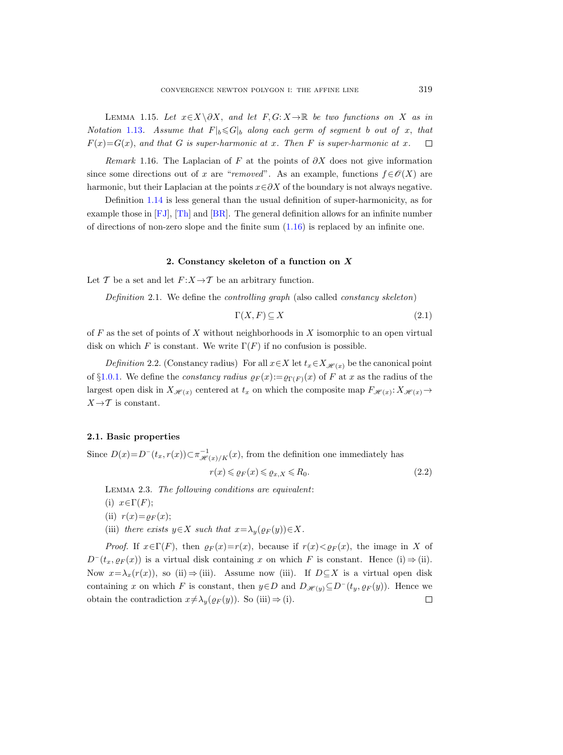Lemma 1.15. *Let $x \in X \setminus \partial X$, and let $F, G: X \to \mathbb{R}$ be two functions on $X$ as in Notation 1.13. Assume that $F|_b \leqslant G|_b$ along each germ of segment $b$ out of $x$, that $F(x) = G(x)$, and that $G$ is super-harmonic at $x$. Then $F$ is super-harmonic at $x$.* $\square$

*Remark* 1.16. The Laplacian of $F$ at the points of $\partial X$ does not give information since some directions out of $x$ are "*removed*". As an example, functions $f \in \mathscr{O}(X)$ are harmonic, but their Laplacian at the points $x \in \partial X$ of the boundary is not always negative.

Definition 1.14 is less general than the usual definition of super-harmonicity, as for example those in [FJ], [Th] and [BR]. The general definition allows for an infinite number of directions of non-zero slope and the finite sum (1.16) is replaced by an infinite one.

## 2. Constancy skeleton of a function on $X$

Let $\mathcal{T}$ be a set and let $F: X \to \mathcal{T}$ be an arbitrary function.

*Definition* 2.1. We define the *controlling graph* (also called *constancy skeleton*)

$$\Gamma(X, F) \subseteq X \tag{2.1}$$

of $F$ as the set of points of $X$ without neighborhoods in $X$ isomorphic to an open virtual disk on which $F$ is constant. We write $\Gamma(F)$ if no confusion is possible.

*Definition* 2.2. (Constancy radius) For all $x \in X$ let $t_x \in X_{\mathscr{H}(x)}$ be the canonical point of §1.0.1. We define the *constancy radius* $\varrho_F(x) := \varrho_{\Gamma(F)}(x)$ of $F$ at $x$ as the radius of the largest open disk in $X_{\mathscr{H}(x)}$ centered at $t_x$ on which the composite map $F_{\mathscr{H}(x)}: X_{\mathscr{H}(x)} \to X \to \mathcal{T}$ is constant.

### 2.1. Basic properties

Since $D(x) = D^-(t_x, r(x)) \subset \pi^{-1}_{\mathscr{H}(x)/K}(x)$, from the definition one immediately has

$$r(x) \leqslant \varrho_F(x) \leqslant \varrho_{x,X} \leqslant R_0. \tag{2.2}$$

Lemma 2.3. *The following conditions are equivalent*:

(i) $x \in \Gamma(F)$;

(ii) $r(x) = \varrho_F(x)$;

(iii) *there exists $y \in X$ such that $x = \lambda_y(\varrho_F(y)) \in X$.*

*Proof.* If $x \in \Gamma(F)$, then $\varrho_F(x) = r(x)$, because if $r(x) < \varrho_F(x)$, the image in $X$ of $D^-(t_x, \varrho_F(x))$ is a virtual disk containing $x$ on which $F$ is constant. Hence (i) $\Rightarrow$ (ii). Now $x = \lambda_x(r(x))$, so (ii) $\Rightarrow$ (iii). Assume now (iii). If $D \subseteq X$ is a virtual open disk containing $x$ on which $F$ is constant, then $y \in D$ and $D_{\mathscr{H}(y)} \subseteq D^-(t_y, \varrho_F(y))$. Hence we obtain the contradiction $x \neq \lambda_y(\varrho_F(y))$. So (iii) $\Rightarrow$ (i). $\square$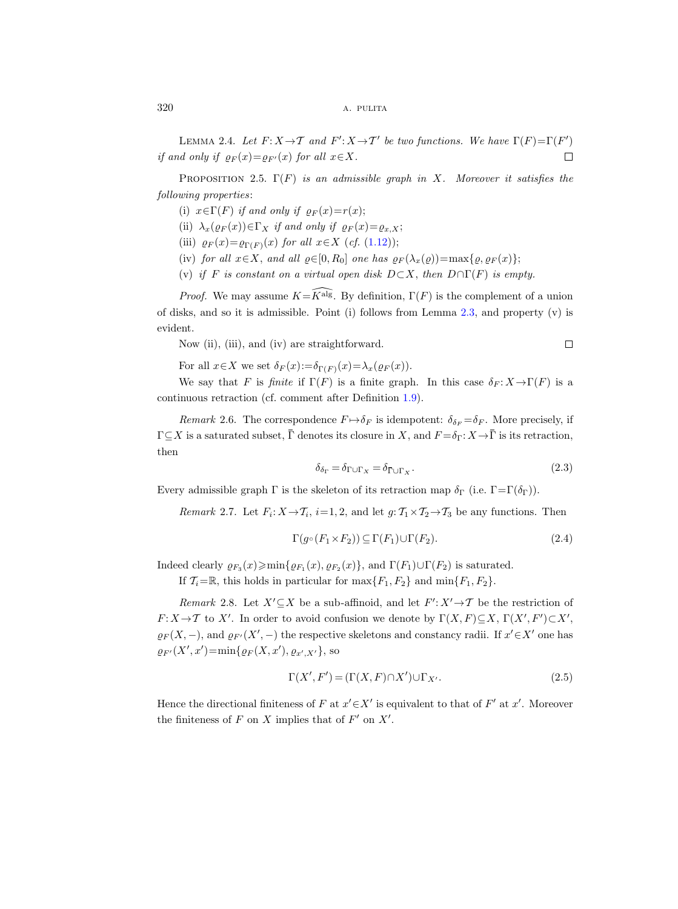LEMMA 2.4. *Let $F: X \to \mathcal{T}$ and $F': X \to \mathcal{T}'$ be two functions. We have $\Gamma(F) = \Gamma(F')$ if and only if $\varrho_F(x) = \varrho_{F'}(x)$ for all $x \in X$.* □

PROPOSITION 2.5. *$\Gamma(F)$ is an admissible graph in $X$. Moreover it satisfies the following properties*:

(i) *$x \in \Gamma(F)$ if and only if $\varrho_F(x) = r(x)$;*

(ii) *$\lambda_x(\varrho_F(x)) \in \Gamma_X$ if and only if $\varrho_F(x) = \varrho_{x,X}$;*

(iii) *$\varrho_F(x) = \varrho_{\Gamma(F)}(x)$ for all $x \in X$ (cf. (1.12));*

(iv) *for all $x \in X$, and all $\varrho \in [0, R_0]$ one has $\varrho_F(\lambda_x(\varrho)) = \max\{\varrho, \varrho_F(x)\}$;*

(v) *if $F$ is constant on a virtual open disk $D \subset X$, then $D \cap \Gamma(F)$ is empty.*

*Proof.* We may assume $K = \widehat{K^{\mathrm{alg}}}$. By definition, $\Gamma(F)$ is the complement of a union of disks, and so it is admissible. Point (i) follows from Lemma 2.3, and property (v) is evident.

Now (ii), (iii), and (iv) are straightforward. □

For all $x \in X$ we set $\delta_F(x) := \delta_{\Gamma(F)}(x) = \lambda_x(\varrho_F(x))$.

We say that $F$ is *finite* if $\Gamma(F)$ is a finite graph. In this case $\delta_F: X \to \Gamma(F)$ is a continuous retraction (cf. comment after Definition 1.9).

*Remark* 2.6. The correspondence $F \mapsto \delta_F$ is idempotent: $\delta_{\delta_F} = \delta_F$. More precisely, if $\Gamma \subseteq X$ is a saturated subset, $\overline{\Gamma}$ denotes its closure in $X$, and $F = \delta_\Gamma: X \to \overline{\Gamma}$ is its retraction, then

$$\delta_{\delta_\Gamma} = \delta_{\Gamma \cup \Gamma_X} = \delta_{\overline{\Gamma} \cup \Gamma_X}. \tag{2.3}$$

Every admissible graph $\Gamma$ is the skeleton of its retraction map $\delta_\Gamma$ (i.e. $\Gamma = \Gamma(\delta_\Gamma)$).

*Remark* 2.7. Let $F_i: X \to \mathcal{T}_i$, $i = 1, 2$, and let $g: \mathcal{T}_1 \times \mathcal{T}_2 \to \mathcal{T}_3$ be any functions. Then

$$\Gamma(g \circ (F_1 \times F_2)) \subseteq \Gamma(F_1) \cup \Gamma(F_2). \tag{2.4}$$

Indeed clearly $\varrho_{F_3}(x) \geqslant \min\{\varrho_{F_1}(x), \varrho_{F_2}(x)\}$, and $\Gamma(F_1) \cup \Gamma(F_2)$ is saturated.

If $\mathcal{T}_i = \mathbb{R}$, this holds in particular for $\max\{F_1, F_2\}$ and $\min\{F_1, F_2\}$.

*Remark* 2.8. Let $X' \subseteq X$ be a sub-affinoid, and let $F': X' \to \mathcal{T}$ be the restriction of $F: X \to \mathcal{T}$ to $X'$. In order to avoid confusion we denote by $\Gamma(X, F) \subseteq X$, $\Gamma(X', F') \subset X'$, $\varrho_F(X, -)$, and $\varrho_{F'}(X', -)$ the respective skeletons and constancy radii. If $x' \in X'$ one has $\varrho_{F'}(X', x') = \min\{\varrho_F(X, x'), \varrho_{x', X'}\}$, so

$$\Gamma(X', F') = (\Gamma(X, F) \cap X') \cup \Gamma_{X'}. \tag{2.5}$$

Hence the directional finiteness of $F$ at $x' \in X'$ is equivalent to that of $F'$ at $x'$. Moreover the finiteness of $F$ on $X$ implies that of $F'$ on $X'$.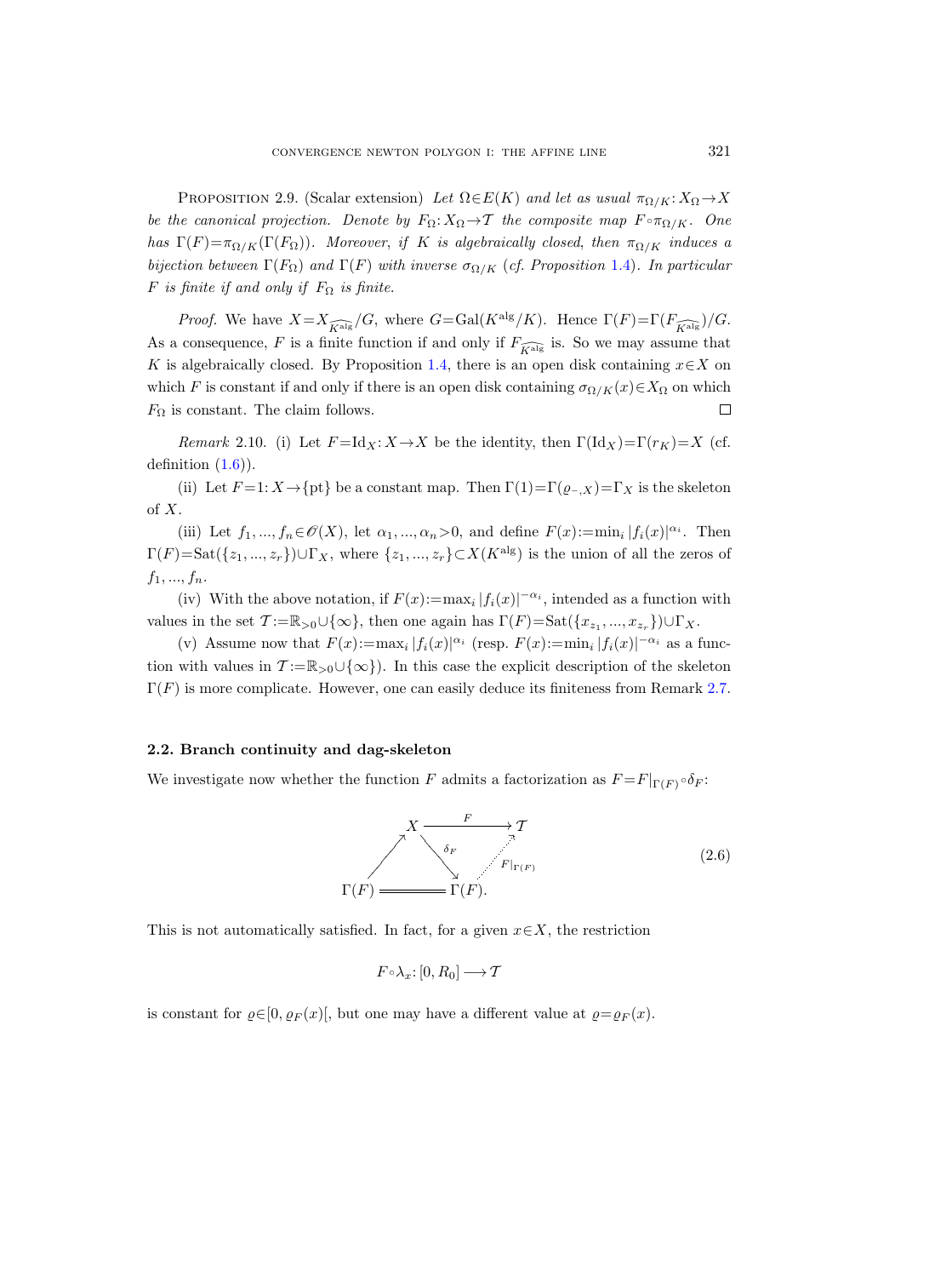Proposition 2.9. (Scalar extension) *Let $\Omega\in E(K)$ and let as usual $\pi_{\Omega/K}\colon X_\Omega\to X$ be the canonical projection. Denote by $F_\Omega\colon X_\Omega\to\mathcal{T}$ the composite map $F\circ\pi_{\Omega/K}$. One has $\Gamma(F)=\pi_{\Omega/K}(\Gamma(F_\Omega))$. Moreover, if $K$ is algebraically closed, then $\pi_{\Omega/K}$ induces a bijection between $\Gamma(F_\Omega)$ and $\Gamma(F)$ with inverse $\sigma_{\Omega/K}$ (cf. Proposition 1.4). In particular $F$ is finite if and only if $F_\Omega$ is finite.*

*Proof.* We have $X=X_{\widehat{K^{\mathrm{alg}}}}/G$, where $G=\mathrm{Gal}(K^{\mathrm{alg}}/K)$. Hence $\Gamma(F)=\Gamma(F_{\widehat{K^{\mathrm{alg}}}})/G$. As a consequence, $F$ is a finite function if and only if $F_{\widehat{K^{\mathrm{alg}}}}$ is. So we may assume that $K$ is algebraically closed. By Proposition 1.4, there is an open disk containing $x\in X$ on which $F$ is constant if and only if there is an open disk containing $\sigma_{\Omega/K}(x)\in X_\Omega$ on which $F_\Omega$ is constant. The claim follows. $\square$

*Remark* 2.10. (i) Let $F=\mathrm{Id}_X\colon X\to X$ be the identity, then $\Gamma(\mathrm{Id}_X)=\Gamma(r_K)=X$ (cf. definition (1.6)).

(ii) Let $F=1\colon X\to\{\mathrm{pt}\}$ be a constant map. Then $\Gamma(1)=\Gamma(\varrho_{-,X})=\Gamma_X$ is the skeleton of $X$.

(iii) Let $f_1,...,f_n\in\mathscr{O}(X)$, let $\alpha_1,...,\alpha_n>0$, and define $F(x):=\min_i|f_i(x)|^{\alpha_i}$. Then $\Gamma(F)=\mathrm{Sat}(\{z_1,...,z_r\})\cup\Gamma_X$, where $\{z_1,...,z_r\}\subset X(K^{\mathrm{alg}})$ is the union of all the zeros of $f_1,...,f_n$.

(iv) With the above notation, if $F(x):=\max_i|f_i(x)|^{-\alpha_i}$, intended as a function with values in the set $\mathcal{T}:=\mathbb{R}_{>0}\cup\{\infty\}$, then one again has $\Gamma(F)=\mathrm{Sat}(\{x_{z_1},...,x_{z_r}\})\cup\Gamma_X$.

(v) Assume now that $F(x):=\max_i|f_i(x)|^{\alpha_i}$ (resp. $F(x):=\min_i|f_i(x)|^{-\alpha_i}$ as a function with values in $\mathcal{T}:=\mathbb{R}_{>0}\cup\{\infty\}$). In this case the explicit description of the skeleton $\Gamma(F)$ is more complicate. However, one can easily deduce its finiteness from Remark 2.7.

### 2.2. Branch continuity and dag-skeleton

We investigate now whether the function $F$ admits a factorization as $F=F|_{\Gamma(F)}\circ\delta_F$:

$$\begin{array}{ccccc} & & X & \xrightarrow{\quad F\quad} & \mathcal{T} \\ & \nearrow & & \searrow^{\delta_F} & \quad\nearrow_{F|_{\Gamma(F)}} \\ \Gamma(F) & & = & & \Gamma(F). \end{array}\tag{2.6}$$

This is not automatically satisfied. In fact, for a given $x\in X$, the restriction

$$F\circ\lambda_x\colon[0,R_0]\longrightarrow\mathcal{T}$$

is constant for $\varrho\in[0,\varrho_F(x)[$, but one may have a different value at $\varrho=\varrho_F(x)$.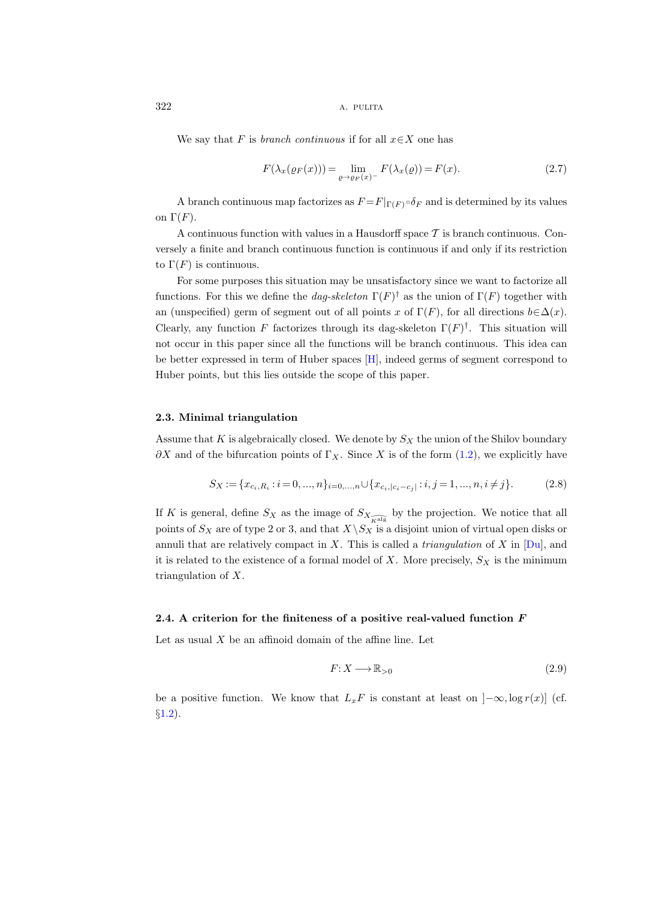We say that $F$ is *branch continuous* if for all $x \in X$ one has

$$F(\lambda_x(\varrho_F(x))) = \lim_{\varrho \to \varrho_F(x)^-} F(\lambda_x(\varrho)) = F(x). \tag{2.7}$$

A branch continuous map factorizes as $F = F|_{\Gamma(F)} \circ \delta_F$ and is determined by its values on $\Gamma(F)$.

A continuous function with values in a Hausdorff space $\mathcal{T}$ is branch continuous. Conversely a finite and branch continuous function is continuous if and only if its restriction to $\Gamma(F)$ is continuous.

For some purposes this situation may be unsatisfactory since we want to factorize all functions. For this we define the *dag-skeleton* $\Gamma(F)^\dagger$ as the union of $\Gamma(F)$ together with an (unspecified) germ of segment out of all points $x$ of $\Gamma(F)$, for all directions $b \in \Delta(x)$. Clearly, any function $F$ factorizes through its dag-skeleton $\Gamma(F)^\dagger$. This situation will not occur in this paper since all the functions will be branch continuous. This idea can be better expressed in term of Huber spaces [H], indeed germs of segment correspond to Huber points, but this lies outside the scope of this paper.

### 2.3. Minimal triangulation

Assume that $K$ is algebraically closed. We denote by $S_X$ the union of the Shilov boundary $\partial X$ and of the bifurcation points of $\Gamma_X$. Since $X$ is of the form (1.2), we explicitly have

$$S_X := \{x_{c_i,R_i} : i = 0, ..., n\}_{i=0,...,n} \cup \{x_{c_i,|c_i - c_j|} : i, j = 1, ..., n, i \neq j\}. \tag{2.8}$$

If $K$ is general, define $S_X$ as the image of $S_{X_{\widehat{K^{\mathrm{alg}}}}}$ by the projection. We notice that all points of $S_X$ are of type 2 or 3, and that $X \setminus S_X$ is a disjoint union of virtual open disks or annuli that are relatively compact in $X$. This is called a *triangulation* of $X$ in [Du], and it is related to the existence of a formal model of $X$. More precisely, $S_X$ is the minimum triangulation of $X$.

### 2.4. A criterion for the finiteness of a positive real-valued function $F$

Let as usual $X$ be an affinoid domain of the affine line. Let

$$F: X \longrightarrow \mathbb{R}_{>0} \tag{2.9}$$

be a positive function. We know that $L_x F$ is constant at least on $]-\infty, \log r(x)]$ (cf. §1.2).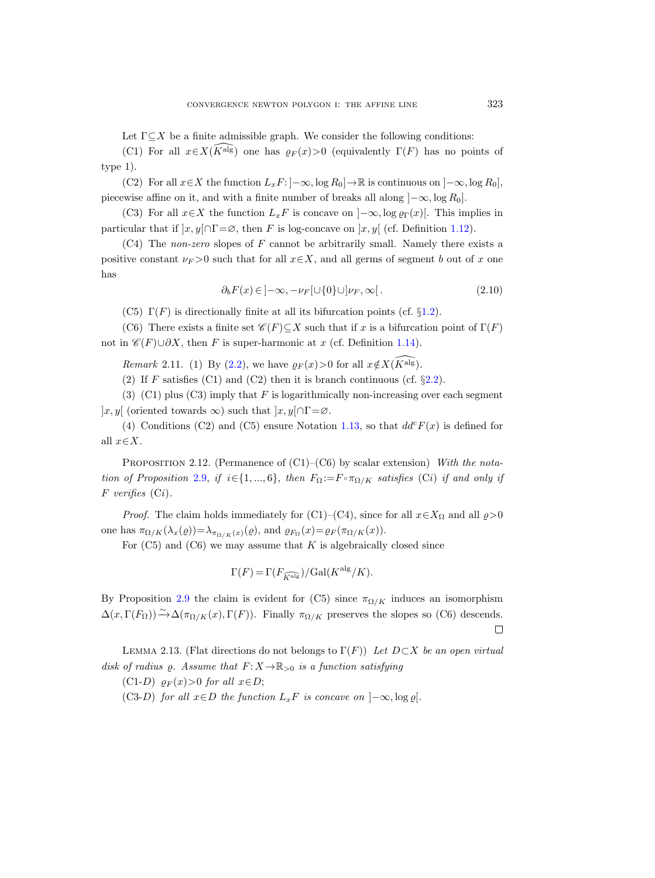Let $\Gamma\subseteq X$ be a finite admissible graph. We consider the following conditions:

(C1) For all $x\in X(\widehat{K^{\mathrm{alg}}})$ one has $\varrho_F(x)>0$ (equivalently $\Gamma(F)$ has no points of type 1).

(C2) For all $x\in X$ the function $L_xF\colon ]-\infty,\log R_0]\to\mathbb{R}$ is continuous on $]-\infty,\log R_0]$, piecewise affine on it, and with a finite number of breaks all along $]-\infty,\log R_0]$.

(C3) For all $x\in X$ the function $L_xF$ is concave on $]-\infty,\log\varrho_\Gamma(x)[$. This implies in particular that if $]x,y[\cap\Gamma=\varnothing$, then $F$ is log-concave on $]x,y[$ (cf. Definition 1.12).

(C4) The *non-zero* slopes of $F$ cannot be arbitrarily small. Namely there exists a positive constant $\nu_F>0$ such that for all $x\in X$, and all germs of segment $b$ out of $x$ one has

$$\partial_bF(x)\in\,]-\infty,-\nu_F[\cup\{0\}\cup]\nu_F,\infty[. \tag{2.10}$$

(C5) $\Gamma(F)$ is directionally finite at all its bifurcation points (cf. §1.2).

(C6) There exists a finite set $\mathscr{C}(F)\subseteq X$ such that if $x$ is a bifurcation point of $\Gamma(F)$ not in $\mathscr{C}(F)\cup\partial X$, then $F$ is super-harmonic at $x$ (cf. Definition 1.14).

*Remark* 2.11. (1) By (2.2), we have $\varrho_F(x)>0$ for all $x\notin X(\widehat{K^{\mathrm{alg}}})$.

(2) If $F$ satisfies (C1) and (C2) then it is branch continuous (cf. §2.2).

(3) (C1) plus (C3) imply that $F$ is logarithmically non-increasing over each segment $]x,y[$ (oriented towards $\infty$) such that $]x,y[\cap\Gamma=\varnothing$.

(4) Conditions (C2) and (C5) ensure Notation 1.13, so that $dd^cF(x)$ is defined for all $x\in X$.

Proposition 2.12. (Permanence of (C1)–(C6) by scalar extension) *With the notation of Proposition 2.9, if $i\in\{1,...,6\}$, then $F_\Omega:=F\circ\pi_{\Omega/K}$ satisfies (C$i$) if and only if $F$ verifies (C$i$).*

*Proof.* The claim holds immediately for (C1)–(C4), since for all $x\in X_\Omega$ and all $\varrho>0$ one has $\pi_{\Omega/K}(\lambda_x(\varrho))=\lambda_{\pi_{\Omega/K}(x)}(\varrho)$, and $\varrho_{F_\Omega}(x)=\varrho_F(\pi_{\Omega/K}(x))$.

For (C5) and (C6) we may assume that $K$ is algebraically closed since

$$\Gamma(F)=\Gamma(F_{\widehat{K^{\mathrm{alg}}}})/\mathrm{Gal}(K^{\mathrm{alg}}/K).$$

By Proposition 2.9 the claim is evident for (C5) since $\pi_{\Omega/K}$ induces an isomorphism $\Delta(x,\Gamma(F_\Omega))\xrightarrow{\sim}\Delta(\pi_{\Omega/K}(x),\Gamma(F))$. Finally $\pi_{\Omega/K}$ preserves the slopes so (C6) descends. □

Lemma 2.13. (Flat directions do not belongs to $\Gamma(F)$) *Let $D\subset X$ be an open virtual disk of radius $\varrho$. Assume that $F\colon X\to\mathbb{R}_{>0}$ is a function satisfying*

(C1-$D$) *$\varrho_F(x)>0$ for all $x\in D$;*

(C3-$D$) *for all $x\in D$ the function $L_xF$ is concave on $]-\infty,\log\varrho[$.*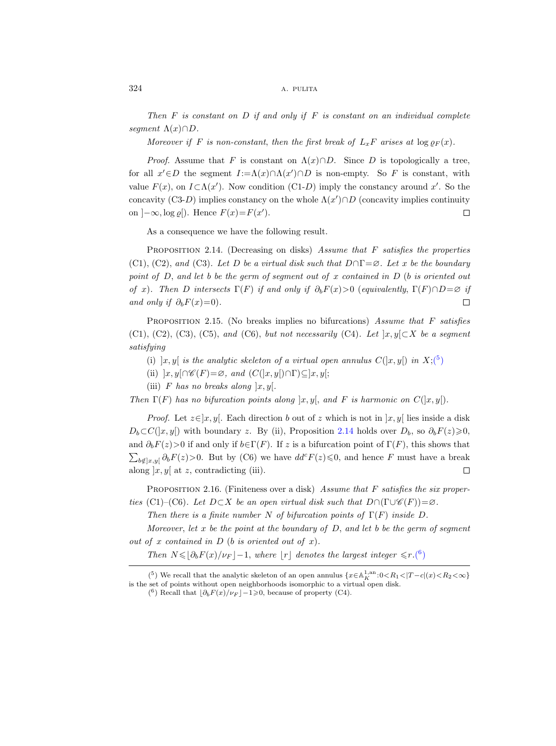*Then $F$ is constant on $D$ if and only if $F$ is constant on an individual complete segment $\Lambda(x)\cap D$.*

*Moreover if $F$ is non-constant, then the first break of $L_x F$ arises at $\log \varrho_F(x)$.*

*Proof.* Assume that $F$ is constant on $\Lambda(x)\cap D$. Since $D$ is topologically a tree, for all $x'\in D$ the segment $I:=\Lambda(x)\cap\Lambda(x')\cap D$ is non-empty. So $F$ is constant, with value $F(x)$, on $I\subset\Lambda(x')$. Now condition (C1-$D$) imply the constancy around $x'$. So the concavity (C3-$D$) implies constancy on the whole $\Lambda(x')\cap D$ (concavity implies continuity on $]-\infty,\log\varrho[$). Hence $F(x)=F(x')$. □

As a consequence we have the following result.

Proposition 2.14. (Decreasing on disks) *Assume that $F$ satisfies the properties (C1), (C2), and (C3). Let $D$ be a virtual disk such that $D\cap\Gamma=\varnothing$. Let $x$ be the boundary point of $D$, and let $b$ be the germ of segment out of $x$ contained in $D$ ($b$ is oriented out of $x$). Then $D$ intersects $\Gamma(F)$ if and only if $\partial_b F(x)>0$ (equivalently, $\Gamma(F)\cap D=\varnothing$ if and only if $\partial_b F(x)=0$).* □

Proposition 2.15. (No breaks implies no bifurcations) *Assume that $F$ satisfies (C1), (C2), (C3), (C5), and (C6), but not necessarily (C4). Let $]x,y[\subset X$ be a segment satisfying*

(i) *$]x,y[$ is the analytic skeleton of a virtual open annulus $C(]x,y[)$ in $X$;*[5]

(ii) *$]x,y[\cap\mathscr{C}(F)=\varnothing$, and $(C(]x,y[)\cap\Gamma)\subseteq]x,y[$;*

(iii) *$F$ has no breaks along $]x,y[$.*

*Then $\Gamma(F)$ has no bifurcation points along $]x,y[$, and $F$ is harmonic on $C(]x,y[)$.*

*Proof.* Let $z\in]x,y[$. Each direction $b$ out of $z$ which is not in $]x,y[$ lies inside a disk $D_b\subset C(]x,y[)$ with boundary $z$. By (ii), Proposition 2.14 holds over $D_b$, so $\partial_b F(z)\geqslant 0$, and $\partial_b F(z)>0$ if and only if $b\in\Gamma(F)$. If $z$ is a bifurcation point of $\Gamma(F)$, this shows that $\sum_{b\notin]x,y[}\partial_b F(z)>0$. But by (C6) we have $dd^c F(z)\leqslant 0$, and hence $F$ must have a break along $]x,y[$ at $z$, contradicting (iii). □

Proposition 2.16. (Finiteness over a disk) *Assume that $F$ satisfies the six properties (C1)–(C6). Let $D\subset X$ be an open virtual disk such that $D\cap(\Gamma\cup\mathscr{C}(F))=\varnothing$.*

*Then there is a finite number $N$ of bifurcation points of $\Gamma(F)$ inside $D$.*

*Moreover, let $x$ be the point at the boundary of $D$, and let $b$ be the germ of segment out of $x$ contained in $D$ ($b$ is oriented out of $x$).*

*Then $N\leqslant\lfloor\partial_b F(x)/\nu_F\rfloor-1$, where $\lfloor r\rfloor$ denotes the largest integer $\leqslant r$.*[6]

---

[5] We recall that the analytic skeleton of an open annulus $\{x\in\mathbb{A}_K^{1,\mathrm{an}}:0<R_1<|T-c|(x)<R_2<\infty\}$ is the set of points without open neighborhoods isomorphic to a virtual open disk.

[6] Recall that $\lfloor\partial_b F(x)/\nu_F\rfloor-1\geqslant 0$, because of property (C4).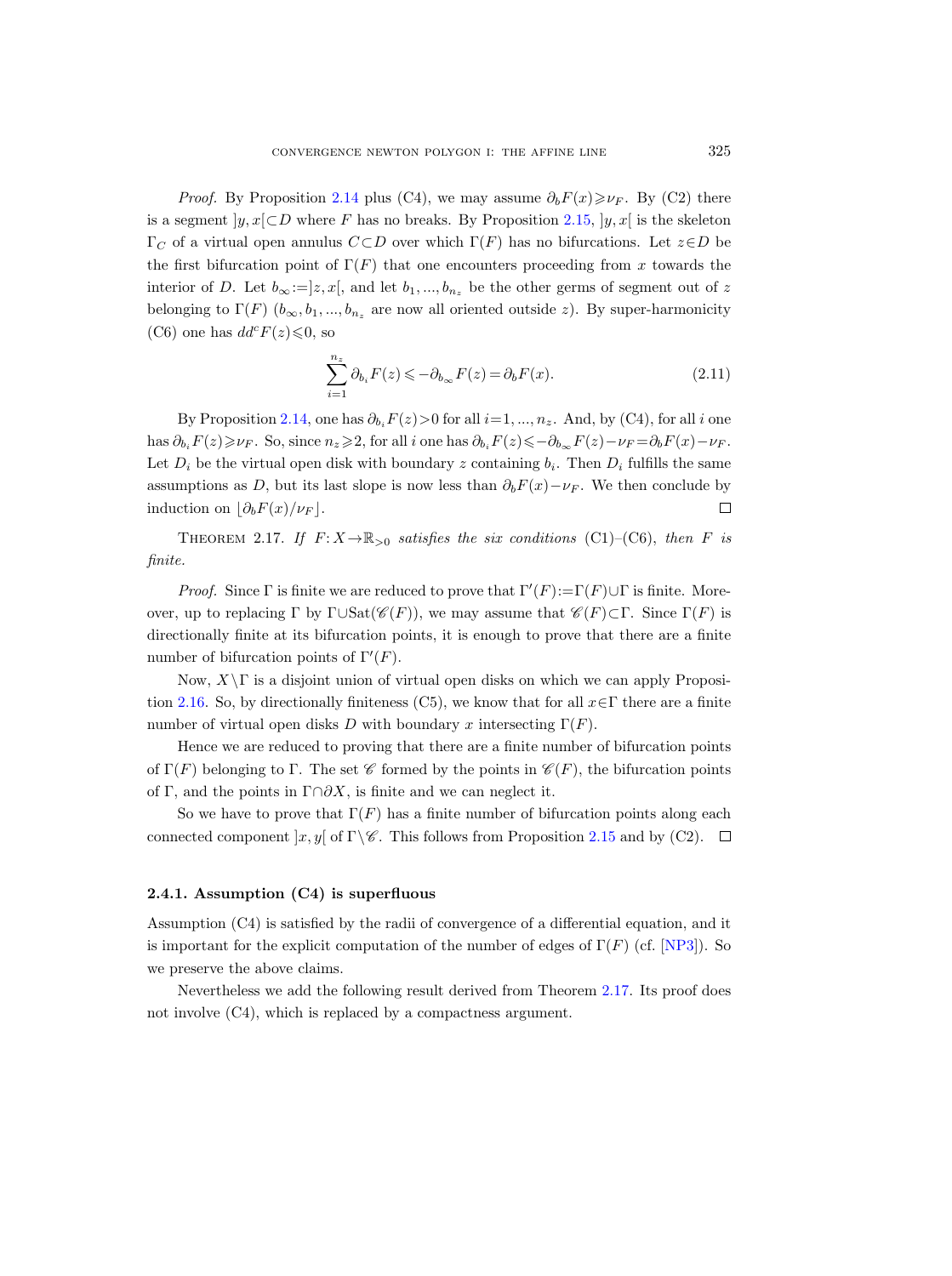*Proof.* By Proposition 2.14 plus (C4), we may assume $\partial_b F(x) \geqslant \nu_F$. By (C2) there is a segment $]y,x[ \subset D$ where $F$ has no breaks. By Proposition 2.15, $]y,x[$ is the skeleton $\Gamma_C$ of a virtual open annulus $C \subset D$ over which $\Gamma(F)$ has no bifurcations. Let $z \in D$ be the first bifurcation point of $\Gamma(F)$ that one encounters proceeding from $x$ towards the interior of $D$. Let $b_\infty := ]z,x[$, and let $b_1, ..., b_{n_z}$ be the other germs of segment out of $z$ belonging to $\Gamma(F)$ ($b_\infty, b_1, ..., b_{n_z}$ are now all oriented outside $z$). By super-harmonicity (C6) one has $dd^c F(z) \leqslant 0$, so

$$\sum_{i=1}^{n_z} \partial_{b_i} F(z) \leqslant -\partial_{b_\infty} F(z) = \partial_b F(x). \tag{2.11}$$

By Proposition 2.14, one has $\partial_{b_i} F(z) > 0$ for all $i = 1, ..., n_z$. And, by (C4), for all $i$ one has $\partial_{b_i} F(z) \geqslant \nu_F$. So, since $n_z \geqslant 2$, for all $i$ one has $\partial_{b_i} F(z) \leqslant -\partial_{b_\infty} F(z) - \nu_F = \partial_b F(x) - \nu_F$. Let $D_i$ be the virtual open disk with boundary $z$ containing $b_i$. Then $D_i$ fulfills the same assumptions as $D$, but its last slope is now less than $\partial_b F(x) - \nu_F$. We then conclude by induction on $\lfloor \partial_b F(x)/\nu_F \rfloor$. □

Theorem 2.17. *If $F: X \to \mathbb{R}_{>0}$ satisfies the six conditions* (C1)–(C6), *then $F$ is finite.*

*Proof.* Since $\Gamma$ is finite we are reduced to prove that $\Gamma'(F) := \Gamma(F) \cup \Gamma$ is finite. Moreover, up to replacing $\Gamma$ by $\Gamma \cup \mathrm{Sat}(\mathscr{C}(F))$, we may assume that $\mathscr{C}(F) \subset \Gamma$. Since $\Gamma(F)$ is directionally finite at its bifurcation points, it is enough to prove that there are a finite number of bifurcation points of $\Gamma'(F)$.

Now, $X \setminus \Gamma$ is a disjoint union of virtual open disks on which we can apply Proposition 2.16. So, by directionally finiteness (C5), we know that for all $x \in \Gamma$ there are a finite number of virtual open disks $D$ with boundary $x$ intersecting $\Gamma(F)$.

Hence we are reduced to proving that there are a finite number of bifurcation points of $\Gamma(F)$ belonging to $\Gamma$. The set $\mathscr{C}$ formed by the points in $\mathscr{C}(F)$, the bifurcation points of $\Gamma$, and the points in $\Gamma \cap \partial X$, is finite and we can neglect it.

So we have to prove that $\Gamma(F)$ has a finite number of bifurcation points along each connected component $]x,y[$ of $\Gamma \setminus \mathscr{C}$. This follows from Proposition 2.15 and by (C2). □

### 2.4.1. Assumption (C4) is superfluous

Assumption (C4) is satisfied by the radii of convergence of a differential equation, and it is important for the explicit computation of the number of edges of $\Gamma(F)$ (cf. [NP3]). So we preserve the above claims.

Nevertheless we add the following result derived from Theorem 2.17. Its proof does not involve (C4), which is replaced by a compactness argument.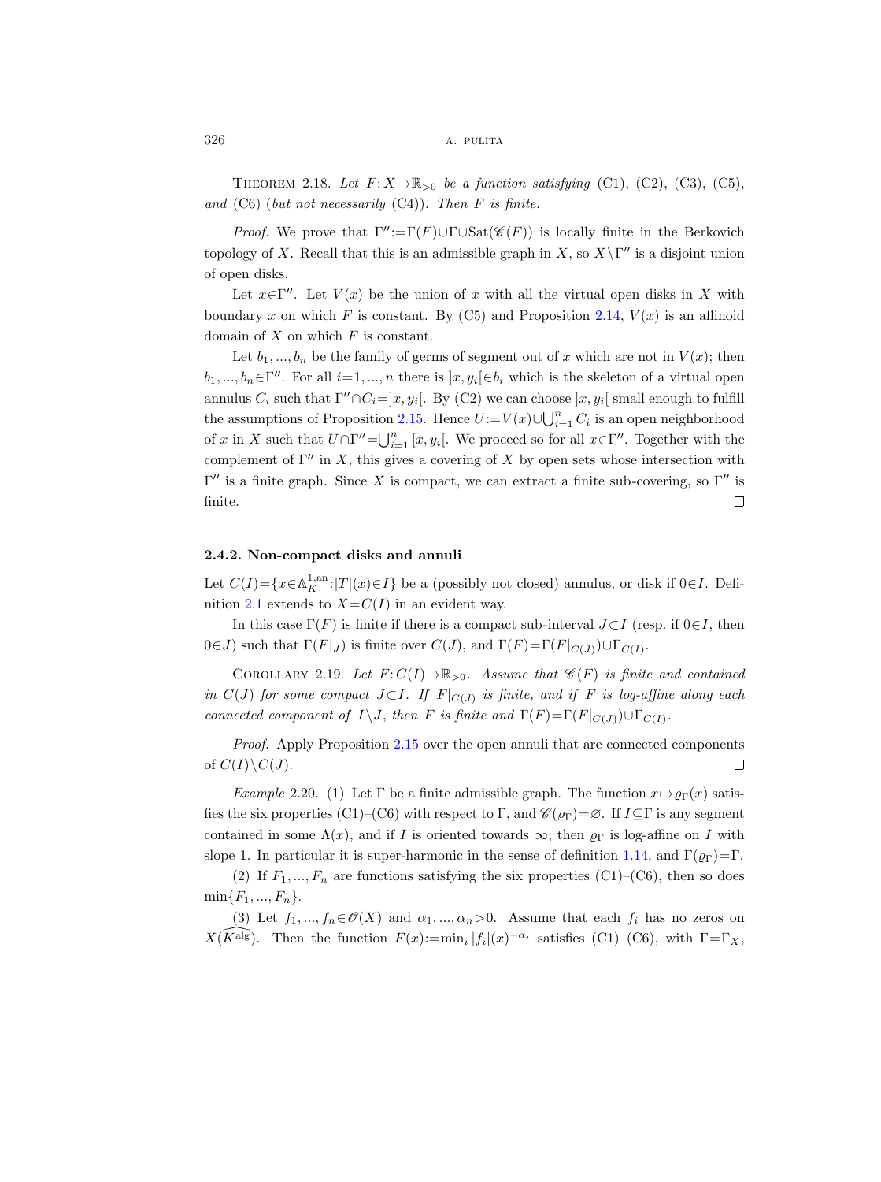**Theorem 2.18.** *Let $F: X \to \mathbb{R}_{>0}$ be a function satisfying* (C1), (C2), (C3), (C5), *and* (C6) (*but not necessarily* (C4)). *Then $F$ is finite.*

*Proof.* We prove that $\Gamma'' := \Gamma(F) \cup \Gamma \cup \mathrm{Sat}(\mathscr{C}(F))$ is locally finite in the Berkovich topology of $X$. Recall that this is an admissible graph in $X$, so $X \setminus \Gamma''$ is a disjoint union of open disks.

Let $x \in \Gamma''$. Let $V(x)$ be the union of $x$ with all the virtual open disks in $X$ with boundary $x$ on which $F$ is constant. By (C5) and Proposition 2.14, $V(x)$ is an affinoid domain of $X$ on which $F$ is constant.

Let $b_1, ..., b_n$ be the family of germs of segment out of $x$ which are not in $V(x)$; then $b_1, ..., b_n \in \Gamma''$. For all $i = 1, ..., n$ there is $]x, y_i[ \in b_i$ which is the skeleton of a virtual open annulus $C_i$ such that $\Gamma'' \cap C_i = ]x, y_i[$. By (C2) we can choose $]x, y_i[$ small enough to fulfill the assumptions of Proposition 2.15. Hence $U := V(x) \cup \bigcup_{i=1}^n C_i$ is an open neighborhood of $x$ in $X$ such that $U \cap \Gamma'' = \bigcup_{i=1}^n [x, y_i[$. We proceed so for all $x \in \Gamma''$. Together with the complement of $\Gamma''$ in $X$, this gives a covering of $X$ by open sets whose intersection with $\Gamma''$ is a finite graph. Since $X$ is compact, we can extract a finite sub-covering, so $\Gamma''$ is finite. $\square$

### 2.4.2. Non-compact disks and annuli

Let $C(I) = \{x \in \mathbb{A}_K^{1,\mathrm{an}} : |T|(x) \in I\}$ be a (possibly not closed) annulus, or disk if $0 \in I$. Definition 2.1 extends to $X = C(I)$ in an evident way.

In this case $\Gamma(F)$ is finite if there is a compact sub-interval $J \subset I$ (resp. if $0 \in I$, then $0 \in J$) such that $\Gamma(F|_J)$ is finite over $C(J)$, and $\Gamma(F) = \Gamma(F|_{C(J)}) \cup \Gamma_{C(I)}$.

**Corollary 2.19.** *Let $F: C(I) \to \mathbb{R}_{>0}$. Assume that $\mathscr{C}(F)$ is finite and contained in $C(J)$ for some compact $J \subset I$. If $F|_{C(J)}$ is finite, and if $F$ is log-affine along each connected component of $I \setminus J$, then $F$ is finite and $\Gamma(F) = \Gamma(F|_{C(J)}) \cup \Gamma_{C(I)}$.*

*Proof.* Apply Proposition 2.15 over the open annuli that are connected components of $C(I) \setminus C(J)$. $\square$

*Example* 2.20. (1) Let $\Gamma$ be a finite admissible graph. The function $x \mapsto \varrho_\Gamma(x)$ satisfies the six properties (C1)–(C6) with respect to $\Gamma$, and $\mathscr{C}(\varrho_\Gamma) = \varnothing$. If $I \subseteq \Gamma$ is any segment contained in some $\Lambda(x)$, and if $I$ is oriented towards $\infty$, then $\varrho_\Gamma$ is log-affine on $I$ with slope 1. In particular it is super-harmonic in the sense of definition 1.14, and $\Gamma(\varrho_\Gamma) = \Gamma$.

(2) If $F_1, ..., F_n$ are functions satisfying the six properties (C1)–(C6), then so does $\min\{F_1, ..., F_n\}$.

(3) Let $f_1, ..., f_n \in \mathscr{O}(X)$ and $\alpha_1, ..., \alpha_n > 0$. Assume that each $f_i$ has no zeros on $X(\widehat{K^{\mathrm{alg}}})$. Then the function $F(x) := \min_i |f_i|(x)^{-\alpha_i}$ satisfies (C1)–(C6), with $\Gamma = \Gamma_X$,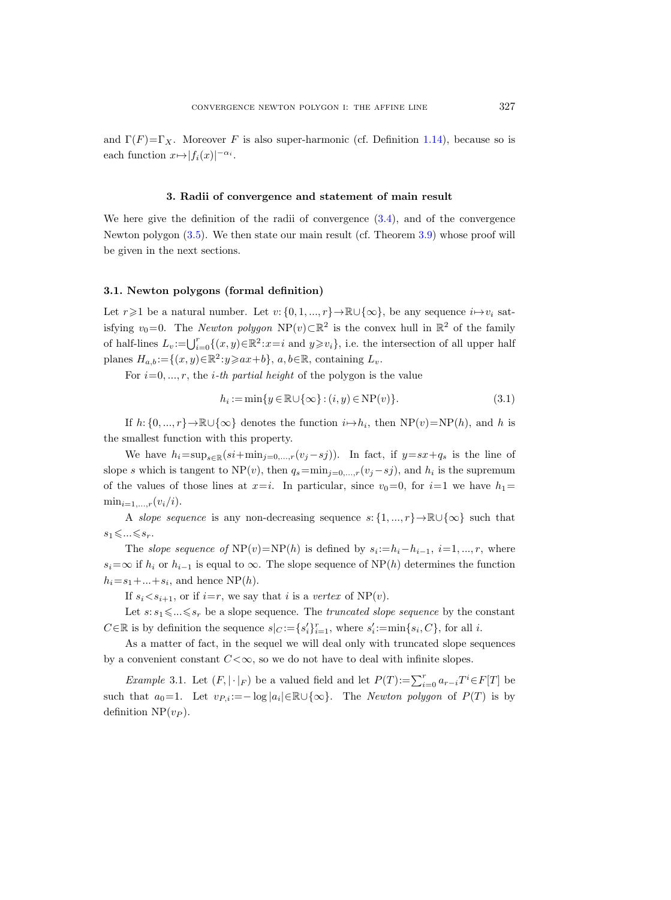and $\Gamma(F)=\Gamma_X$. Moreover $F$ is also super-harmonic (cf. Definition 1.14), because so is each function $x\mapsto|f_i(x)|^{-\alpha_i}$.

## 3. Radii of convergence and statement of main result

We here give the definition of the radii of convergence (3.4), and of the convergence Newton polygon (3.5). We then state our main result (cf. Theorem 3.9) whose proof will be given in the next sections.

### 3.1. Newton polygons (formal definition)

Let $r\geqslant 1$ be a natural number. Let $v:\{0,1,...,r\}\to\mathbb{R}\cup\{\infty\}$, be any sequence $i\mapsto v_i$ satisfying $v_0=0$. The *Newton polygon* $\mathrm{NP}(v)\subset\mathbb{R}^2$ is the convex hull in $\mathbb{R}^2$ of the family of half-lines $L_v:=\bigcup_{i=0}^{r}\{(x,y)\in\mathbb{R}^2 : x=i \text{ and } y\geqslant v_i\}$, i.e. the intersection of all upper half planes $H_{a,b}:=\{(x,y)\in\mathbb{R}^2 : y\geqslant ax+b\}$, $a,b\in\mathbb{R}$, containing $L_v$.

For $i=0,...,r$, the *i-th partial height* of the polygon is the value

$$h_i := \min\{y\in\mathbb{R}\cup\{\infty\} : (i,y)\in\mathrm{NP}(v)\}. \tag{3.1}$$

If $h:\{0,...,r\}\to\mathbb{R}\cup\{\infty\}$ denotes the function $i\mapsto h_i$, then $\mathrm{NP}(v)=\mathrm{NP}(h)$, and $h$ is the smallest function with this property.

We have $h_i=\sup_{s\in\mathbb{R}}(si+\min_{j=0,...,r}(v_j-sj))$. In fact, if $y=sx+q_s$ is the line of slope $s$ which is tangent to $\mathrm{NP}(v)$, then $q_s=\min_{j=0,...,r}(v_j-sj)$, and $h_i$ is the supremum of the values of those lines at $x=i$. In particular, since $v_0=0$, for $i=1$ we have $h_1=\min_{i=1,...,r}(v_i/i)$.

A *slope sequence* is any non-decreasing sequence $s:\{1,...,r\}\to\mathbb{R}\cup\{\infty\}$ such that $s_1\leqslant...\leqslant s_r$.

The *slope sequence of* $\mathrm{NP}(v)=\mathrm{NP}(h)$ is defined by $s_i:=h_i-h_{i-1}$, $i=1,...,r$, where $s_i=\infty$ if $h_i$ or $h_{i-1}$ is equal to $\infty$. The slope sequence of $\mathrm{NP}(h)$ determines the function $h_i=s_1+...+s_i$, and hence $\mathrm{NP}(h)$.

If $s_i<s_{i+1}$, or if $i=r$, we say that $i$ is a *vertex* of $\mathrm{NP}(v)$.

Let $s:s_1\leqslant...\leqslant s_r$ be a slope sequence. The *truncated slope sequence* by the constant $C\in\mathbb{R}$ is by definition the sequence $s|_C:=\{s'_i\}_{i=1}^r$, where $s'_i:=\min\{s_i,C\}$, for all $i$.

As a matter of fact, in the sequel we will deal only with truncated slope sequences by a convenient constant $C<\infty$, so we do not have to deal with infinite slopes.

*Example* 3.1. Let $(F,|\cdot|_F)$ be a valued field and let $P(T):=\sum_{i=0}^r a_{r-i}T^i\in F[T]$ be such that $a_0=1$. Let $v_{P,i}:=-\log|a_i|\in\mathbb{R}\cup\{\infty\}$. The *Newton polygon* of $P(T)$ is by definition $\mathrm{NP}(v_P)$.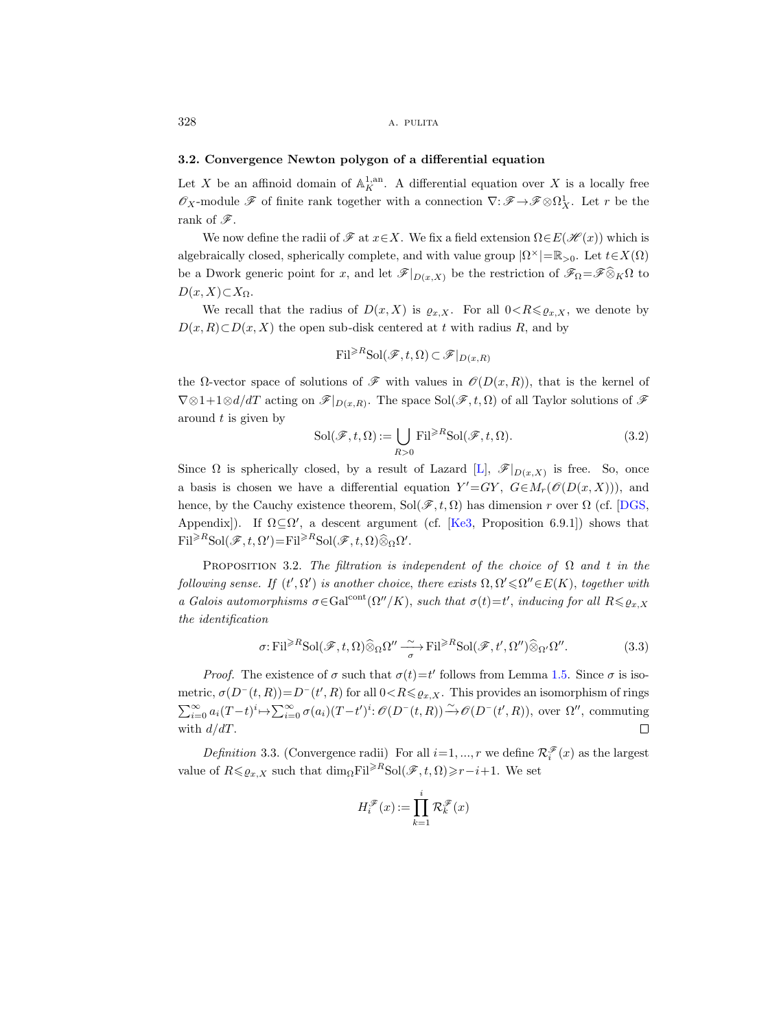### 3.2. Convergence Newton polygon of a differential equation

Let $X$ be an affinoid domain of $\mathbb{A}^{1,\mathrm{an}}_K$. A differential equation over $X$ is a locally free $\mathscr{O}_X$-module $\mathscr{F}$ of finite rank together with a connection $\nabla\colon \mathscr{F}\to\mathscr{F}\otimes\Omega^1_X$. Let $r$ be the rank of $\mathscr{F}$.

We now define the radii of $\mathscr{F}$ at $x\in X$. We fix a field extension $\Omega\in E(\mathscr{H}(x))$ which is algebraically closed, spherically complete, and with value group $|\Omega^\times|=\mathbb{R}_{>0}$. Let $t\in X(\Omega)$ be a Dwork generic point for $x$, and let $\mathscr{F}|_{D(x,X)}$ be the restriction of $\mathscr{F}_\Omega=\mathscr{F}\widehat{\otimes}_K\Omega$ to $D(x,X)\subset X_\Omega$.

We recall that the radius of $D(x,X)$ is $\varrho_{x,X}$. For all $0<R\leqslant\varrho_{x,X}$, we denote by $D(x,R)\subset D(x,X)$ the open sub-disk centered at $t$ with radius $R$, and by

$$\mathrm{Fil}^{\geqslant R}\mathrm{Sol}(\mathscr{F},t,\Omega)\subset\mathscr{F}|_{D(x,R)}$$

the $\Omega$-vector space of solutions of $\mathscr{F}$ with values in $\mathscr{O}(D(x,R))$, that is the kernel of $\nabla\otimes 1+1\otimes d/dT$ acting on $\mathscr{F}|_{D(x,R)}$. The space $\mathrm{Sol}(\mathscr{F},t,\Omega)$ of all Taylor solutions of $\mathscr{F}$ around $t$ is given by

$$\mathrm{Sol}(\mathscr{F},t,\Omega):=\bigcup_{R>0}\mathrm{Fil}^{\geqslant R}\mathrm{Sol}(\mathscr{F},t,\Omega). \tag{3.2}$$

Since $\Omega$ is spherically closed, by a result of Lazard [L], $\mathscr{F}|_{D(x,X)}$ is free. So, once a basis is chosen we have a differential equation $Y'=GY$, $G\in M_r(\mathscr{O}(D(x,X)))$, and hence, by the Cauchy existence theorem, $\mathrm{Sol}(\mathscr{F},t,\Omega)$ has dimension $r$ over $\Omega$ (cf. [DGS, Appendix]). If $\Omega\subseteq\Omega'$, a descent argument (cf. [Ke3, Proposition 6.9.1]) shows that $\mathrm{Fil}^{\geqslant R}\mathrm{Sol}(\mathscr{F},t,\Omega')=\mathrm{Fil}^{\geqslant R}\mathrm{Sol}(\mathscr{F},t,\Omega)\widehat{\otimes}_\Omega\Omega'$.

Proposition 3.2. *The filtration is independent of the choice of $\Omega$ and $t$ in the following sense. If $(t',\Omega')$ is another choice, there exists $\Omega,\Omega'\leqslant\Omega''\in E(K)$, together with a Galois automorphisms $\sigma\in\mathrm{Gal}^{\mathrm{cont}}(\Omega''/K)$, such that $\sigma(t)=t'$, inducing for all $R\leqslant\varrho_{x,X}$ the identification*

$$\sigma\colon\mathrm{Fil}^{\geqslant R}\mathrm{Sol}(\mathscr{F},t,\Omega)\widehat{\otimes}_\Omega\Omega''\xrightarrow[\sigma]{\sim}\mathrm{Fil}^{\geqslant R}\mathrm{Sol}(\mathscr{F},t',\Omega'')\widehat{\otimes}_{\Omega'}\Omega''. \tag{3.3}$$

*Proof.* The existence of $\sigma$ such that $\sigma(t)=t'$ follows from Lemma 1.5. Since $\sigma$ is isometric, $\sigma(D^-(t,R))=D^-(t',R)$ for all $0<R\leqslant\varrho_{x,X}$. This provides an isomorphism of rings $\sum_{i=0}^\infty a_i(T-t)^i\mapsto\sum_{i=0}^\infty\sigma(a_i)(T-t')^i\colon\mathscr{O}(D^-(t,R))\xrightarrow{\sim}\mathscr{O}(D^-(t',R))$, over $\Omega''$, commuting with $d/dT$. □

*Definition* 3.3. (Convergence radii) For all $i=1,\dots,r$ we define $\mathcal{R}^{\mathscr{F}}_i(x)$ as the largest value of $R\leqslant\varrho_{x,X}$ such that $\dim_\Omega\mathrm{Fil}^{\geqslant R}\mathrm{Sol}(\mathscr{F},t,\Omega)\geqslant r-i+1$. We set

$$H^{\mathscr{F}}_i(x):=\prod_{k=1}^{i}\mathcal{R}^{\mathscr{F}}_k(x)$$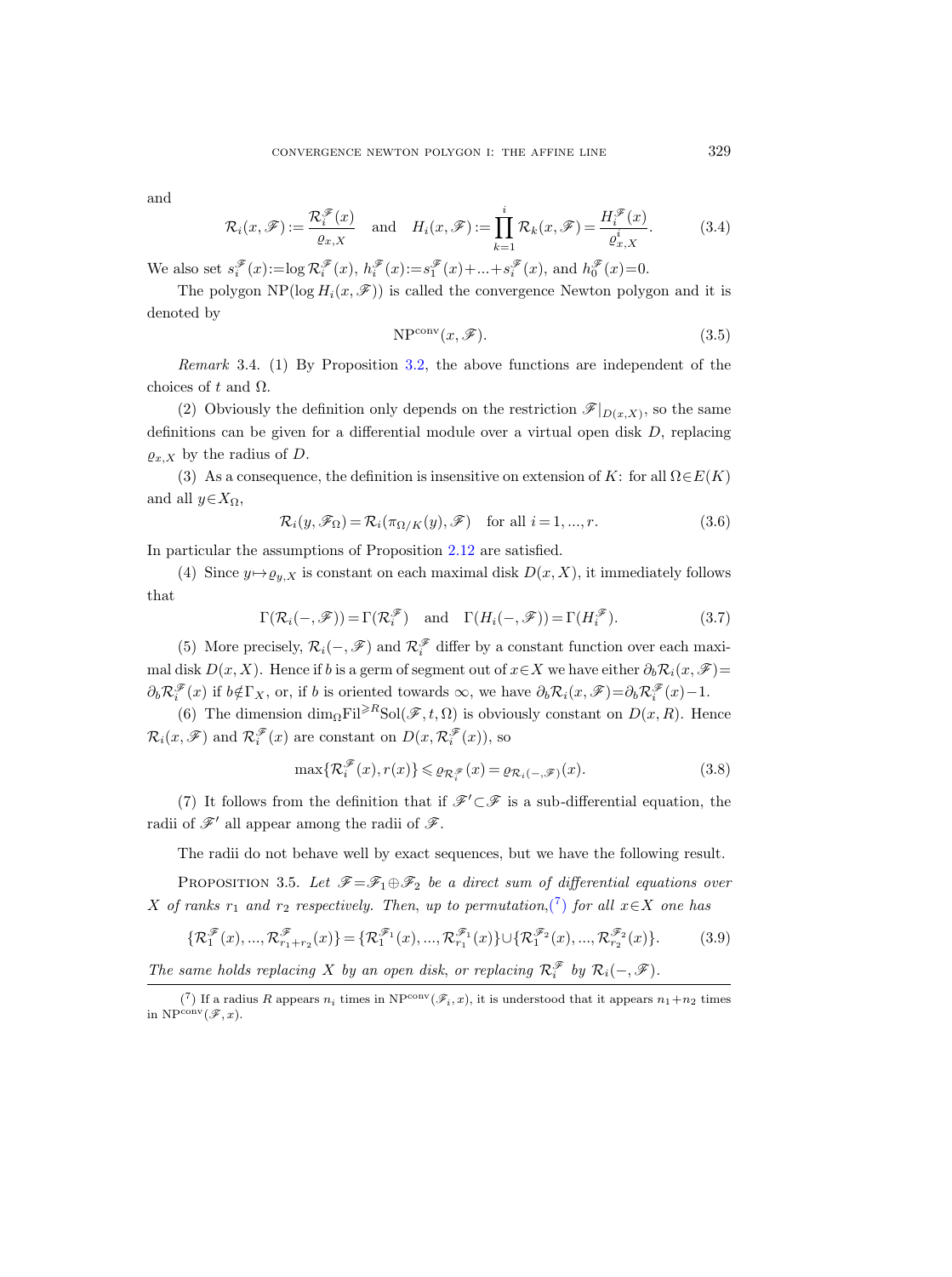and

$$\mathcal{R}_i(x,\mathscr{F}) := \frac{\mathcal{R}_i^{\mathscr{F}}(x)}{\varrho_{x,X}} \quad \text{and} \quad H_i(x,\mathscr{F}) := \prod_{k=1}^{i} \mathcal{R}_k(x,\mathscr{F}) = \frac{H_i^{\mathscr{F}}(x)}{\varrho_{x,X}^i}. \tag{3.4}$$

We also set $s_i^{\mathscr{F}}(x) := \log \mathcal{R}_i^{\mathscr{F}}(x)$, $h_i^{\mathscr{F}}(x) := s_1^{\mathscr{F}}(x) + \ldots + s_i^{\mathscr{F}}(x)$, and $h_0^{\mathscr{F}}(x) = 0$.

The polygon $\mathrm{NP}(\log H_i(x,\mathscr{F}))$ is called the convergence Newton polygon and it is denoted by

$$\mathrm{NP}^{\mathrm{conv}}(x,\mathscr{F}). \tag{3.5}$$

*Remark* 3.4. (1) By Proposition 3.2, the above functions are independent of the choices of $t$ and $\Omega$.

(2) Obviously the definition only depends on the restriction $\mathscr{F}|_{D(x,X)}$, so the same definitions can be given for a differential module over a virtual open disk $D$, replacing $\varrho_{x,X}$ by the radius of $D$.

(3) As a consequence, the definition is insensitive on extension of $K$: for all $\Omega \in E(K)$ and all $y \in X_\Omega$,

$$\mathcal{R}_i(y,\mathscr{F}_\Omega) = \mathcal{R}_i(\pi_{\Omega/K}(y),\mathscr{F}) \quad \text{for all } i=1,\ldots,r. \tag{3.6}$$

In particular the assumptions of Proposition 2.12 are satisfied.

(4) Since $y \mapsto \varrho_{y,X}$ is constant on each maximal disk $D(x,X)$, it immediately follows that

$$\Gamma(\mathcal{R}_i(-,\mathscr{F})) = \Gamma(\mathcal{R}_i^{\mathscr{F}}) \quad \text{and} \quad \Gamma(H_i(-,\mathscr{F})) = \Gamma(H_i^{\mathscr{F}}). \tag{3.7}$$

(5) More precisely, $\mathcal{R}_i(-,\mathscr{F})$ and $\mathcal{R}_i^{\mathscr{F}}$ differ by a constant function over each maximal disk $D(x,X)$. Hence if $b$ is a germ of segment out of $x \in X$ we have either $\partial_b \mathcal{R}_i(x,\mathscr{F}) = \partial_b \mathcal{R}_i^{\mathscr{F}}(x)$ if $b \notin \Gamma_X$, or, if $b$ is oriented towards $\infty$, we have $\partial_b \mathcal{R}_i(x,\mathscr{F}) = \partial_b \mathcal{R}_i^{\mathscr{F}}(x) - 1$.

(6) The dimension $\dim_\Omega \mathrm{Fil}^{\geqslant R} \mathrm{Sol}(\mathscr{F},t,\Omega)$ is obviously constant on $D(x,R)$. Hence $\mathcal{R}_i(x,\mathscr{F})$ and $\mathcal{R}_i^{\mathscr{F}}(x)$ are constant on $D(x,\mathcal{R}_i^{\mathscr{F}}(x))$, so

$$\max\{\mathcal{R}_i^{\mathscr{F}}(x), r(x)\} \leqslant \varrho_{\mathcal{R}_i^{\mathscr{F}}}(x) = \varrho_{\mathcal{R}_i(-,\mathscr{F})}(x). \tag{3.8}$$

(7) It follows from the definition that if $\mathscr{F}' \subset \mathscr{F}$ is a sub-differential equation, the radii of $\mathscr{F}'$ all appear among the radii of $\mathscr{F}$.

The radii do not behave well by exact sequences, but we have the following result.

PROPOSITION 3.5. *Let $\mathscr{F} = \mathscr{F}_1 \oplus \mathscr{F}_2$ be a direct sum of differential equations over $X$ of ranks $r_1$ and $r_2$ respectively. Then, up to permutation,*([7]) *for all $x \in X$ one has*

$$\{\mathcal{R}_1^{\mathscr{F}}(x),\ldots,\mathcal{R}_{r_1+r_2}^{\mathscr{F}}(x)\} = \{\mathcal{R}_1^{\mathscr{F}_1}(x),\ldots,\mathcal{R}_{r_1}^{\mathscr{F}_1}(x)\} \cup \{\mathcal{R}_1^{\mathscr{F}_2}(x),\ldots,\mathcal{R}_{r_2}^{\mathscr{F}_2}(x)\}. \tag{3.9}$$

*The same holds replacing $X$ by an open disk, or replacing $\mathcal{R}_i^{\mathscr{F}}$ by $\mathcal{R}_i(-,\mathscr{F})$.*

---

([7]) If a radius $R$ appears $n_i$ times in $\mathrm{NP}^{\mathrm{conv}}(\mathscr{F}_i,x)$, it is understood that it appears $n_1+n_2$ times in $\mathrm{NP}^{\mathrm{conv}}(\mathscr{F},x)$.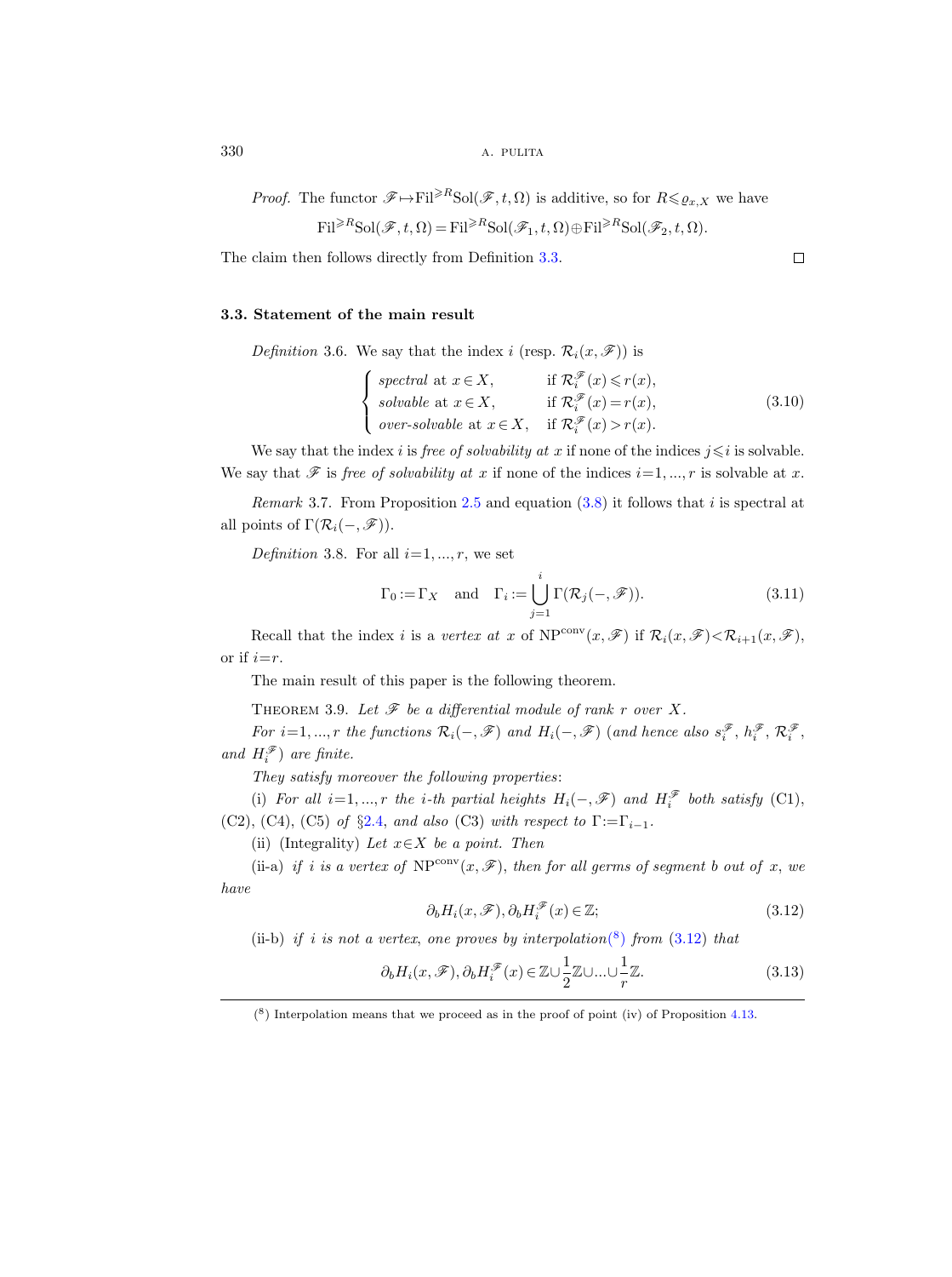*Proof.* The functor $\mathscr{F}\mapsto \mathrm{Fil}^{\geqslant R}\mathrm{Sol}(\mathscr{F},t,\Omega)$ is additive, so for $R\leqslant \varrho_{x,X}$ we have

$$\mathrm{Fil}^{\geqslant R}\mathrm{Sol}(\mathscr{F},t,\Omega)=\mathrm{Fil}^{\geqslant R}\mathrm{Sol}(\mathscr{F}_1,t,\Omega)\oplus \mathrm{Fil}^{\geqslant R}\mathrm{Sol}(\mathscr{F}_2,t,\Omega).$$

The claim then follows directly from Definition 3.3. □

### 3.3. Statement of the main result

*Definition* 3.6. We say that the index $i$ (resp. $\mathcal{R}_i(x,\mathscr{F})$) is

$$\begin{cases} \textit{spectral} \text{ at } x\in X, & \text{if } \mathcal{R}_i^{\mathscr{F}}(x)\leqslant r(x),\\ \textit{solvable} \text{ at } x\in X, & \text{if } \mathcal{R}_i^{\mathscr{F}}(x)= r(x),\\ \textit{over-solvable} \text{ at } x\in X, & \text{if } \mathcal{R}_i^{\mathscr{F}}(x)> r(x).\end{cases} \tag{3.10}$$

We say that the index $i$ is *free of solvability at* $x$ if none of the indices $j\leqslant i$ is solvable. We say that $\mathscr{F}$ is *free of solvability at* $x$ if none of the indices $i=1,...,r$ is solvable at $x$.

*Remark* 3.7. From Proposition 2.5 and equation (3.8) it follows that $i$ is spectral at all points of $\Gamma(\mathcal{R}_i(-,\mathscr{F}))$.

*Definition* 3.8. For all $i=1,...,r$, we set

$$\Gamma_0:=\Gamma_X \quad\text{and}\quad \Gamma_i:=\bigcup_{j=1}^{i}\Gamma(\mathcal{R}_j(-,\mathscr{F})). \tag{3.11}$$

Recall that the index $i$ is a *vertex at* $x$ of $\mathrm{NP}^{\mathrm{conv}}(x,\mathscr{F})$ if $\mathcal{R}_i(x,\mathscr{F})<\mathcal{R}_{i+1}(x,\mathscr{F})$, or if $i=r$.

The main result of this paper is the following theorem.

Theorem 3.9. *Let $\mathscr{F}$ be a differential module of rank $r$ over $X$.*

*For $i=1,...,r$ the functions $\mathcal{R}_i(-,\mathscr{F})$ and $H_i(-,\mathscr{F})$ (and hence also $s_i^{\mathscr{F}}$, $h_i^{\mathscr{F}}$, $\mathcal{R}_i^{\mathscr{F}}$, and $H_i^{\mathscr{F}}$) are finite.*

*They satisfy moreover the following properties*:

(i) *For all $i=1,...,r$ the $i$-th partial heights $H_i(-,\mathscr{F})$ and $H_i^{\mathscr{F}}$ both satisfy* (C1), (C2), (C4), (C5) *of* §2.4, *and also* (C3) *with respect to $\Gamma:=\Gamma_{i-1}$.*

(ii) (Integrality) *Let $x\in X$ be a point. Then*

(ii-a) *if $i$ is a vertex of $\mathrm{NP}^{\mathrm{conv}}(x,\mathscr{F})$, then for all germs of segment $b$ out of $x$, we have*

$$\partial_b H_i(x,\mathscr{F}),\partial_b H_i^{\mathscr{F}}(x)\in\mathbb{Z}; \tag{3.12}$$

(ii-b) *if $i$ is not a vertex, one proves by interpolation*[8] *from* (3.12) *that*

$$\partial_b H_i(x,\mathscr{F}),\partial_b H_i^{\mathscr{F}}(x)\in\mathbb{Z}\cup\frac{1}{2}\mathbb{Z}\cup...\cup\frac{1}{r}\mathbb{Z}. \tag{3.13}$$

---

[8] Interpolation means that we proceed as in the proof of point (iv) of Proposition 4.13.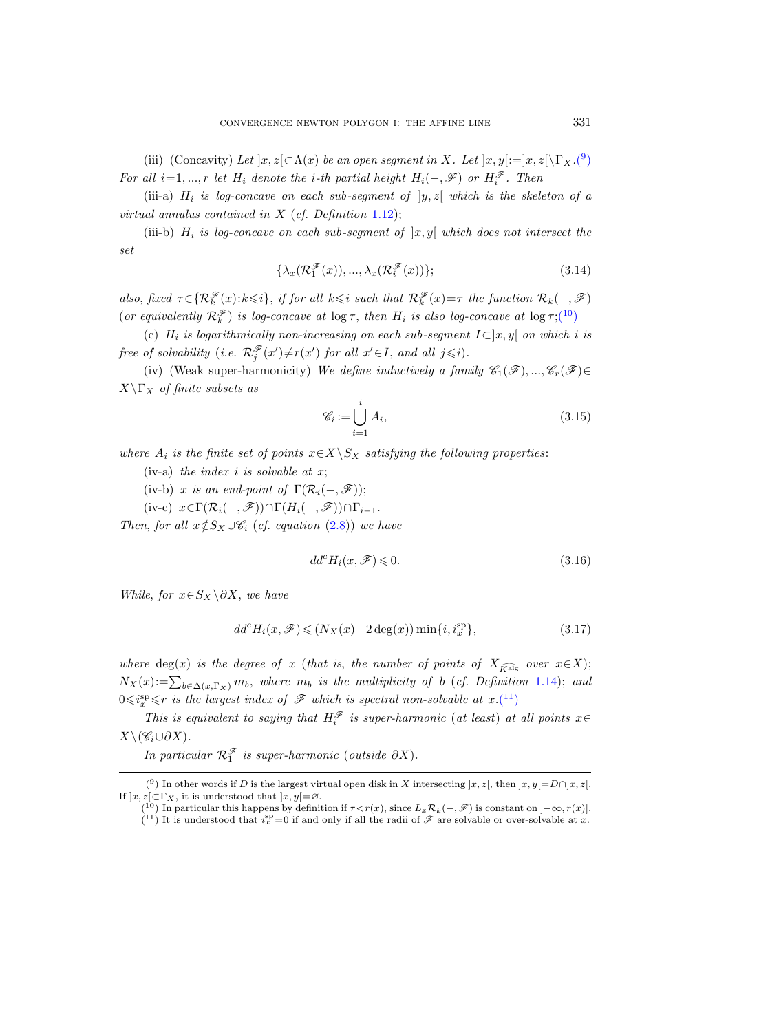(iii) (Concavity) *Let* $]x,z[\subset\Lambda(x)$ *be an open segment in* $X$. *Let* $]x,y[:=]x,z[\setminus\Gamma_X$.([9]) *For all* $i=1,...,r$ *let* $H_i$ *denote the* $i$*-th partial height* $H_i(-,\mathscr{F})$ *or* $H_i^{\mathscr{F}}$. *Then*

(iii-a) $H_i$ *is log-concave on each sub-segment of* $]y,z[$ *which is the skeleton of a virtual annulus contained in* $X$ (*cf. Definition* 1.12);

(iii-b) $H_i$ *is log-concave on each sub-segment of* $]x,y[$ *which does not intersect the set*

$$\{\lambda_x(\mathcal{R}_1^{\mathscr{F}}(x)),...,\lambda_x(\mathcal{R}_i^{\mathscr{F}}(x))\};\tag{3.14}$$

*also, fixed* $\tau\in\{\mathcal{R}_k^{\mathscr{F}}(x):k\leqslant i\}$, *if for all* $k\leqslant i$ *such that* $\mathcal{R}_k^{\mathscr{F}}(x)=\tau$ *the function* $\mathcal{R}_k(-,\mathscr{F})$ (*or equivalently* $\mathcal{R}_k^{\mathscr{F}}$) *is log-concave at* $\log\tau$, *then* $H_i$ *is also log-concave at* $\log\tau$;([10])

(c) $H_i$ *is logarithmically non-increasing on each sub-segment* $I\subset]x,y[$ *on which* $i$ *is free of solvability* (*i.e.* $\mathcal{R}_j^{\mathscr{F}}(x')\neq r(x')$ *for all* $x'\in I$, *and all* $j\leqslant i$).

(iv) (Weak super-harmonicity) *We define inductively a family* $\mathscr{C}_1(\mathscr{F}),...,\mathscr{C}_r(\mathscr{F})\in X\setminus\Gamma_X$ *of finite subsets as*

$$\mathscr{C}_i:=\bigcup_{i=1}^{i}A_i,\tag{3.15}$$

*where* $A_i$ *is the finite set of points* $x\in X\setminus S_X$ *satisfying the following properties*:

(iv-a) *the index* $i$ *is solvable at* $x$;

(iv-b) $x$ *is an end-point of* $\Gamma(\mathcal{R}_i(-,\mathscr{F}))$;

(iv-c) $x\in\Gamma(\mathcal{R}_i(-,\mathscr{F}))\cap\Gamma(H_i(-,\mathscr{F}))\cap\Gamma_{i-1}$.

*Then, for all* $x\notin S_X\cup\mathscr{C}_i$ (*cf. equation* (2.8)) *we have*

$$dd^cH_i(x,\mathscr{F})\leqslant 0.\tag{3.16}$$

*While, for* $x\in S_X\setminus\partial X$, *we have*

$$dd^cH_i(x,\mathscr{F})\leqslant(N_X(x)-2\deg(x))\min\{i,i_x^{\mathrm{sp}}\},\tag{3.17}$$

*where* $\deg(x)$ *is the degree of* $x$ (*that is, the number of points of* $X_{\widehat{K^{\mathrm{alg}}}}$ *over* $x\in X$); $N_X(x):=\sum_{b\in\Delta(x,\Gamma_X)}m_b$, *where* $m_b$ *is the multiplicity of* $b$ (*cf. Definition* 1.14); *and* $0\leqslant i_x^{\mathrm{sp}}\leqslant r$ *is the largest index of* $\mathscr{F}$ *which is spectral non-solvable at* $x$.([11])

*This is equivalent to saying that* $H_i^{\mathscr{F}}$ *is super-harmonic* (*at least*) *at all points* $x\in X\setminus(\mathscr{C}_i\cup\partial X)$.

*In particular* $\mathcal{R}_1^{\mathscr{F}}$ *is super-harmonic* (*outside* $\partial X$).

---

([9]) In other words if $D$ is the largest virtual open disk in $X$ intersecting $]x,z[$, then $]x,y[=D\cap]x,z[$. If $]x,z[\subset\Gamma_X$, it is understood that $]x,y[=\varnothing$.

([10]) In particular this happens by definition if $\tau<r(x)$, since $L_x\mathcal{R}_k(-,\mathscr{F})$ is constant on $]-\infty,r(x)]$.

([11]) It is understood that $i_x^{\mathrm{sp}}=0$ if and only if all the radii of $\mathscr{F}$ are solvable or over-solvable at $x$.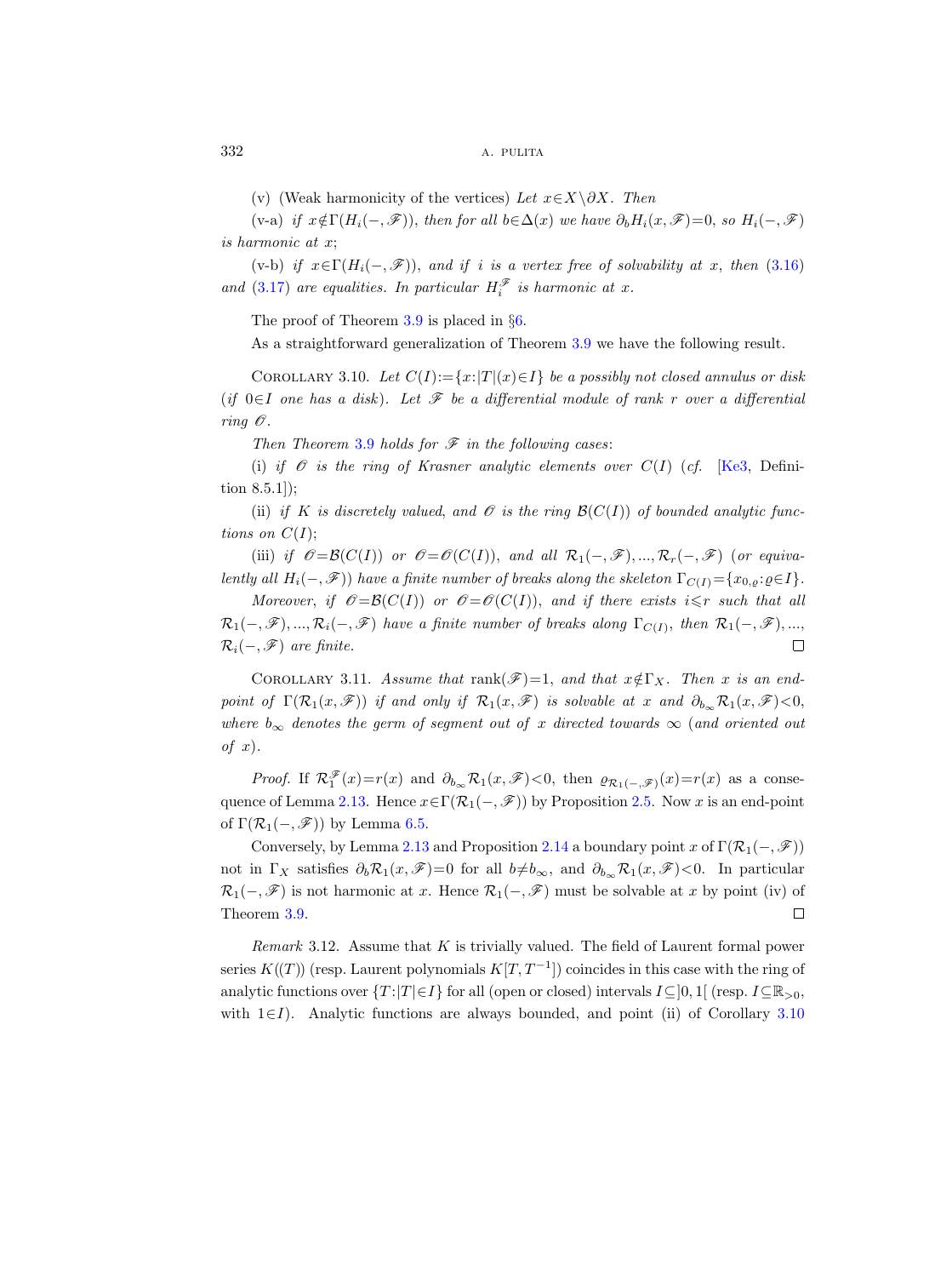(v) (Weak harmonicity of the vertices) *Let* $x\in X\setminus\partial X$. *Then*

(v-a) *if* $x\notin\Gamma(H_i(-,\mathscr{F}))$, *then for all* $b\in\Delta(x)$ *we have* $\partial_b H_i(x,\mathscr{F})=0$, *so* $H_i(-,\mathscr{F})$ *is harmonic at* $x$;

(v-b) *if* $x\in\Gamma(H_i(-,\mathscr{F}))$, *and if* $i$ *is a vertex free of solvability at* $x$, *then* (3.16) *and* (3.17) *are equalities. In particular* $H_i^{\mathscr{F}}$ *is harmonic at* $x$.

The proof of Theorem 3.9 is placed in §6.

As a straightforward generalization of Theorem 3.9 we have the following result.

Corollary 3.10. *Let* $C(I):=\{x:|T|(x)\in I\}$ *be a possibly not closed annulus or disk (if* $0\in I$ *one has a disk). Let* $\mathscr{F}$ *be a differential module of rank* $r$ *over a differential ring* $\mathscr{O}$.

*Then Theorem* 3.9 *holds for* $\mathscr{F}$ *in the following cases*:

(i) *if* $\mathscr{O}$ *is the ring of Krasner analytic elements over* $C(I)$ (*cf.* [Ke3, Definition 8.5.1]);

(ii) *if* $K$ *is discretely valued, and* $\mathscr{O}$ *is the ring* $\mathcal{B}(C(I))$ *of bounded analytic functions on* $C(I)$;

(iii) *if* $\mathscr{O}=\mathcal{B}(C(I))$ *or* $\mathscr{O}=\mathscr{O}(C(I))$, *and all* $\mathcal{R}_1(-,\mathscr{F}),...,\mathcal{R}_r(-,\mathscr{F})$ (*or equivalently all* $H_i(-,\mathscr{F})$) *have a finite number of breaks along the skeleton* $\Gamma_{C(I)}=\{x_{0,\varrho}:\varrho\in I\}$.

*Moreover, if* $\mathscr{O}=\mathcal{B}(C(I))$ *or* $\mathscr{O}=\mathscr{O}(C(I))$, *and if there exists* $i\leqslant r$ *such that all* $\mathcal{R}_1(-,\mathscr{F}),...,\mathcal{R}_i(-,\mathscr{F})$ *have a finite number of breaks along* $\Gamma_{C(I)}$, *then* $\mathcal{R}_1(-,\mathscr{F}),...,\mathcal{R}_i(-,\mathscr{F})$ *are finite.* □

Corollary 3.11. *Assume that* $\operatorname{rank}(\mathscr{F})=1$, *and that* $x\notin\Gamma_X$. *Then* $x$ *is an end-point of* $\Gamma(\mathcal{R}_1(x,\mathscr{F}))$ *if and only if* $\mathcal{R}_1(x,\mathscr{F})$ *is solvable at* $x$ *and* $\partial_{b_\infty}\mathcal{R}_1(x,\mathscr{F})<0$, *where* $b_\infty$ *denotes the germ of segment out of* $x$ *directed towards* $\infty$ (*and oriented out of* $x$).

*Proof.* If $\mathcal{R}_1^{\mathscr{F}}(x)=r(x)$ and $\partial_{b_\infty}\mathcal{R}_1(x,\mathscr{F})<0$, then $\varrho_{\mathcal{R}_1(-,\mathscr{F})}(x)=r(x)$ as a consequence of Lemma 2.13. Hence $x\in\Gamma(\mathcal{R}_1(-,\mathscr{F}))$ by Proposition 2.5. Now $x$ is an end-point of $\Gamma(\mathcal{R}_1(-,\mathscr{F}))$ by Lemma 6.5.

Conversely, by Lemma 2.13 and Proposition 2.14 a boundary point $x$ of $\Gamma(\mathcal{R}_1(-,\mathscr{F}))$ not in $\Gamma_X$ satisfies $\partial_b\mathcal{R}_1(x,\mathscr{F})=0$ for all $b\neq b_\infty$, and $\partial_{b_\infty}\mathcal{R}_1(x,\mathscr{F})<0$. In particular $\mathcal{R}_1(-,\mathscr{F})$ is not harmonic at $x$. Hence $\mathcal{R}_1(-,\mathscr{F})$ must be solvable at $x$ by point (iv) of Theorem 3.9. □

*Remark* 3.12. Assume that $K$ is trivially valued. The field of Laurent formal power series $K((T))$ (resp. Laurent polynomials $K[T,T^{-1}]$) coincides in this case with the ring of analytic functions over $\{T:|T|\in I\}$ for all (open or closed) intervals $I\subseteq]0,1[$ (resp. $I\subseteq\mathbb{R}_{>0}$, with $1\in I$). Analytic functions are always bounded, and point (ii) of Corollary 3.10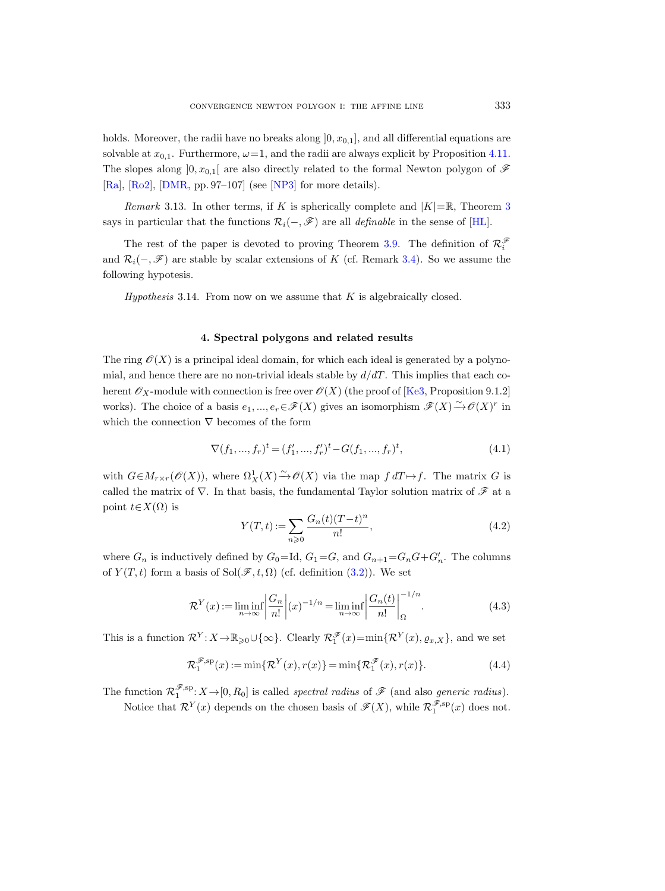holds. Moreover, the radii have no breaks along $]0, x_{0,1}]$, and all differential equations are solvable at $x_{0,1}$. Furthermore, $\omega = 1$, and the radii are always explicit by Proposition 4.11. The slopes along $]0, x_{0,1}[$ are also directly related to the formal Newton polygon of $\mathscr{F}$ [Ra], [Ro2], [DMR, pp. 97–107] (see [NP3] for more details).

*Remark* 3.13. In other terms, if $K$ is spherically complete and $|K| = \mathbb{R}$, Theorem 3 says in particular that the functions $\mathcal{R}_i(-, \mathscr{F})$ are all *definable* in the sense of [HL].

The rest of the paper is devoted to proving Theorem 3.9. The definition of $\mathcal{R}_i^{\mathscr{F}}$ and $\mathcal{R}_i(-, \mathscr{F})$ are stable by scalar extensions of $K$ (cf. Remark 3.4). So we assume the following hypothesis.

*Hypothesis* 3.14. From now on we assume that $K$ is algebraically closed.

## 4. Spectral polygons and related results

The ring $\mathscr{O}(X)$ is a principal ideal domain, for which each ideal is generated by a polynomial, and hence there are no non-trivial ideals stable by $d/dT$. This implies that each coherent $\mathscr{O}_X$-module with connection is free over $\mathscr{O}(X)$ (the proof of [Ke3, Proposition 9.1.2] works). The choice of a basis $e_1, ..., e_r \in \mathscr{F}(X)$ gives an isomorphism $\mathscr{F}(X) \xrightarrow{\sim} \mathscr{O}(X)^r$ in which the connection $\nabla$ becomes of the form

$$\nabla(f_1, ..., f_r)^t = (f_1', ..., f_r')^t - G(f_1, ..., f_r)^t, \tag{4.1}$$

with $G \in M_{r \times r}(\mathscr{O}(X))$, where $\Omega_X^1(X) \xrightarrow{\sim} \mathscr{O}(X)$ via the map $f\, dT \mapsto f$. The matrix $G$ is called the matrix of $\nabla$. In that basis, the fundamental Taylor solution matrix of $\mathscr{F}$ at a point $t \in X(\Omega)$ is

$$Y(T, t) := \sum_{n \geqslant 0} \frac{G_n(t)(T-t)^n}{n!}, \tag{4.2}$$

where $G_n$ is inductively defined by $G_0 = \mathrm{Id}$, $G_1 = G$, and $G_{n+1} = G_n G + G_n'$. The columns of $Y(T, t)$ form a basis of $\mathrm{Sol}(\mathscr{F}, t, \Omega)$ (cf. definition (3.2)). We set

$$\mathcal{R}^Y(x) := \liminf_{n \to \infty} \left| \frac{G_n}{n!} \right| (x)^{-1/n} = \liminf_{n \to \infty} \left| \frac{G_n(t)}{n!} \right|_{\Omega}^{-1/n}. \tag{4.3}$$

This is a function $\mathcal{R}^Y : X \to \mathbb{R}_{\geqslant 0} \cup \{\infty\}$. Clearly $\mathcal{R}_1^{\mathscr{F}}(x) = \min\{\mathcal{R}^Y(x), \varrho_{x,X}\}$, and we set

$$\mathcal{R}_1^{\mathscr{F}, \mathrm{sp}}(x) := \min\{\mathcal{R}^Y(x), r(x)\} = \min\{\mathcal{R}_1^{\mathscr{F}}(x), r(x)\}. \tag{4.4}$$

The function $\mathcal{R}_1^{\mathscr{F}, \mathrm{sp}} : X \to [0, R_0]$ is called *spectral radius* of $\mathscr{F}$ (and also *generic radius*).

Notice that $\mathcal{R}^Y(x)$ depends on the chosen basis of $\mathscr{F}(X)$, while $\mathcal{R}_1^{\mathscr{F}, \mathrm{sp}}(x)$ does not.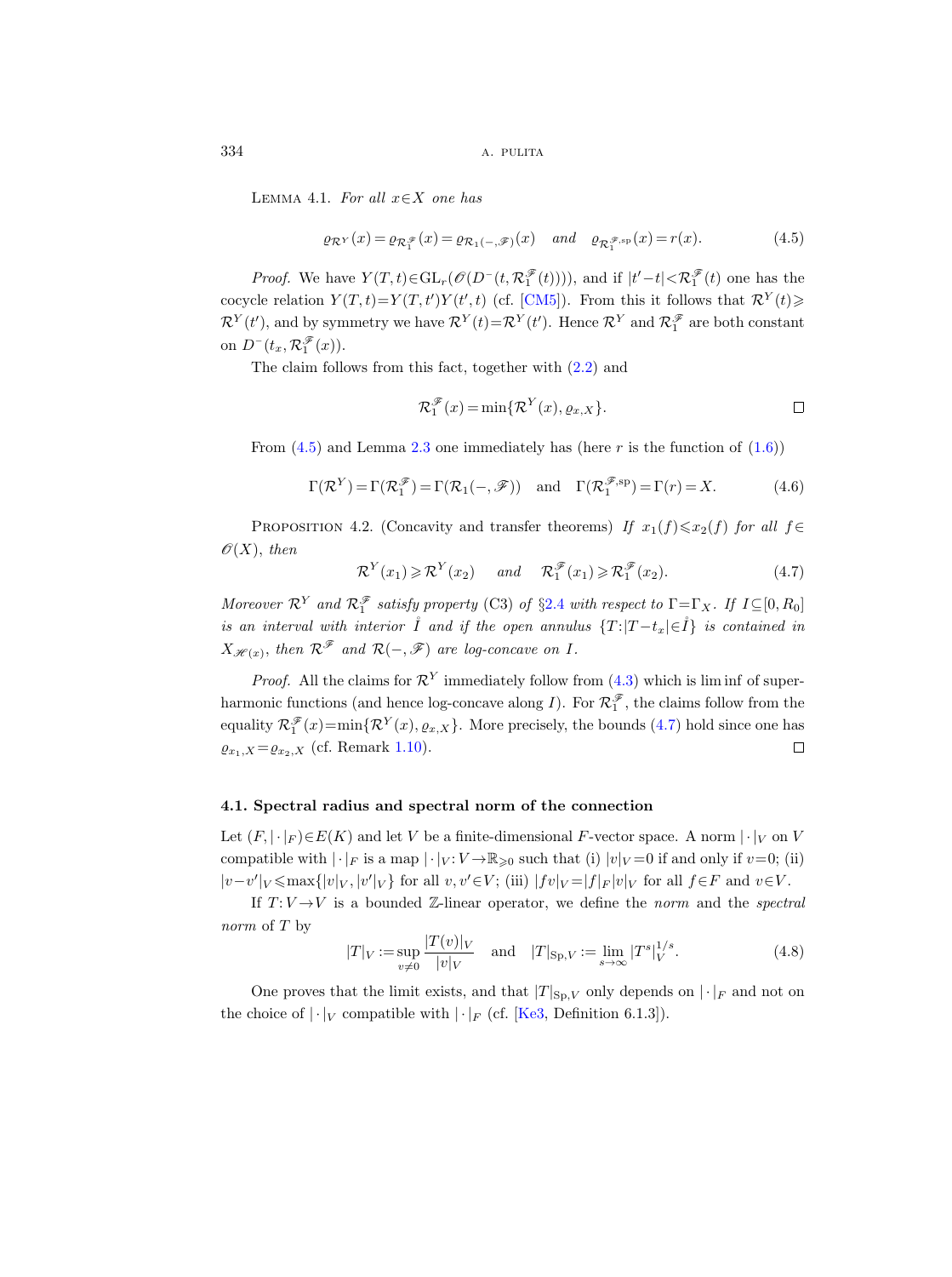Lemma 4.1. *For all $x \in X$ one has*

$$\varrho_{\mathcal{R}^Y}(x) = \varrho_{\mathcal{R}_1^{\mathscr{F}}}(x) = \varrho_{\mathcal{R}_1(-,\mathscr{F})}(x) \quad \textit{and} \quad \varrho_{\mathcal{R}_1^{\mathscr{F},\mathrm{sp}}}(x) = r(x). \tag{4.5}$$

*Proof.* We have $Y(T,t) \in \mathrm{GL}_r(\mathscr{O}(D^-(t, \mathcal{R}_1^{\mathscr{F}}(t))))$, and if $|t'-t| < \mathcal{R}_1^{\mathscr{F}}(t)$ one has the cocycle relation $Y(T,t) = Y(T,t')Y(t',t)$ (cf. [CM5]). From this it follows that $\mathcal{R}^Y(t) \geqslant \mathcal{R}^Y(t')$, and by symmetry we have $\mathcal{R}^Y(t) = \mathcal{R}^Y(t')$. Hence $\mathcal{R}^Y$ and $\mathcal{R}_1^{\mathscr{F}}$ are both constant on $D^-(t_x, \mathcal{R}_1^{\mathscr{F}}(x))$.

The claim follows from this fact, together with (2.2) and

$$\mathcal{R}_1^{\mathscr{F}}(x) = \min\{\mathcal{R}^Y(x), \varrho_{x,X}\}. \qquad \square$$

From (4.5) and Lemma 2.3 one immediately has (here $r$ is the function of (1.6))

$$\Gamma(\mathcal{R}^Y) = \Gamma(\mathcal{R}_1^{\mathscr{F}}) = \Gamma(\mathcal{R}_1(-,\mathscr{F})) \quad \text{and} \quad \Gamma(\mathcal{R}_1^{\mathscr{F},\mathrm{sp}}) = \Gamma(r) = X. \tag{4.6}$$

Proposition 4.2. (Concavity and transfer theorems) *If $x_1(f) \leqslant x_2(f)$ for all $f \in \mathscr{O}(X)$, then*

$$\mathcal{R}^Y(x_1) \geqslant \mathcal{R}^Y(x_2) \quad \textit{and} \quad \mathcal{R}_1^{\mathscr{F}}(x_1) \geqslant \mathcal{R}_1^{\mathscr{F}}(x_2). \tag{4.7}$$

*Moreover $\mathcal{R}^Y$ and $\mathcal{R}_1^{\mathscr{F}}$ satisfy property* (C3) *of* §2.4 *with respect to $\Gamma = \Gamma_X$. If $I \subseteq [0, R_0]$ is an interval with interior $\mathring{I}$ and if the open annulus $\{T : |T - t_x| \in \mathring{I}\}$ is contained in $X_{\mathscr{H}(x)}$, then $\mathcal{R}^{\mathscr{F}}$ and $\mathcal{R}(-,\mathscr{F})$ are log-concave on $I$.*

*Proof.* All the claims for $\mathcal{R}^Y$ immediately follow from (4.3) which is lim inf of super-harmonic functions (and hence log-concave along $I$). For $\mathcal{R}_1^{\mathscr{F}}$, the claims follow from the equality $\mathcal{R}_1^{\mathscr{F}}(x) = \min\{\mathcal{R}^Y(x), \varrho_{x,X}\}$. More precisely, the bounds (4.7) hold since one has $\varrho_{x_1,X} = \varrho_{x_2,X}$ (cf. Remark 1.10). $\square$

### 4.1. Spectral radius and spectral norm of the connection

Let $(F, |\cdot|_F) \in E(K)$ and let $V$ be a finite-dimensional $F$-vector space. A norm $|\cdot|_V$ on $V$ compatible with $|\cdot|_F$ is a map $|\cdot|_V : V \to \mathbb{R}_{\geqslant 0}$ such that (i) $|v|_V = 0$ if and only if $v = 0$; (ii) $|v - v'|_V \leqslant \max\{|v|_V, |v'|_V\}$ for all $v, v' \in V$; (iii) $|fv|_V = |f|_F |v|_V$ for all $f \in F$ and $v \in V$.

If $T : V \to V$ is a bounded $\mathbb{Z}$-linear operator, we define the *norm* and the *spectral norm* of $T$ by

$$|T|_V := \sup_{v \neq 0} \frac{|T(v)|_V}{|v|_V} \quad \text{and} \quad |T|_{\mathrm{Sp},V} := \lim_{s \to \infty} |T^s|_V^{1/s}. \tag{4.8}$$

One proves that the limit exists, and that $|T|_{\mathrm{Sp},V}$ only depends on $|\cdot|_F$ and not on the choice of $|\cdot|_V$ compatible with $|\cdot|_F$ (cf. [Ke3, Definition 6.1.3]).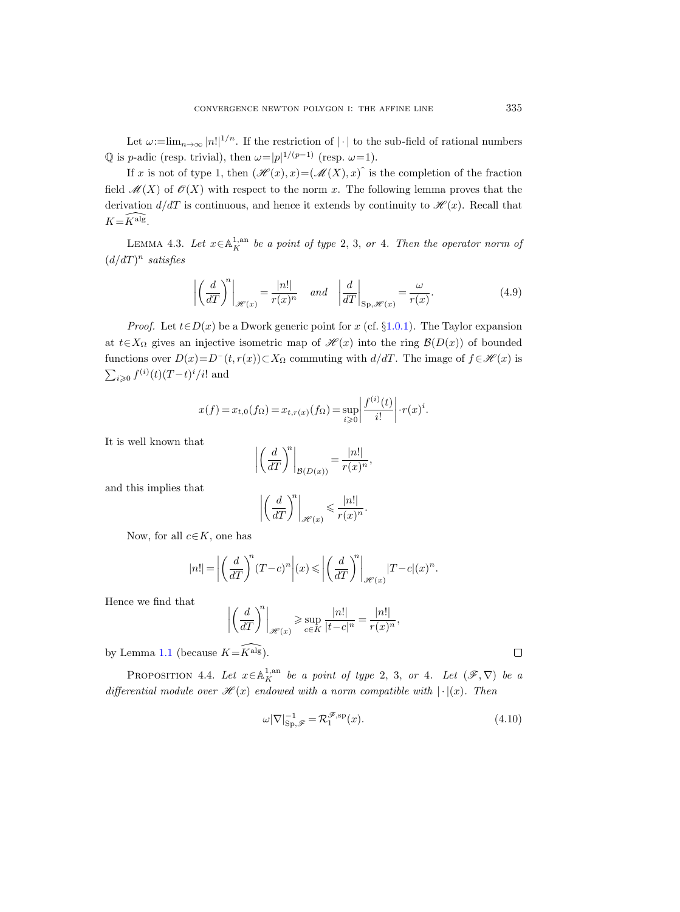Let $\omega := \lim_{n\to\infty} |n!|^{1/n}$. If the restriction of $|\cdot|$ to the sub-field of rational numbers $\mathbb{Q}$ is $p$-adic (resp. trivial), then $\omega = |p|^{1/(p-1)}$ (resp. $\omega = 1$).

If $x$ is not of type 1, then $(\mathscr{H}(x), x) = (\mathscr{M}(X), x)^{\widehat{}}$ is the completion of the fraction field $\mathscr{M}(X)$ of $\mathscr{O}(X)$ with respect to the norm $x$. The following lemma proves that the derivation $d/dT$ is continuous, and hence it extends by continuity to $\mathscr{H}(x)$. Recall that $K = \widehat{K^{\mathrm{alg}}}$.

Lemma 4.3. *Let $x \in \mathbb{A}^{1,\mathrm{an}}_K$ be a point of type 2, 3, or 4. Then the operator norm of $(d/dT)^n$ satisfies*

$$\left| \left( \frac{d}{dT} \right)^n \right|_{\mathscr{H}(x)} = \frac{|n!|}{r(x)^n} \quad \text{and} \quad \left| \frac{d}{dT} \right|_{\mathrm{Sp}, \mathscr{H}(x)} = \frac{\omega}{r(x)}. \tag{4.9}$$

*Proof.* Let $t \in D(x)$ be a Dwork generic point for $x$ (cf. §1.0.1). The Taylor expansion at $t \in X_\Omega$ gives an injective isometric map of $\mathscr{H}(x)$ into the ring $\mathcal{B}(D(x))$ of bounded functions over $D(x) = D^-(t, r(x)) \subset X_\Omega$ commuting with $d/dT$. The image of $f \in \mathscr{H}(x)$ is $\sum_{i \geqslant 0} f^{(i)}(t)(T-t)^i / i!$ and

$$x(f) = x_{t,0}(f_\Omega) = x_{t,r(x)}(f_\Omega) = \sup_{i \geqslant 0} \left| \frac{f^{(i)}(t)}{i!} \right| \cdot r(x)^i.$$

It is well known that

$$\left| \left( \frac{d}{dT} \right)^n \right|_{\mathcal{B}(D(x))} = \frac{|n!|}{r(x)^n},$$

and this implies that

$$\left| \left( \frac{d}{dT} \right)^n \right|_{\mathscr{H}(x)} \leqslant \frac{|n!|}{r(x)^n}.$$

Now, for all $c \in K$, one has

$$|n!| = \left| \left( \frac{d}{dT} \right)^n (T-c)^n \right|(x) \leqslant \left| \left( \frac{d}{dT} \right)^n \right|_{\mathscr{H}(x)} |T-c|(x)^n.$$

Hence we find that

$$\left| \left( \frac{d}{dT} \right)^n \right|_{\mathscr{H}(x)} \geqslant \sup_{c \in K} \frac{|n!|}{|t-c|^n} = \frac{|n!|}{r(x)^n},$$

by Lemma 1.1 (because $K = \widehat{K^{\mathrm{alg}}}$). $\square$

Proposition 4.4. *Let $x \in \mathbb{A}^{1,\mathrm{an}}_K$ be a point of type 2, 3, or 4. Let $(\mathscr{F}, \nabla)$ be a differential module over $\mathscr{H}(x)$ endowed with a norm compatible with $|\cdot|(x)$. Then*

$$\omega |\nabla|^{-1}_{\mathrm{Sp}, \mathscr{F}} = \mathcal{R}^{\mathscr{F}, \mathrm{sp}}_1(x). \tag{4.10}$$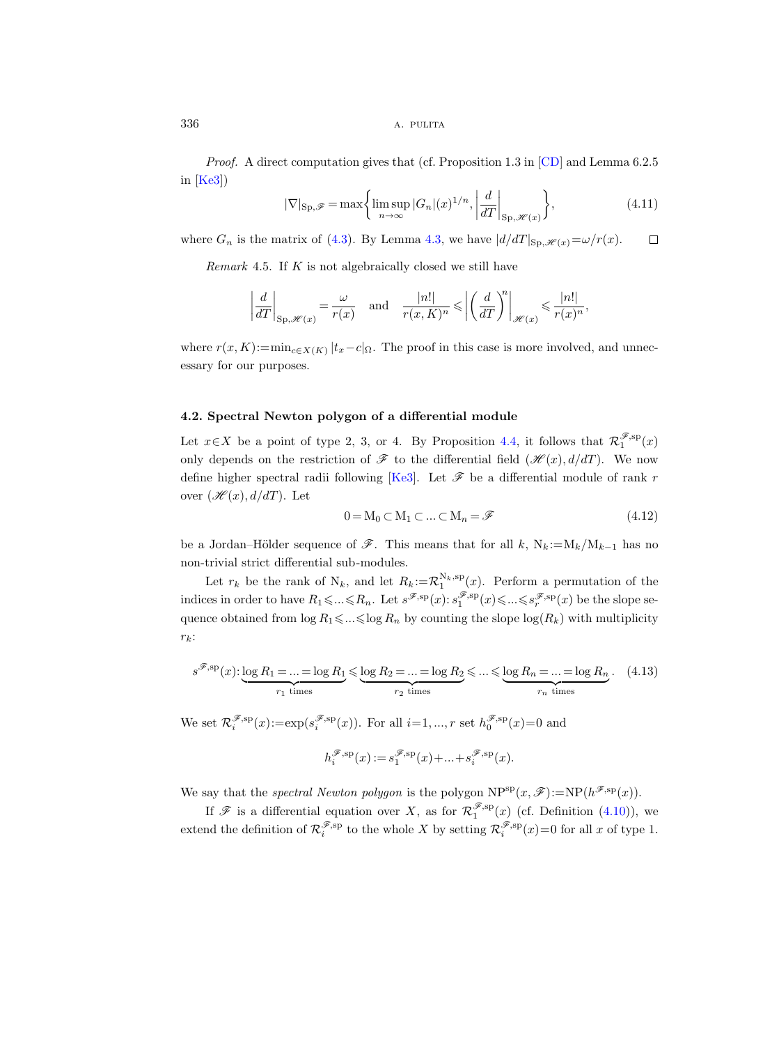*Proof.* A direct computation gives that (cf. Proposition 1.3 in [CD] and Lemma 6.2.5 in [Ke3])

$$|\nabla|_{\mathrm{Sp},\mathscr{F}} = \max\left\{ \limsup_{n\to\infty} |G_n|(x)^{1/n}, \left|\frac{d}{dT}\right|_{\mathrm{Sp},\mathscr{H}(x)} \right\}, \tag{4.11}$$

where $G_n$ is the matrix of (4.3). By Lemma 4.3, we have $|d/dT|_{\mathrm{Sp},\mathscr{H}(x)} = \omega/r(x)$. $\square$

*Remark* 4.5. If $K$ is not algebraically closed we still have

$$\left|\frac{d}{dT}\right|_{\mathrm{Sp},\mathscr{H}(x)} = \frac{\omega}{r(x)} \quad \text{and} \quad \frac{|n!|}{r(x,K)^n} \leqslant \left|\left(\frac{d}{dT}\right)^n\right|_{\mathscr{H}(x)} \leqslant \frac{|n!|}{r(x)^n},$$

where $r(x,K) := \min_{c\in X(K)} |t_x - c|_\Omega$. The proof in this case is more involved, and unnecessary for our purposes.

### 4.2. Spectral Newton polygon of a differential module

Let $x\in X$ be a point of type 2, 3, or 4. By Proposition 4.4, it follows that $\mathcal{R}_1^{\mathscr{F},\mathrm{sp}}(x)$ only depends on the restriction of $\mathscr{F}$ to the differential field $(\mathscr{H}(x), d/dT)$. We now define higher spectral radii following [Ke3]. Let $\mathscr{F}$ be a differential module of rank $r$ over $(\mathscr{H}(x), d/dT)$. Let

$$0 = \mathrm{M}_0 \subset \mathrm{M}_1 \subset \ldots \subset \mathrm{M}_n = \mathscr{F} \tag{4.12}$$

be a Jordan–Hölder sequence of $\mathscr{F}$. This means that for all $k$, $\mathrm{N}_k := \mathrm{M}_k/\mathrm{M}_{k-1}$ has no non-trivial strict differential sub-modules.

Let $r_k$ be the rank of $\mathrm{N}_k$, and let $R_k := \mathcal{R}_1^{\mathrm{N}_k,\mathrm{sp}}(x)$. Perform a permutation of the indices in order to have $R_1 \leqslant \ldots \leqslant R_n$. Let $s^{\mathscr{F},\mathrm{sp}}(x)$: $s_1^{\mathscr{F},\mathrm{sp}}(x) \leqslant \ldots \leqslant s_r^{\mathscr{F},\mathrm{sp}}(x)$ be the slope sequence obtained from $\log R_1 \leqslant \ldots \leqslant \log R_n$ by counting the slope $\log(R_k)$ with multiplicity $r_k$:

$$s^{\mathscr{F},\mathrm{sp}}(x)\colon \underbrace{\log R_1 = \ldots = \log R_1}_{r_1 \text{ times}} \leqslant \underbrace{\log R_2 = \ldots = \log R_2}_{r_2 \text{ times}} \leqslant \ldots \leqslant \underbrace{\log R_n = \ldots = \log R_n}_{r_n \text{ times}}. \tag{4.13}$$

We set $\mathcal{R}_i^{\mathscr{F},\mathrm{sp}}(x) := \exp(s_i^{\mathscr{F},\mathrm{sp}}(x))$. For all $i = 1, \ldots, r$ set $h_0^{\mathscr{F},\mathrm{sp}}(x) = 0$ and

$$h_i^{\mathscr{F},\mathrm{sp}}(x) := s_1^{\mathscr{F},\mathrm{sp}}(x) + \ldots + s_i^{\mathscr{F},\mathrm{sp}}(x).$$

We say that the *spectral Newton polygon* is the polygon $\mathrm{NP}^{\mathrm{sp}}(x,\mathscr{F}) := \mathrm{NP}(h^{\mathscr{F},\mathrm{sp}}(x))$.

If $\mathscr{F}$ is a differential equation over $X$, as for $\mathcal{R}_1^{\mathscr{F},\mathrm{sp}}(x)$ (cf. Definition (4.10)), we extend the definition of $\mathcal{R}_i^{\mathscr{F},\mathrm{sp}}$ to the whole $X$ by setting $\mathcal{R}_i^{\mathscr{F},\mathrm{sp}}(x) = 0$ for all $x$ of type 1.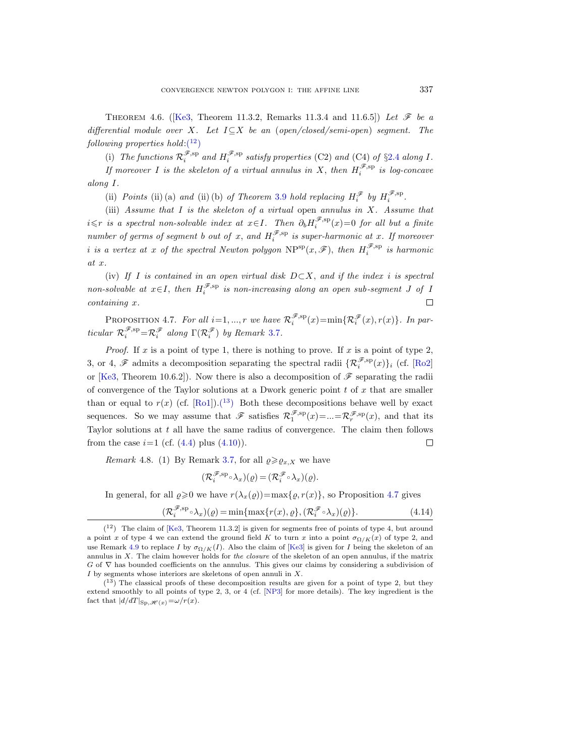Theorem 4.6. ([Ke3, Theorem 11.3.2, Remarks 11.3.4 and 11.6.5]) *Let $\mathscr{F}$ be a differential module over $X$. Let $I\subseteq X$ be an (open/closed/semi-open) segment. The following properties hold:*[12]

(i) *The functions $\mathcal{R}_i^{\mathscr{F},\mathrm{sp}}$ and $H_i^{\mathscr{F},\mathrm{sp}}$ satisfy properties* (C2) *and* (C4) *of* §2.4 *along $I$. If moreover $I$ is the skeleton of a virtual annulus in $X$, then $H_i^{\mathscr{F},\mathrm{sp}}$ is log-concave along $I$.*

(ii) *Points* (ii) (a) *and* (ii) (b) *of Theorem* 3.9 *hold replacing $H_i^{\mathscr{F}}$ by $H_i^{\mathscr{F},\mathrm{sp}}$.*

(iii) *Assume that $I$ is the skeleton of a virtual* open *annulus in $X$. Assume that $i\leqslant r$ is a spectral non-solvable index at $x\in I$. Then $\partial_b H_i^{\mathscr{F},\mathrm{sp}}(x)=0$ for all but a finite number of germs of segment $b$ out of $x$, and $H_i^{\mathscr{F},\mathrm{sp}}$ is super-harmonic at $x$. If moreover $i$ is a vertex at $x$ of the spectral Newton polygon $\mathrm{NP}^{\mathrm{sp}}(x,\mathscr{F})$, then $H_i^{\mathscr{F},\mathrm{sp}}$ is harmonic at $x$.*

(iv) *If $I$ is contained in an open virtual disk $D\subset X$, and if the index $i$ is spectral non-solvable at $x\in I$, then $H_i^{\mathscr{F},\mathrm{sp}}$ is non-increasing along an open sub-segment $J$ of $I$ containing $x$.* □

Proposition 4.7. *For all $i=1,...,r$ we have $\mathcal{R}_i^{\mathscr{F},\mathrm{sp}}(x)=\min\{\mathcal{R}_i^{\mathscr{F}}(x),r(x)\}$. In particular $\mathcal{R}_i^{\mathscr{F},\mathrm{sp}}=\mathcal{R}_i^{\mathscr{F}}$ along $\Gamma(\mathcal{R}_i^{\mathscr{F}})$ by Remark* 3.7.

*Proof.* If $x$ is a point of type 1, there is nothing to prove. If $x$ is a point of type 2, 3, or 4, $\mathscr{F}$ admits a decomposition separating the spectral radii $\{\mathcal{R}_i^{\mathscr{F},\mathrm{sp}}(x)\}_i$ (cf. [Ro2] or [Ke3, Theorem 10.6.2]). Now there is also a decomposition of $\mathscr{F}$ separating the radii of convergence of the Taylor solutions at a Dwork generic point $t$ of $x$ that are smaller than or equal to $r(x)$ (cf. [Ro1]).[13] Both these decompositions behave well by exact sequences. So we may assume that $\mathscr{F}$ satisfies $\mathcal{R}_1^{\mathscr{F},\mathrm{sp}}(x)=...=\mathcal{R}_r^{\mathscr{F},\mathrm{sp}}(x)$, and that its Taylor solutions at $t$ all have the same radius of convergence. The claim then follows from the case $i=1$ (cf. (4.4) plus (4.10)). □

*Remark* 4.8. (1) By Remark 3.7, for all $\varrho\geqslant\varrho_{x,X}$ we have

$$(\mathcal{R}_i^{\mathscr{F},\mathrm{sp}}\circ\lambda_x)(\varrho)=(\mathcal{R}_i^{\mathscr{F}}\circ\lambda_x)(\varrho).$$

In general, for all $\varrho\geqslant 0$ we have $r(\lambda_x(\varrho))=\max\{\varrho,r(x)\}$, so Proposition 4.7 gives

$$(\mathcal{R}_i^{\mathscr{F},\mathrm{sp}}\circ\lambda_x)(\varrho)=\min\{\max\{r(x),\varrho\},(\mathcal{R}_i^{\mathscr{F}}\circ\lambda_x)(\varrho)\}. \tag{4.14}$$

---

[12] The claim of [Ke3, Theorem 11.3.2] is given for segments free of points of type 4, but around a point $x$ of type 4 we can extend the ground field $K$ to turn $x$ into a point $\sigma_{\Omega/K}(x)$ of type 2, and use Remark 4.9 to replace $I$ by $\sigma_{\Omega/K}(I)$. Also the claim of [Ke3] is given for $I$ being the skeleton of an annulus in $X$. The claim however holds for *the closure* of the skeleton of an open annulus, if the matrix $G$ of $\nabla$ has bounded coefficients on the annulus. This gives our claims by considering a subdivision of $I$ by segments whose interiors are skeletons of open annuli in $X$.

[13] The classical proofs of these decomposition results are given for a point of type 2, but they extend smoothly to all points of type 2, 3, or 4 (cf. [NP3] for more details). The key ingredient is the fact that $|d/dT|_{\mathrm{Sp},\mathscr{H}(x)}=\omega/r(x)$.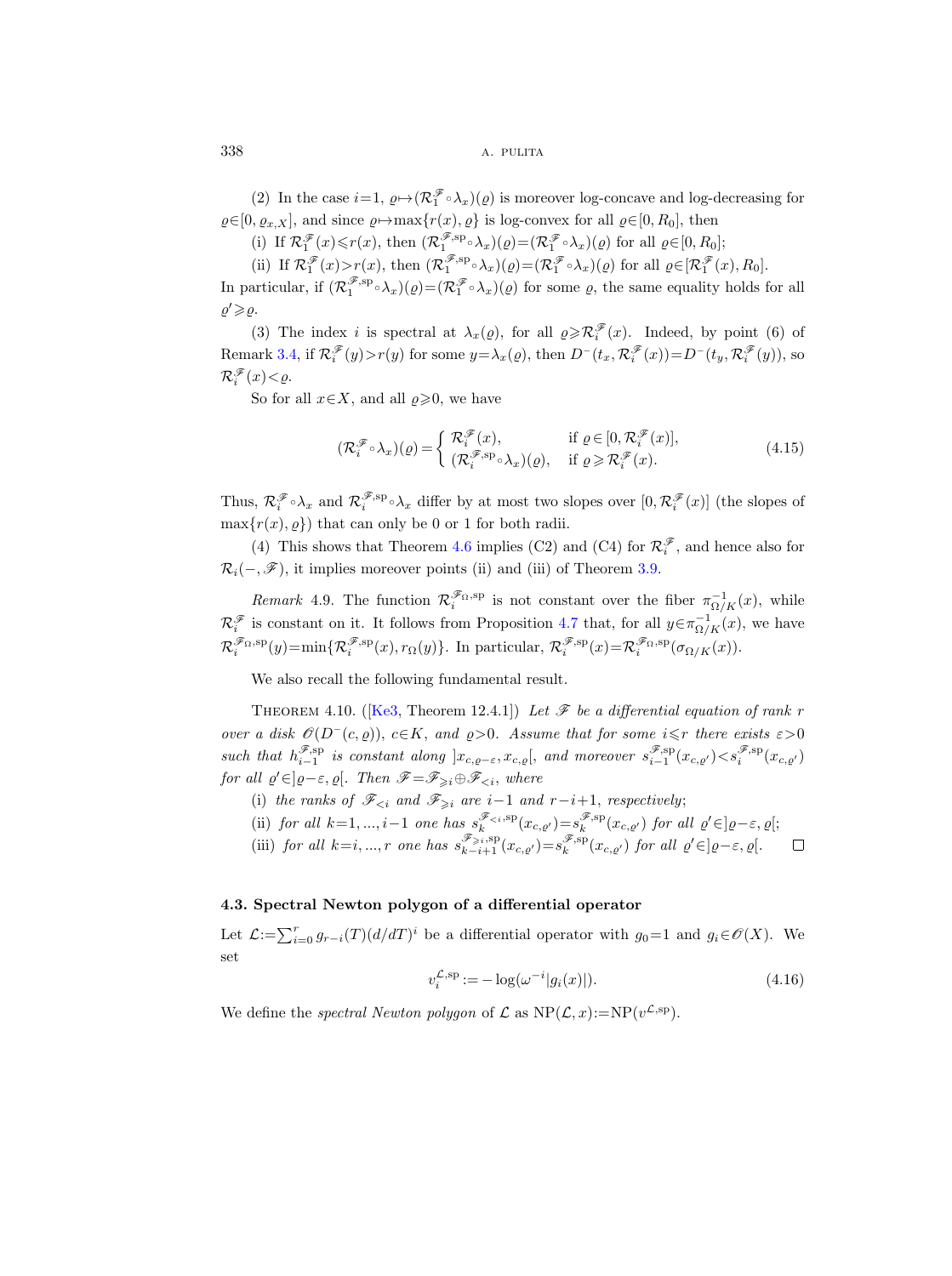(2) In the case $i=1$, $\varrho\mapsto(\mathcal{R}_1^{\mathscr{F}}\circ\lambda_x)(\varrho)$ is moreover log-concave and log-decreasing for $\varrho\in[0,\varrho_{x,X}]$, and since $\varrho\mapsto\max\{r(x),\varrho\}$ is log-convex for all $\varrho\in[0,R_0]$, then

(i) If $\mathcal{R}_1^{\mathscr{F}}(x)\leqslant r(x)$, then $(\mathcal{R}_1^{\mathscr{F},\mathrm{sp}}\circ\lambda_x)(\varrho)=(\mathcal{R}_1^{\mathscr{F}}\circ\lambda_x)(\varrho)$ for all $\varrho\in[0,R_0]$;

(ii) If $\mathcal{R}_1^{\mathscr{F}}(x)>r(x)$, then $(\mathcal{R}_1^{\mathscr{F},\mathrm{sp}}\circ\lambda_x)(\varrho)=(\mathcal{R}_1^{\mathscr{F}}\circ\lambda_x)(\varrho)$ for all $\varrho\in[\mathcal{R}_1^{\mathscr{F}}(x),R_0]$.

In particular, if $(\mathcal{R}_1^{\mathscr{F},\mathrm{sp}}\circ\lambda_x)(\varrho)=(\mathcal{R}_1^{\mathscr{F}}\circ\lambda_x)(\varrho)$ for some $\varrho$, the same equality holds for all $\varrho'\geqslant\varrho$.

(3) The index $i$ is spectral at $\lambda_x(\varrho)$, for all $\varrho\geqslant\mathcal{R}_i^{\mathscr{F}}(x)$. Indeed, by point (6) of Remark 3.4, if $\mathcal{R}_i^{\mathscr{F}}(y)>r(y)$ for some $y=\lambda_x(\varrho)$, then $D^-(t_x,\mathcal{R}_i^{\mathscr{F}}(x))=D^-(t_y,\mathcal{R}_i^{\mathscr{F}}(y))$, so $\mathcal{R}_i^{\mathscr{F}}(x)<\varrho$.

So for all $x\in X$, and all $\varrho\geqslant 0$, we have

$$(\mathcal{R}_i^{\mathscr{F}}\circ\lambda_x)(\varrho)=\begin{cases}\mathcal{R}_i^{\mathscr{F}}(x), & \text{if } \varrho\in[0,\mathcal{R}_i^{\mathscr{F}}(x)],\\ (\mathcal{R}_i^{\mathscr{F},\mathrm{sp}}\circ\lambda_x)(\varrho), & \text{if } \varrho\geqslant\mathcal{R}_i^{\mathscr{F}}(x).\end{cases}\tag{4.15}$$

Thus, $\mathcal{R}_i^{\mathscr{F}}\circ\lambda_x$ and $\mathcal{R}_i^{\mathscr{F},\mathrm{sp}}\circ\lambda_x$ differ by at most two slopes over $[0,\mathcal{R}_i^{\mathscr{F}}(x)]$ (the slopes of $\max\{r(x),\varrho\}$) that can only be 0 or 1 for both radii.

(4) This shows that Theorem 4.6 implies (C2) and (C4) for $\mathcal{R}_i^{\mathscr{F}}$, and hence also for $\mathcal{R}_i(-,\mathscr{F})$, it implies moreover points (ii) and (iii) of Theorem 3.9.

*Remark* 4.9. The function $\mathcal{R}_i^{\mathscr{F}_\Omega,\mathrm{sp}}$ is not constant over the fiber $\pi_{\Omega/K}^{-1}(x)$, while $\mathcal{R}_i^{\mathscr{F}}$ is constant on it. It follows from Proposition 4.7 that, for all $y\in\pi_{\Omega/K}^{-1}(x)$, we have $\mathcal{R}_i^{\mathscr{F}_\Omega,\mathrm{sp}}(y)=\min\{\mathcal{R}_i^{\mathscr{F},\mathrm{sp}}(x),r_\Omega(y)\}$. In particular, $\mathcal{R}_i^{\mathscr{F},\mathrm{sp}}(x)=\mathcal{R}_i^{\mathscr{F}_\Omega,\mathrm{sp}}(\sigma_{\Omega/K}(x))$.

We also recall the following fundamental result.

Theorem 4.10. ([Ke3, Theorem 12.4.1]) *Let $\mathscr{F}$ be a differential equation of rank $r$ over a disk $\mathscr{O}(D^-(c,\varrho))$, $c\in K$, and $\varrho>0$. Assume that for some $i\leqslant r$ there exists $\varepsilon>0$ such that $h_{i-1}^{\mathscr{F},\mathrm{sp}}$ is constant along $]x_{c,\varrho-\varepsilon},x_{c,\varrho}[$, and moreover $s_{i-1}^{\mathscr{F},\mathrm{sp}}(x_{c,\varrho'})<s_i^{\mathscr{F},\mathrm{sp}}(x_{c,\varrho'})$ for all $\varrho'\in]\varrho-\varepsilon,\varrho[$. Then $\mathscr{F}=\mathscr{F}_{\geqslant i}\oplus\mathscr{F}_{<i}$, where*

(i) *the ranks of $\mathscr{F}_{<i}$ and $\mathscr{F}_{\geqslant i}$ are $i-1$ and $r-i+1$, respectively;*

(ii) *for all $k=1,\dots,i-1$ one has $s_k^{\mathscr{F}_{<i},\mathrm{sp}}(x_{c,\varrho'})=s_k^{\mathscr{F},\mathrm{sp}}(x_{c,\varrho'})$ for all $\varrho'\in]\varrho-\varepsilon,\varrho[$;*

(iii) *for all $k=i,\dots,r$ one has $s_{k-i+1}^{\mathscr{F}_{\geqslant i},\mathrm{sp}}(x_{c,\varrho'})=s_k^{\mathscr{F},\mathrm{sp}}(x_{c,\varrho'})$ for all $\varrho'\in]\varrho-\varepsilon,\varrho[$.* □

### 4.3. Spectral Newton polygon of a differential operator

Let $\mathcal{L}:=\sum_{i=0}^r g_{r-i}(T)(d/dT)^i$ be a differential operator with $g_0=1$ and $g_i\in\mathscr{O}(X)$. We set

$$v_i^{\mathcal{L},\mathrm{sp}}:=-\log(\omega^{-i}|g_i(x)|).\tag{4.16}$$

We define the *spectral Newton polygon* of $\mathcal{L}$ as $\mathrm{NP}(\mathcal{L},x):=\mathrm{NP}(v^{\mathcal{L},\mathrm{sp}})$.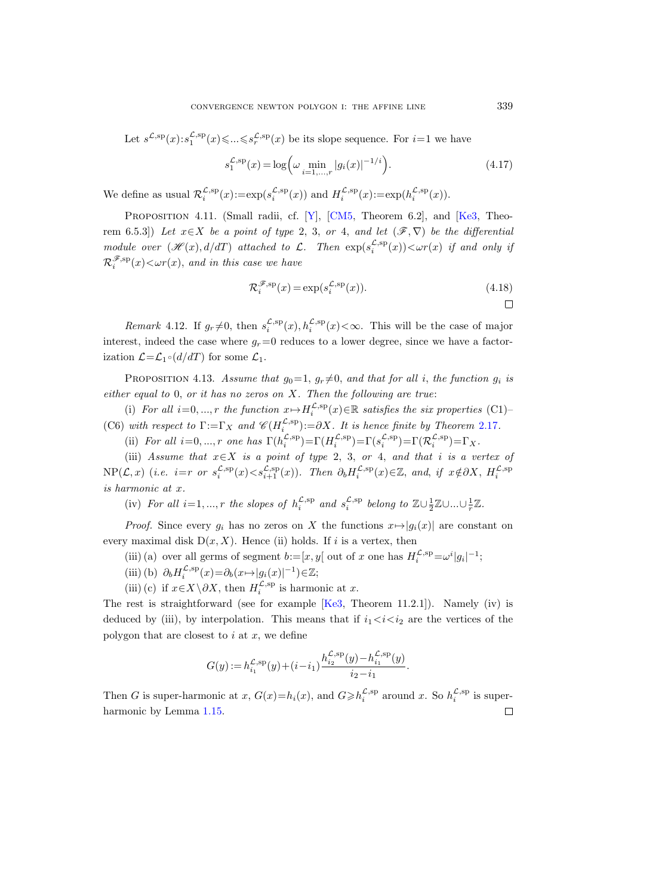Let $s^{\mathcal{L},\mathrm{sp}}(x): s_1^{\mathcal{L},\mathrm{sp}}(x) \leqslant ... \leqslant s_r^{\mathcal{L},\mathrm{sp}}(x)$ be its slope sequence. For $i=1$ we have

$$s_1^{\mathcal{L},\mathrm{sp}}(x) = \log\Big(\omega \min_{i=1,...,r} |g_i(x)|^{-1/i}\Big). \tag{4.17}$$

We define as usual $\mathcal{R}_i^{\mathcal{L},\mathrm{sp}}(x) := \exp(s_i^{\mathcal{L},\mathrm{sp}}(x))$ and $H_i^{\mathcal{L},\mathrm{sp}}(x) := \exp(h_i^{\mathcal{L},\mathrm{sp}}(x))$.

Proposition 4.11. (Small radii, cf. [Y], [CM5, Theorem 6.2], and [Ke3, Theorem 6.5.3]) *Let $x \in X$ be a point of type 2, 3, or 4, and let $(\mathscr{F}, \nabla)$ be the differential module over $(\mathscr{H}(x), d/dT)$ attached to $\mathcal{L}$. Then $\exp(s_i^{\mathcal{L},\mathrm{sp}}(x)) < \omega r(x)$ if and only if $\mathcal{R}_i^{\mathscr{F},\mathrm{sp}}(x) < \omega r(x)$, and in this case we have*

$$\mathcal{R}_i^{\mathscr{F},\mathrm{sp}}(x) = \exp(s_i^{\mathcal{L},\mathrm{sp}}(x)). \tag{4.18}$$

□

*Remark* 4.12. If $g_r \neq 0$, then $s_i^{\mathcal{L},\mathrm{sp}}(x), h_i^{\mathcal{L},\mathrm{sp}}(x) < \infty$. This will be the case of major interest, indeed the case where $g_r = 0$ reduces to a lower degree, since we have a factorization $\mathcal{L} = \mathcal{L}_1 \circ (d/dT)$ for some $\mathcal{L}_1$.

Proposition 4.13. *Assume that $g_0 = 1$, $g_r \neq 0$, and that for all $i$, the function $g_i$ is either equal to 0, or it has no zeros on $X$. Then the following are true*:

(i) *For all $i = 0, ..., r$ the function $x \mapsto H_i^{\mathcal{L},\mathrm{sp}}(x) \in \mathbb{R}$ satisfies the six properties (C1)–(C6) with respect to $\Gamma := \Gamma_X$ and $\mathscr{C}(H_i^{\mathcal{L},\mathrm{sp}}) := \partial X$. It is hence finite by Theorem 2.17.*

(ii) *For all $i = 0, ..., r$ one has $\Gamma(h_i^{\mathcal{L},\mathrm{sp}}) = \Gamma(H_i^{\mathcal{L},\mathrm{sp}}) = \Gamma(s_i^{\mathcal{L},\mathrm{sp}}) = \Gamma(\mathcal{R}_i^{\mathcal{L},\mathrm{sp}}) = \Gamma_X$.*

(iii) *Assume that $x \in X$ is a point of type 2, 3, or 4, and that $i$ is a vertex of $\mathrm{NP}(\mathcal{L}, x)$ (i.e. $i = r$ or $s_i^{\mathcal{L},\mathrm{sp}}(x) < s_{i+1}^{\mathcal{L},\mathrm{sp}}(x)$). Then $\partial_b H_i^{\mathcal{L},\mathrm{sp}}(x) \in \mathbb{Z}$, and, if $x \notin \partial X$, $H_i^{\mathcal{L},\mathrm{sp}}$ is harmonic at $x$.*

(iv) *For all $i = 1, ..., r$ the slopes of $h_i^{\mathcal{L},\mathrm{sp}}$ and $s_i^{\mathcal{L},\mathrm{sp}}$ belong to $\mathbb{Z} \cup \frac{1}{2}\mathbb{Z} \cup ... \cup \frac{1}{r}\mathbb{Z}$.*

*Proof.* Since every $g_i$ has no zeros on $X$ the functions $x \mapsto |g_i(x)|$ are constant on every maximal disk $\mathrm{D}(x, X)$. Hence (ii) holds. If $i$ is a vertex, then

(iii) (a) over all germs of segment $b := [x, y[$ out of $x$ one has $H_i^{\mathcal{L},\mathrm{sp}} = \omega^i |g_i|^{-1}$;

(iii) (b) $\partial_b H_i^{\mathcal{L},\mathrm{sp}}(x) = \partial_b (x \mapsto |g_i(x)|^{-1}) \in \mathbb{Z}$;

(iii) (c) if $x \in X \setminus \partial X$, then $H_i^{\mathcal{L},\mathrm{sp}}$ is harmonic at $x$.

The rest is straightforward (see for example [Ke3, Theorem 11.2.1]). Namely (iv) is deduced by (iii), by interpolation. This means that if $i_1 < i < i_2$ are the vertices of the polygon that are closest to $i$ at $x$, we define

$$G(y) := h_{i_1}^{\mathcal{L},\mathrm{sp}}(y) + (i - i_1) \frac{h_{i_2}^{\mathcal{L},\mathrm{sp}}(y) - h_{i_1}^{\mathcal{L},\mathrm{sp}}(y)}{i_2 - i_1}.$$

Then $G$ is super-harmonic at $x$, $G(x) = h_i(x)$, and $G \geqslant h_i^{\mathcal{L},\mathrm{sp}}$ around $x$. So $h_i^{\mathcal{L},\mathrm{sp}}$ is super-harmonic by Lemma 1.15. □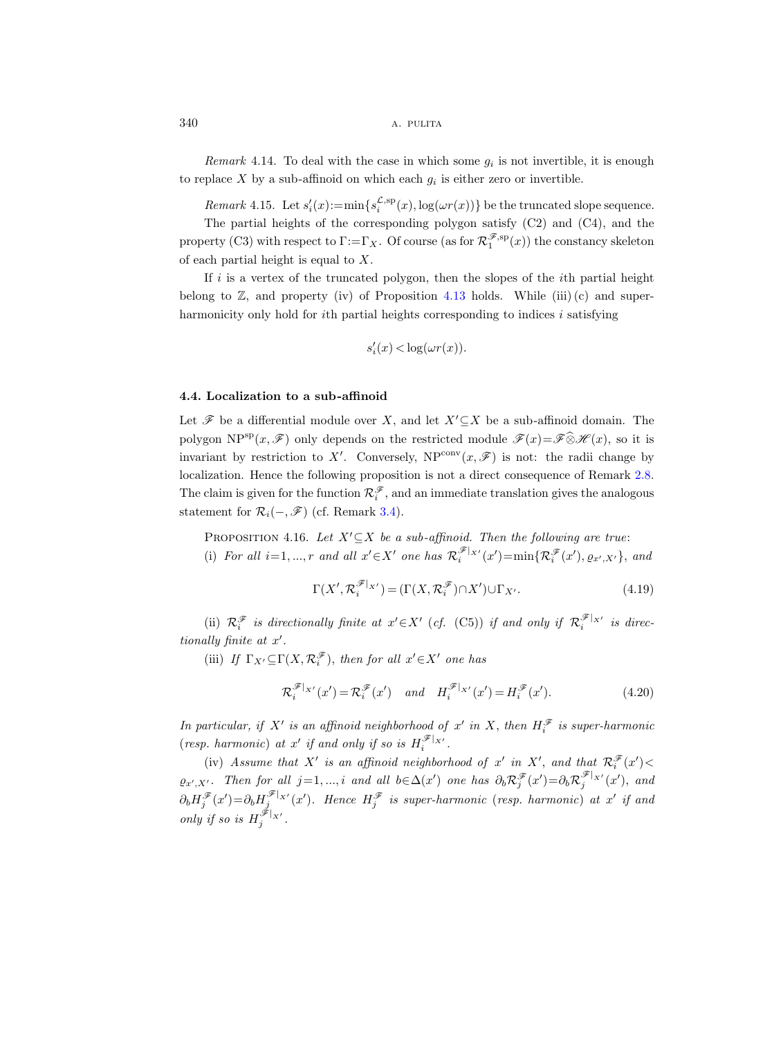*Remark* 4.14. To deal with the case in which some $g_i$ is not invertible, it is enough to replace $X$ by a sub-affinoid on which each $g_i$ is either zero or invertible.

*Remark* 4.15. Let $s'_i(x):=\min\{s_i^{\mathcal{L},\mathrm{sp}}(x),\log(\omega r(x))\}$ be the truncated slope sequence.

The partial heights of the corresponding polygon satisfy (C2) and (C4), and the property (C3) with respect to $\Gamma:=\Gamma_X$. Of course (as for $\mathcal{R}_1^{\mathscr{F},\mathrm{sp}}(x)$) the constancy skeleton of each partial height is equal to $X$.

If $i$ is a vertex of the truncated polygon, then the slopes of the $i$th partial height belong to $\mathbb{Z}$, and property (iv) of Proposition 4.13 holds. While (iii) (c) and super-harmonicity only hold for $i$th partial heights corresponding to indices $i$ satisfying

$$s'_i(x)<\log(\omega r(x)).$$

### 4.4. Localization to a sub-affinoid

Let $\mathscr{F}$ be a differential module over $X$, and let $X'\subseteq X$ be a sub-affinoid domain. The polygon $\mathrm{NP}^{\mathrm{sp}}(x,\mathscr{F})$ only depends on the restricted module $\mathscr{F}(x)=\mathscr{F}\widehat{\otimes}\mathscr{H}(x)$, so it is invariant by restriction to $X'$. Conversely, $\mathrm{NP}^{\mathrm{conv}}(x,\mathscr{F})$ is not: the radii change by localization. Hence the following proposition is not a direct consequence of Remark 2.8. The claim is given for the function $\mathcal{R}_i^{\mathscr{F}}$, and an immediate translation gives the analogous statement for $\mathcal{R}_i(-,\mathscr{F})$ (cf. Remark 3.4).

Proposition 4.16. *Let $X'\subseteq X$ be a sub-affinoid. Then the following are true*:

(i) *For all $i=1,...,r$ and all $x'\in X'$ one has $\mathcal{R}_i^{\mathscr{F}|_{X'}}(x')=\min\{\mathcal{R}_i^{\mathscr{F}}(x'),\varrho_{x',X'}\}$, and*

$$\Gamma(X',\mathcal{R}_i^{\mathscr{F}|_{X'}})=(\Gamma(X,\mathcal{R}_i^{\mathscr{F}})\cap X')\cup\Gamma_{X'}. \tag{4.19}$$

(ii) *$\mathcal{R}_i^{\mathscr{F}}$ is directionally finite at $x'\in X'$ (cf.* (C5)) *if and only if $\mathcal{R}_i^{\mathscr{F}|_{X'}}$ is directionally finite at $x'$.*

(iii) *If $\Gamma_{X'}\subseteq\Gamma(X,\mathcal{R}_i^{\mathscr{F}})$, then for all $x'\in X'$ one has*

$$\mathcal{R}_i^{\mathscr{F}|_{X'}}(x')=\mathcal{R}_i^{\mathscr{F}}(x')\quad\textit{and}\quad H_i^{\mathscr{F}|_{X'}}(x')=H_i^{\mathscr{F}}(x'). \tag{4.20}$$

*In particular, if $X'$ is an affinoid neighborhood of $x'$ in $X$, then $H_i^{\mathscr{F}}$ is super-harmonic* (*resp. harmonic*) *at $x'$ if and only if so is $H_i^{\mathscr{F}|_{X'}}$.*

(iv) *Assume that $X'$ is an affinoid neighborhood of $x'$ in $X'$, and that $\mathcal{R}_i^{\mathscr{F}}(x')<\varrho_{x',X'}$. Then for all $j=1,...,i$ and all $b\in\Delta(x')$ one has $\partial_b\mathcal{R}_j^{\mathscr{F}}(x')=\partial_b\mathcal{R}_j^{\mathscr{F}|_{X'}}(x')$, and $\partial_b H_j^{\mathscr{F}}(x')=\partial_b H_j^{\mathscr{F}|_{X'}}(x')$. Hence $H_j^{\mathscr{F}}$ is super-harmonic* (*resp. harmonic*) *at $x'$ if and only if so is $H_j^{\mathscr{F}|_{X'}}$.*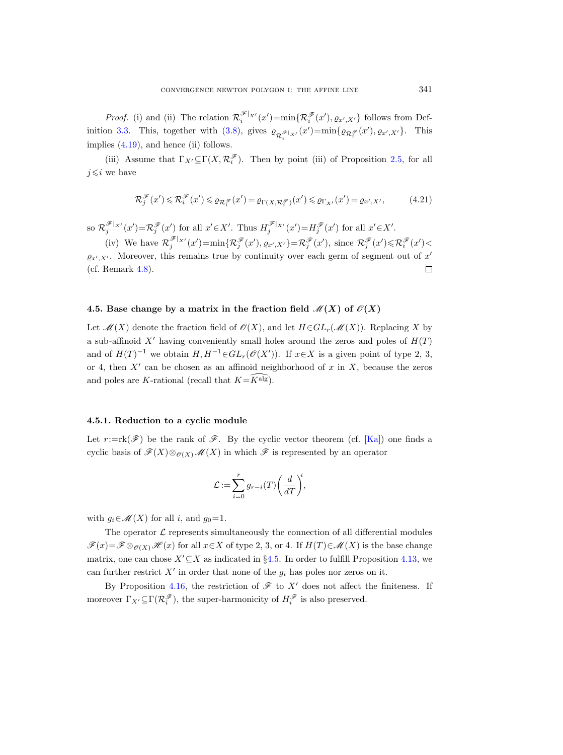*Proof.* (i) and (ii) The relation $\mathcal{R}_i^{\mathscr{F}|_{X'}}(x')=\min\{\mathcal{R}_i^{\mathscr{F}}(x'),\varrho_{x',X'}\}$ follows from Definition 3.3. This, together with (3.8), gives $\varrho_{\mathcal{R}_i^{\mathscr{F}|_{X'}}}(x')=\min\{\varrho_{\mathcal{R}_i^{\mathscr{F}}}(x'),\varrho_{x',X'}\}$. This implies (4.19), and hence (ii) follows.

(iii) Assume that $\Gamma_{X'}\subseteq\Gamma(X,\mathcal{R}_i^{\mathscr{F}})$. Then by point (iii) of Proposition 2.5, for all $j\leqslant i$ we have

$$\mathcal{R}_j^{\mathscr{F}}(x')\leqslant\mathcal{R}_i^{\mathscr{F}}(x')\leqslant\varrho_{\mathcal{R}_i^{\mathscr{F}}}(x')=\varrho_{\Gamma(X,\mathcal{R}_i^{\mathscr{F}})}(x')\leqslant\varrho_{\Gamma_{X'}}(x')=\varrho_{x',X'},\tag{4.21}$$

so $\mathcal{R}_j^{\mathscr{F}|_{X'}}(x')=\mathcal{R}_j^{\mathscr{F}}(x')$ for all $x'\in X'$. Thus $H_j^{\mathscr{F}|_{X'}}(x')=H_j^{\mathscr{F}}(x')$ for all $x'\in X'$.

(iv) We have $\mathcal{R}_j^{\mathscr{F}|_{X'}}(x')=\min\{\mathcal{R}_j^{\mathscr{F}}(x'),\varrho_{x',X'}\}=\mathcal{R}_j^{\mathscr{F}}(x')$, since $\mathcal{R}_j^{\mathscr{F}}(x')\leqslant\mathcal{R}_i^{\mathscr{F}}(x')<\varrho_{x',X'}$. Moreover, this remains true by continuity over each germ of segment out of $x'$ (cf. Remark 4.8). □

### 4.5. Base change by a matrix in the fraction field $\mathscr{M}(X)$ of $\mathscr{O}(X)$

Let $\mathscr{M}(X)$ denote the fraction field of $\mathscr{O}(X)$, and let $H\in GL_r(\mathscr{M}(X))$. Replacing $X$ by a sub-affinoid $X'$ having conveniently small holes around the zeros and poles of $H(T)$ and of $H(T)^{-1}$ we obtain $H,H^{-1}\in GL_r(\mathscr{O}(X'))$. If $x\in X$ is a given point of type 2, 3, or 4, then $X'$ can be chosen as an affinoid neighborhood of $x$ in $X$, because the zeros and poles are $K$-rational (recall that $K=\widehat{K^{\mathrm{alg}}}$).

#### 4.5.1. Reduction to a cyclic module

Let $r:=\mathrm{rk}(\mathscr{F})$ be the rank of $\mathscr{F}$. By the cyclic vector theorem (cf. [Ka]) one finds a cyclic basis of $\mathscr{F}(X)\otimes_{\mathscr{O}(X)}\mathscr{M}(X)$ in which $\mathscr{F}$ is represented by an operator

$$\mathcal{L}:=\sum_{i=0}^{r}g_{r-i}(T)\left(\frac{d}{dT}\right)^i,$$

with $g_i\in\mathscr{M}(X)$ for all $i$, and $g_0=1$.

The operator $\mathcal{L}$ represents simultaneously the connection of all differential modules $\mathscr{F}(x)=\mathscr{F}\otimes_{\mathscr{O}(X)}\mathscr{H}(x)$ for all $x\in X$ of type 2, 3, or 4. If $H(T)\in\mathscr{M}(X)$ is the base change matrix, one can chose $X'\subseteq X$ as indicated in §4.5. In order to fulfill Proposition 4.13, we can further restrict $X'$ in order that none of the $g_i$ has poles nor zeros on it.

By Proposition 4.16, the restriction of $\mathscr{F}$ to $X'$ does not affect the finiteness. If moreover $\Gamma_{X'}\subseteq\Gamma(\mathcal{R}_i^{\mathscr{F}})$, the super-harmonicity of $H_i^{\mathscr{F}}$ is also preserved.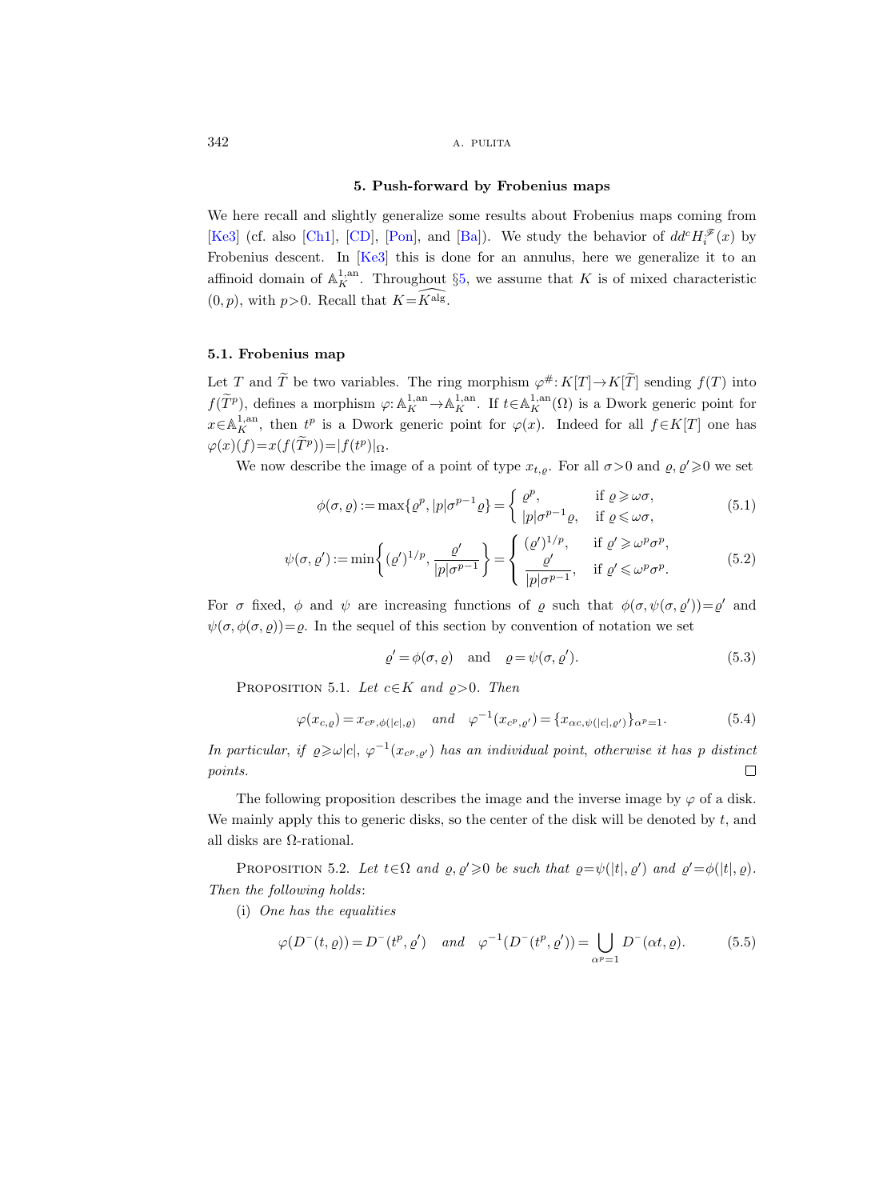## 5. Push-forward by Frobenius maps

We here recall and slightly generalize some results about Frobenius maps coming from [Ke3] (cf. also [Ch1], [CD], [Pon], and [Ba]). We study the behavior of $dd^c H_i^{\mathscr{F}}(x)$ by Frobenius descent. In [Ke3] this is done for an annulus, here we generalize it to an affinoid domain of $\mathbb{A}_K^{1,\mathrm{an}}$. Throughout §5, we assume that $K$ is of mixed characteristic $(0,p)$, with $p>0$. Recall that $K=\widehat{K^{\mathrm{alg}}}$.

### 5.1. Frobenius map

Let $T$ and $\widetilde{T}$ be two variables. The ring morphism $\varphi^{\#}: K[T]\to K[\widetilde{T}]$ sending $f(T)$ into $f(\widetilde{T}^p)$, defines a morphism $\varphi: \mathbb{A}_K^{1,\mathrm{an}}\to\mathbb{A}_K^{1,\mathrm{an}}$. If $t\in\mathbb{A}_K^{1,\mathrm{an}}(\Omega)$ is a Dwork generic point for $x\in\mathbb{A}_K^{1,\mathrm{an}}$, then $t^p$ is a Dwork generic point for $\varphi(x)$. Indeed for all $f\in K[T]$ one has $\varphi(x)(f)=x(f(\widetilde{T}^p))=|f(t^p)|_\Omega$.

We now describe the image of a point of type $x_{t,\varrho}$. For all $\sigma>0$ and $\varrho,\varrho'\geqslant 0$ we set

$$\phi(\sigma,\varrho):=\max\{\varrho^p,|p|\sigma^{p-1}\varrho\}=\begin{cases}\varrho^p, & \text{if } \varrho\geqslant\omega\sigma,\\ |p|\sigma^{p-1}\varrho, & \text{if } \varrho\leqslant\omega\sigma,\end{cases}\tag{5.1}$$

$$\psi(\sigma,\varrho'):=\min\left\{(\varrho')^{1/p},\frac{\varrho'}{|p|\sigma^{p-1}}\right\}=\begin{cases}(\varrho')^{1/p}, & \text{if } \varrho'\geqslant\omega^p\sigma^p,\\ \dfrac{\varrho'}{|p|\sigma^{p-1}}, & \text{if } \varrho'\leqslant\omega^p\sigma^p.\end{cases}\tag{5.2}$$

For $\sigma$ fixed, $\phi$ and $\psi$ are increasing functions of $\varrho$ such that $\phi(\sigma,\psi(\sigma,\varrho'))=\varrho'$ and $\psi(\sigma,\phi(\sigma,\varrho))=\varrho$. In the sequel of this section by convention of notation we set

$$\varrho'=\phi(\sigma,\varrho)\quad\text{and}\quad\varrho=\psi(\sigma,\varrho').\tag{5.3}$$

**Proposition 5.1.** *Let $c\in K$ and $\varrho>0$. Then*

$$\varphi(x_{c,\varrho})=x_{c^p,\phi(|c|,\varrho)}\quad\text{and}\quad\varphi^{-1}(x_{c^p,\varrho'})=\{x_{\alpha c,\psi(|c|,\varrho')}\}_{\alpha^p=1}.\tag{5.4}$$

*In particular, if $\varrho\geqslant\omega|c|$, $\varphi^{-1}(x_{c^p,\varrho'})$ has an individual point, otherwise it has $p$ distinct points.* □

The following proposition describes the image and the inverse image by $\varphi$ of a disk. We mainly apply this to generic disks, so the center of the disk will be denoted by $t$, and all disks are $\Omega$-rational.

**Proposition 5.2.** *Let $t\in\Omega$ and $\varrho,\varrho'\geqslant 0$ be such that $\varrho=\psi(|t|,\varrho')$ and $\varrho'=\phi(|t|,\varrho)$. Then the following holds*:

(i) *One has the equalities*

$$\varphi(D^-(t,\varrho))=D^-(t^p,\varrho')\quad\text{and}\quad\varphi^{-1}(D^-(t^p,\varrho'))=\bigcup_{\alpha^p=1}D^-(\alpha t,\varrho).\tag{5.5}$$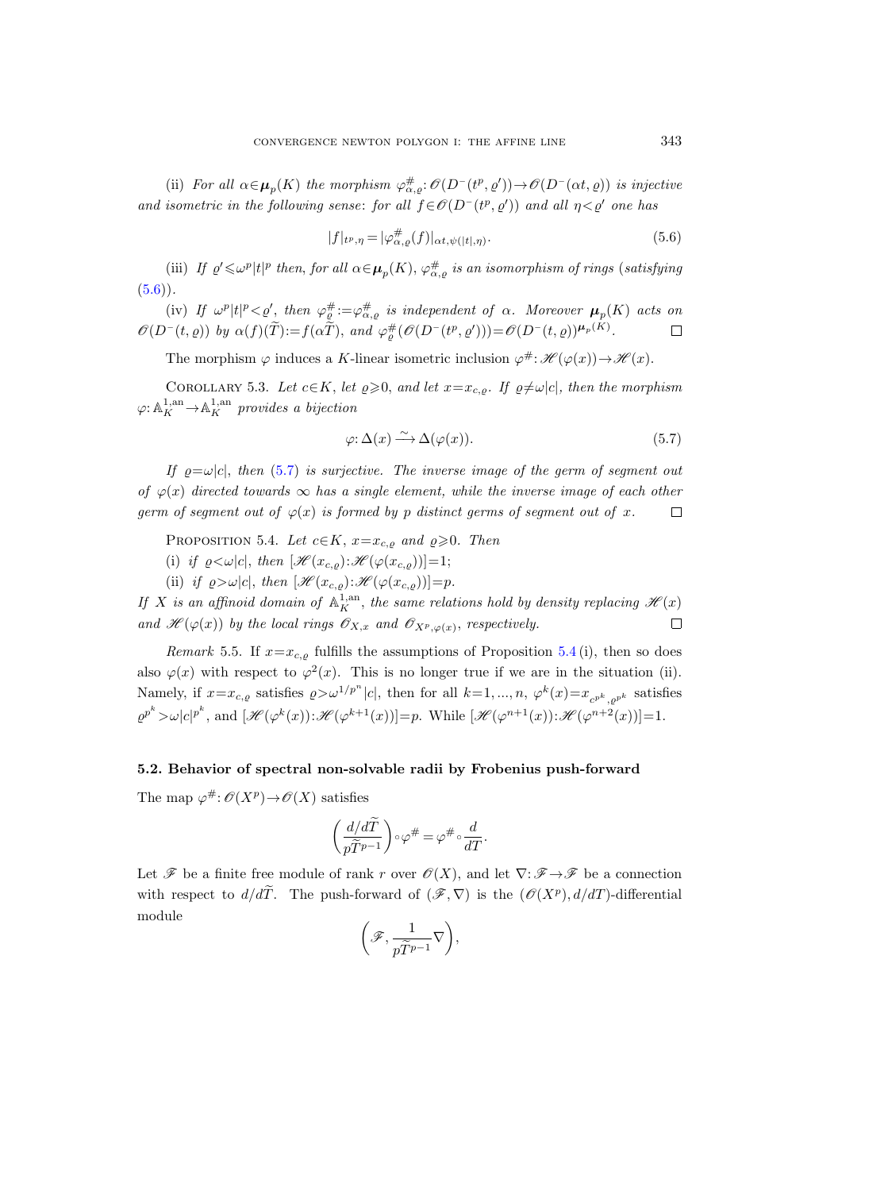(ii) *For all* $\alpha\in\boldsymbol{\mu}_p(K)$ *the morphism* $\varphi^{\#}_{\alpha,\varrho}\colon \mathscr{O}(D^-(t^p,\varrho'))\to\mathscr{O}(D^-(\alpha t,\varrho))$ *is injective and isometric in the following sense*: *for all* $f\in\mathscr{O}(D^-(t^p,\varrho'))$ *and all* $\eta<\varrho'$ *one has*

$$|f|_{t^p,\eta}=|\varphi^{\#}_{\alpha,\varrho}(f)|_{\alpha t,\psi(|t|,\eta)}. \tag{5.6}$$

(iii) *If* $\varrho'\leqslant\omega^p|t|^p$ *then, for all* $\alpha\in\boldsymbol{\mu}_p(K)$, $\varphi^{\#}_{\alpha,\varrho}$ *is an isomorphism of rings* (*satisfying* (5.6)).

(iv) *If* $\omega^p|t|^p<\varrho'$, *then* $\varphi^{\#}_{\varrho}:=\varphi^{\#}_{\alpha,\varrho}$ *is independent of* $\alpha$. *Moreover* $\boldsymbol{\mu}_p(K)$ *acts on* $\mathscr{O}(D^-(t,\varrho))$ *by* $\alpha(f)(\widetilde{T}):=f(\alpha\widetilde{T})$, *and* $\varphi^{\#}_{\varrho}(\mathscr{O}(D^-(t^p,\varrho')))=\mathscr{O}(D^-(t,\varrho))^{\boldsymbol{\mu}_p(K)}$. □

The morphism $\varphi$ induces a $K$-linear isometric inclusion $\varphi^{\#}\colon\mathscr{H}(\varphi(x))\to\mathscr{H}(x)$.

Corollary 5.3. *Let* $c\in K$, *let* $\varrho\geqslant 0$, *and let* $x=x_{c,\varrho}$. *If* $\varrho\neq\omega|c|$, *then the morphism* $\varphi\colon\mathbb{A}^{1,\mathrm{an}}_K\to\mathbb{A}^{1,\mathrm{an}}_K$ *provides a bijection*

$$\varphi\colon\Delta(x)\xrightarrow{\ \sim\ }\Delta(\varphi(x)). \tag{5.7}$$

*If* $\varrho=\omega|c|$, *then* (5.7) *is surjective. The inverse image of the germ of segment out of* $\varphi(x)$ *directed towards* $\infty$ *has a single element, while the inverse image of each other germ of segment out of* $\varphi(x)$ *is formed by* $p$ *distinct germs of segment out of* $x$. □

Proposition 5.4. *Let* $c\in K$, $x=x_{c,\varrho}$ *and* $\varrho\geqslant 0$. *Then*

(i) *if* $\varrho<\omega|c|$, *then* $[\mathscr{H}(x_{c,\varrho}):\mathscr{H}(\varphi(x_{c,\varrho}))]=1$;

(ii) *if* $\varrho>\omega|c|$, *then* $[\mathscr{H}(x_{c,\varrho}):\mathscr{H}(\varphi(x_{c,\varrho}))]=p$.

*If* $X$ *is an affinoid domain of* $\mathbb{A}^{1,\mathrm{an}}_K$, *the same relations hold by density replacing* $\mathscr{H}(x)$ *and* $\mathscr{H}(\varphi(x))$ *by the local rings* $\mathscr{O}_{X,x}$ *and* $\mathscr{O}_{X^p,\varphi(x)}$, *respectively.* □

*Remark* 5.5. If $x=x_{c,\varrho}$ fulfills the assumptions of Proposition 5.4 (i), then so does also $\varphi(x)$ with respect to $\varphi^2(x)$. This is no longer true if we are in the situation (ii). Namely, if $x=x_{c,\varrho}$ satisfies $\varrho>\omega^{1/p^n}|c|$, then for all $k=1,...,n$, $\varphi^k(x)=x_{c^{p^k},\varrho^{p^k}}$ satisfies $\varrho^{p^k}>\omega|c|^{p^k}$, and $[\mathscr{H}(\varphi^k(x)):\mathscr{H}(\varphi^{k+1}(x))]=p$. While $[\mathscr{H}(\varphi^{n+1}(x)):\mathscr{H}(\varphi^{n+2}(x))]=1$.

### 5.2. Behavior of spectral non-solvable radii by Frobenius push-forward

The map $\varphi^{\#}\colon\mathscr{O}(X^p)\to\mathscr{O}(X)$ satisfies

$$\left(\frac{d/d\widetilde{T}}{p\widetilde{T}^{p-1}}\right)\circ\varphi^{\#}=\varphi^{\#}\circ\frac{d}{dT}.$$

Let $\mathscr{F}$ be a finite free module of rank $r$ over $\mathscr{O}(X)$, and let $\nabla\colon\mathscr{F}\to\mathscr{F}$ be a connection with respect to $d/d\widetilde{T}$. The push-forward of $(\mathscr{F},\nabla)$ is the $(\mathscr{O}(X^p),d/dT)$-differential module

$$\left(\mathscr{F},\frac{1}{p\widetilde{T}^{p-1}}\nabla\right),$$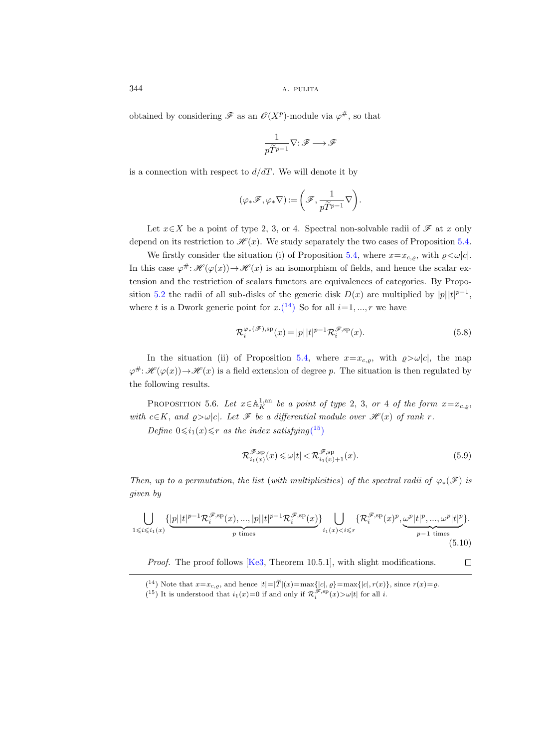obtained by considering $\mathscr{F}$ as an $\mathscr{O}(X^p)$-module via $\varphi^{\#}$, so that

$$\frac{1}{p\widetilde{T}^{p-1}}\nabla\colon \mathscr{F} \longrightarrow \mathscr{F}$$

is a connection with respect to $d/dT$. We will denote it by

$$(\varphi_*\mathscr{F}, \varphi_*\nabla) := \left(\mathscr{F}, \frac{1}{p\widetilde{T}^{p-1}}\nabla\right).$$

Let $x \in X$ be a point of type 2, 3, or 4. Spectral non-solvable radii of $\mathscr{F}$ at $x$ only depend on its restriction to $\mathscr{H}(x)$. We study separately the two cases of Proposition 5.4.

We firstly consider the situation (i) of Proposition 5.4, where $x = x_{c,\varrho}$, with $\varrho < \omega|c|$. In this case $\varphi^{\#}\colon \mathscr{H}(\varphi(x)) \to \mathscr{H}(x)$ is an isomorphism of fields, and hence the scalar extension and the restriction of scalars functors are equivalences of categories. By Proposition 5.2 the radii of all sub-disks of the generic disk $D(x)$ are multiplied by $|p||t|^{p-1}$, where $t$ is a Dwork generic point for $x$.([14]) So for all $i = 1, ..., r$ we have

$$\mathcal{R}_i^{\varphi_*(\mathscr{F}),\mathrm{sp}}(x) = |p||t|^{p-1}\mathcal{R}_i^{\mathscr{F},\mathrm{sp}}(x). \tag{5.8}$$

In the situation (ii) of Proposition 5.4, where $x = x_{c,\varrho}$, with $\varrho > \omega|c|$, the map $\varphi^{\#}\colon \mathscr{H}(\varphi(x)) \to \mathscr{H}(x)$ is a field extension of degree $p$. The situation is then regulated by the following results.

Proposition 5.6. *Let $x \in \mathbb{A}_K^{1,\mathrm{an}}$ be a point of type 2, 3, or 4 of the form $x = x_{c,\varrho}$, with $c \in K$, and $\varrho > \omega|c|$. Let $\mathscr{F}$ be a differential module over $\mathscr{H}(x)$ of rank $r$.*

*Define $0 \leqslant i_1(x) \leqslant r$ as the index satisfying*([15])

$$\mathcal{R}_{i_1(x)}^{\mathscr{F},\mathrm{sp}}(x) \leqslant \omega|t| < \mathcal{R}_{i_1(x)+1}^{\mathscr{F},\mathrm{sp}}(x). \tag{5.9}$$

*Then, up to a permutation, the list (with multiplicities) of the spectral radii of $\varphi_*(\mathscr{F})$ is given by*

$$\bigcup_{1 \leqslant i \leqslant i_1(x)} \{\underbrace{|p||t|^{p-1}\mathcal{R}_i^{\mathscr{F},\mathrm{sp}}(x), ..., |p||t|^{p-1}\mathcal{R}_i^{\mathscr{F},\mathrm{sp}}(x)}_{p \text{ times}}\} \bigcup_{i_1(x) < i \leqslant r} \{\mathcal{R}_i^{\mathscr{F},\mathrm{sp}}(x)^p, \underbrace{\omega^p|t|^p, ..., \omega^p|t|^p}_{p-1 \text{ times}}\}. \tag{5.10}$$

*Proof.* The proof follows [Ke3, Theorem 10.5.1], with slight modifications. $\square$

---

([14]) Note that $x = x_{c,\varrho}$, and hence $|t| = |\widetilde{T}|(x) = \max\{|c|, \varrho\} = \max\{|c|, r(x)\}$, since $r(x) = \varrho$.

([15]) It is understood that $i_1(x) = 0$ if and only if $\mathcal{R}_i^{\mathscr{F},\mathrm{sp}}(x) > \omega|t|$ for all $i$.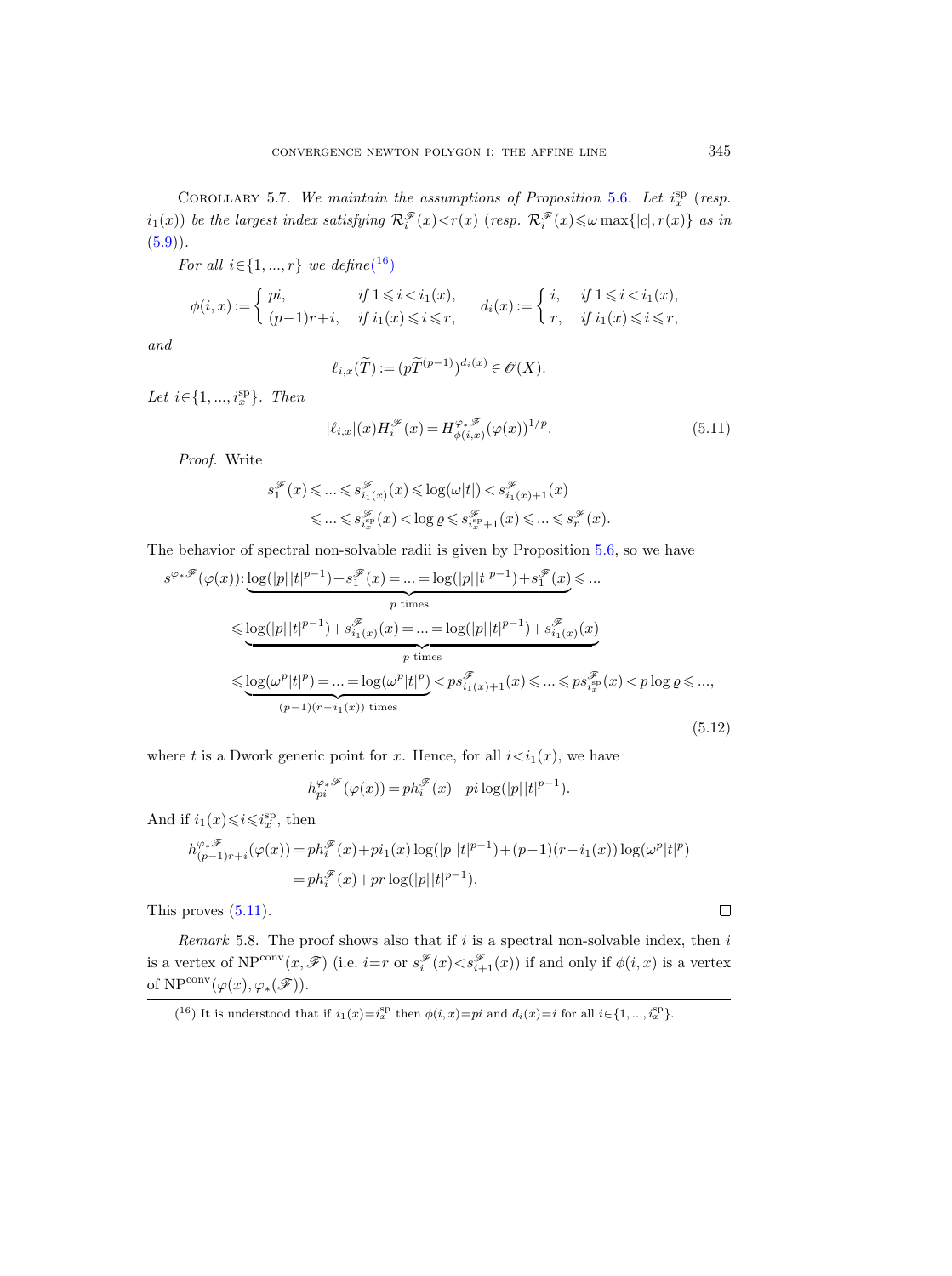Corollary 5.7. *We maintain the assumptions of Proposition* 5.6. *Let* $i_x^{\mathrm{sp}}$ *(resp.* $i_1(x)$*) be the largest index satisfying* $\mathcal{R}_i^{\mathscr{F}}(x)<r(x)$ *(resp.* $\mathcal{R}_i^{\mathscr{F}}(x)\leqslant\omega\max\{|c|,r(x)\}$ *as in* (5.9)*).*

*For all* $i\in\{1,...,r\}$ *we define*(16)

$$\phi(i,x):=\begin{cases} pi, & \text{if } 1\leqslant i<i_1(x),\\ (p-1)r+i, & \text{if } i_1(x)\leqslant i\leqslant r,\end{cases}\qquad d_i(x):=\begin{cases} i, & \text{if } 1\leqslant i<i_1(x),\\ r, & \text{if } i_1(x)\leqslant i\leqslant r,\end{cases}$$

*and*

$$\ell_{i,x}(\widetilde{T}):=(p\widetilde{T}^{(p-1)})^{d_i(x)}\in\mathscr{O}(X).$$

*Let* $i\in\{1,...,i_x^{\mathrm{sp}}\}$*. Then*

$$|\ell_{i,x}|(x)H_i^{\mathscr{F}}(x)=H_{\phi(i,x)}^{\varphi_*\mathscr{F}}(\varphi(x))^{1/p}. \tag{5.11}$$

*Proof.* Write

$$\begin{aligned} s_1^{\mathscr{F}}(x)\leqslant ...\leqslant s_{i_1(x)}^{\mathscr{F}}(x)\leqslant \log(\omega|t|)<s_{i_1(x)+1}^{\mathscr{F}}(x)\\ \leqslant ...\leqslant s_{i_x^{\mathrm{sp}}}^{\mathscr{F}}(x)<\log\varrho\leqslant s_{i_x^{\mathrm{sp}}+1}^{\mathscr{F}}(x)\leqslant ...\leqslant s_r^{\mathscr{F}}(x).\end{aligned}$$

The behavior of spectral non-solvable radii is given by Proposition 5.6, so we have

$$\begin{aligned} s^{\varphi_*\mathscr{F}}(\varphi(x))\colon &\underbrace{\log(|p||t|^{p-1})+s_1^{\mathscr{F}}(x)=...=\log(|p||t|^{p-1})+s_1^{\mathscr{F}}(x)}_{p\text{ times}}\leqslant ...\\ &\leqslant\underbrace{\log(|p||t|^{p-1})+s_{i_1(x)}^{\mathscr{F}}(x)=...=\log(|p||t|^{p-1})+s_{i_1(x)}^{\mathscr{F}}(x)}_{p\text{ times}}\\ &\leqslant\underbrace{\log(\omega^p|t|^p)=...=\log(\omega^p|t|^p)}_{(p-1)(r-i_1(x))\text{ times}}<ps_{i_1(x)+1}^{\mathscr{F}}(x)\leqslant ...\leqslant ps_{i_x^{\mathrm{sp}}}^{\mathscr{F}}(x)<p\log\varrho\leqslant ...,\end{aligned} \tag{5.12}$$

where $t$ is a Dwork generic point for $x$. Hence, for all $i<i_1(x)$, we have

$$h_{pi}^{\varphi_*\mathscr{F}}(\varphi(x))=ph_i^{\mathscr{F}}(x)+pi\log(|p||t|^{p-1}).$$

And if $i_1(x)\leqslant i\leqslant i_x^{\mathrm{sp}}$, then

$$\begin{aligned} h_{(p-1)r+i}^{\varphi_*\mathscr{F}}(\varphi(x))&=ph_i^{\mathscr{F}}(x)+pi_1(x)\log(|p||t|^{p-1})+(p-1)(r-i_1(x))\log(\omega^p|t|^p)\\ &=ph_i^{\mathscr{F}}(x)+pr\log(|p||t|^{p-1}).\end{aligned}$$

This proves (5.11). $\square$

*Remark* 5.8. The proof shows also that if $i$ is a spectral non-solvable index, then $i$ is a vertex of $\mathrm{NP}^{\mathrm{conv}}(x,\mathscr{F})$ (i.e. $i=r$ or $s_i^{\mathscr{F}}(x)<s_{i+1}^{\mathscr{F}}(x)$) if and only if $\phi(i,x)$ is a vertex of $\mathrm{NP}^{\mathrm{conv}}(\varphi(x),\varphi_*(\mathscr{F}))$.

(16) It is understood that if $i_1(x)=i_x^{\mathrm{sp}}$ then $\phi(i,x)=pi$ and $d_i(x)=i$ for all $i\in\{1,...,i_x^{\mathrm{sp}}\}$.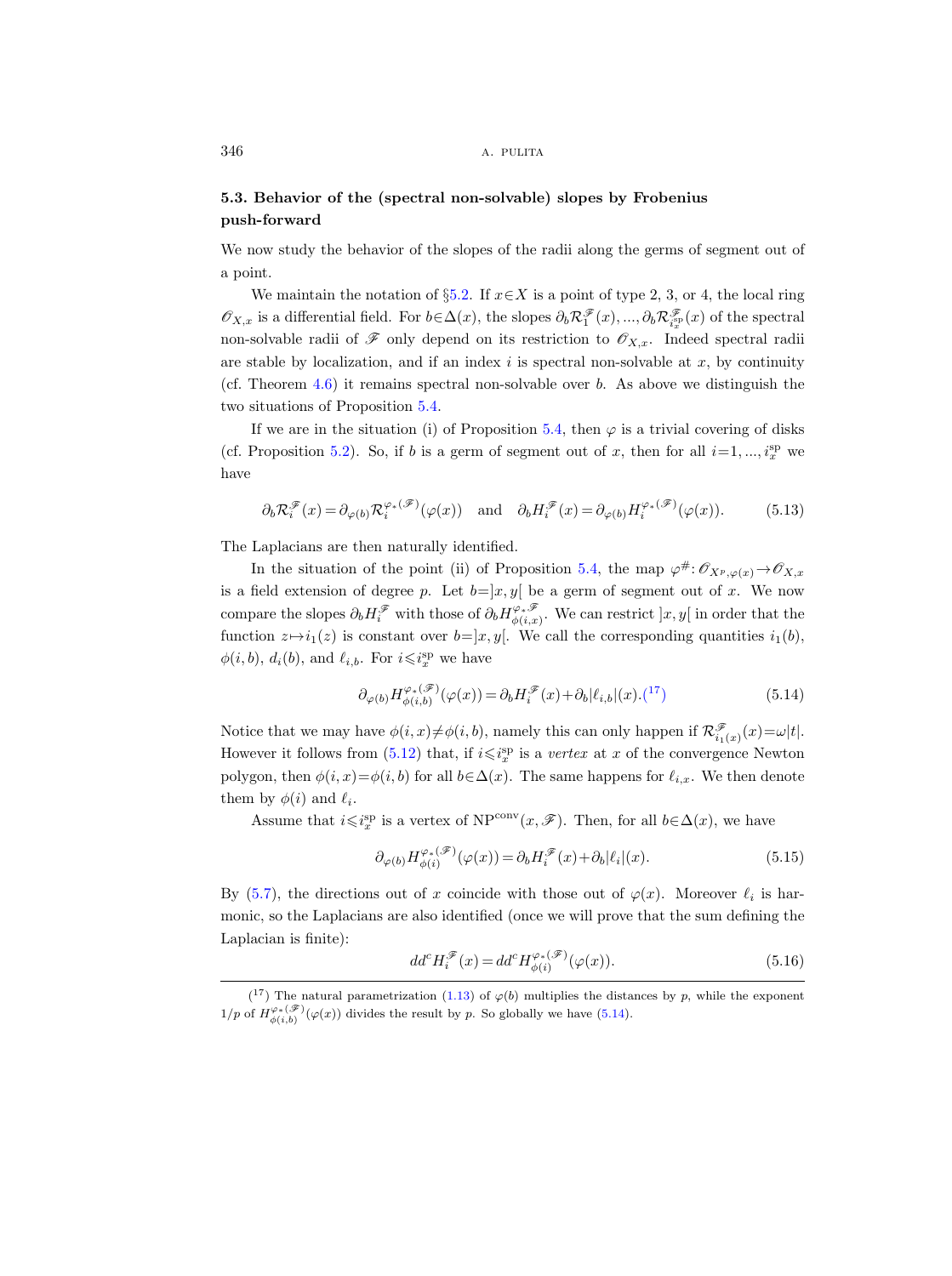### 5.3. Behavior of the (spectral non-solvable) slopes by Frobenius push-forward

We now study the behavior of the slopes of the radii along the germs of segment out of a point.

We maintain the notation of §5.2. If $x\in X$ is a point of type 2, 3, or 4, the local ring $\mathscr{O}_{X,x}$ is a differential field. For $b\in\Delta(x)$, the slopes $\partial_b\mathcal{R}_1^{\mathscr{F}}(x),...,\partial_b\mathcal{R}_{i_x^{\mathrm{sp}}}^{\mathscr{F}}(x)$ of the spectral non-solvable radii of $\mathscr{F}$ only depend on its restriction to $\mathscr{O}_{X,x}$. Indeed spectral radii are stable by localization, and if an index $i$ is spectral non-solvable at $x$, by continuity (cf. Theorem 4.6) it remains spectral non-solvable over $b$. As above we distinguish the two situations of Proposition 5.4.

If we are in the situation (i) of Proposition 5.4, then $\varphi$ is a trivial covering of disks (cf. Proposition 5.2). So, if $b$ is a germ of segment out of $x$, then for all $i=1,...,i_x^{\mathrm{sp}}$ we have

$$\partial_b\mathcal{R}_i^{\mathscr{F}}(x)=\partial_{\varphi(b)}\mathcal{R}_i^{\varphi_*(\mathscr{F})}(\varphi(x)) \quad \text{and} \quad \partial_b H_i^{\mathscr{F}}(x)=\partial_{\varphi(b)}H_i^{\varphi_*(\mathscr{F})}(\varphi(x)). \tag{5.13}$$

The Laplacians are then naturally identified.

In the situation of the point (ii) of Proposition 5.4, the map $\varphi^{\#}\colon\mathscr{O}_{X^p,\varphi(x)}\to\mathscr{O}_{X,x}$ is a field extension of degree $p$. Let $b=]x,y[$ be a germ of segment out of $x$. We now compare the slopes $\partial_b H_i^{\mathscr{F}}$ with those of $\partial_b H_{\phi(i,x)}^{\varphi_*\mathscr{F}}$. We can restrict $]x,y[$ in order that the function $z\mapsto i_1(z)$ is constant over $b=]x,y[$. We call the corresponding quantities $i_1(b)$, $\phi(i,b)$, $d_i(b)$, and $\ell_{i,b}$. For $i\leqslant i_x^{\mathrm{sp}}$ we have

$$\partial_{\varphi(b)}H_{\phi(i,b)}^{\varphi_*(\mathscr{F})}(\varphi(x))=\partial_b H_i^{\mathscr{F}}(x)+\partial_b|\ell_{i,b}|(x).\text{([17])} \tag{5.14}$$

Notice that we may have $\phi(i,x)\neq\phi(i,b)$, namely this can only happen if $\mathcal{R}_{i_1(x)}^{\mathscr{F}}(x)=\omega|t|$. However it follows from (5.12) that, if $i\leqslant i_x^{\mathrm{sp}}$ is a *vertex* at $x$ of the convergence Newton polygon, then $\phi(i,x)=\phi(i,b)$ for all $b\in\Delta(x)$. The same happens for $\ell_{i,x}$. We then denote them by $\phi(i)$ and $\ell_i$.

Assume that $i\leqslant i_x^{\mathrm{sp}}$ is a vertex of $\mathrm{NP}^{\mathrm{conv}}(x,\mathscr{F})$. Then, for all $b\in\Delta(x)$, we have

$$\partial_{\varphi(b)}H_{\phi(i)}^{\varphi_*(\mathscr{F})}(\varphi(x))=\partial_b H_i^{\mathscr{F}}(x)+\partial_b|\ell_i|(x). \tag{5.15}$$

By (5.7), the directions out of $x$ coincide with those out of $\varphi(x)$. Moreover $\ell_i$ is harmonic, so the Laplacians are also identified (once we will prove that the sum defining the Laplacian is finite):

$$dd^c H_i^{\mathscr{F}}(x)=dd^c H_{\phi(i)}^{\varphi_*(\mathscr{F})}(\varphi(x)). \tag{5.16}$$

([17]) The natural parametrization (1.13) of $\varphi(b)$ multiplies the distances by $p$, while the exponent $1/p$ of $H_{\phi(i,b)}^{\varphi_*(\mathscr{F})}(\varphi(x))$ divides the result by $p$. So globally we have (5.14).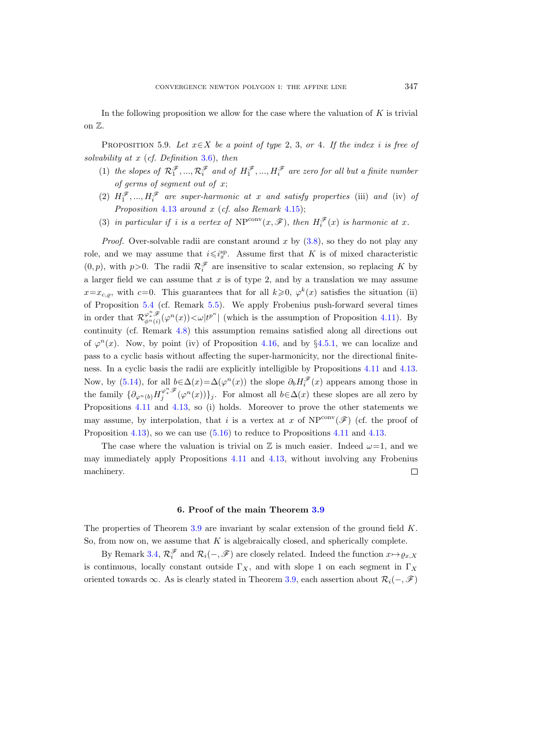In the following proposition we allow for the case where the valuation of $K$ is trivial on $\mathbb{Z}$.

Proposition 5.9. *Let $x \in X$ be a point of type 2, 3, or 4. If the index $i$ is free of solvability at $x$ (cf. Definition 3.6), then*

1. *the slopes of $\mathcal{R}_1^{\mathscr{F}}, ..., \mathcal{R}_i^{\mathscr{F}}$ and of $H_1^{\mathscr{F}}, ..., H_i^{\mathscr{F}}$ are zero for all but a finite number of germs of segment out of $x$;*
2. *$H_1^{\mathscr{F}}, ..., H_i^{\mathscr{F}}$ are super-harmonic at $x$ and satisfy properties (iii) and (iv) of Proposition 4.13 around $x$ (cf. also Remark 4.15);*
3. *in particular if $i$ is a vertex of $\mathrm{NP}^{\mathrm{conv}}(x, \mathscr{F})$, then $H_i^{\mathscr{F}}(x)$ is harmonic at $x$.*

*Proof.* Over-solvable radii are constant around $x$ by (3.8), so they do not play any role, and we may assume that $i \leqslant i_x^{\mathrm{sp}}$. Assume first that $K$ is of mixed characteristic $(0, p)$, with $p>0$. The radii $\mathcal{R}_i^{\mathscr{F}}$ are insensitive to scalar extension, so replacing $K$ by a larger field we can assume that $x$ is of type 2, and by a translation we may assume $x = x_{c,\varrho}$, with $c=0$. This guarantees that for all $k \geqslant 0$, $\varphi^k(x)$ satisfies the situation (ii) of Proposition 5.4 (cf. Remark 5.5). We apply Frobenius push-forward several times in order that $\mathcal{R}_{\phi^n(i)}^{\varphi_*^n \mathscr{F}}(\varphi^n(x)) < \omega |t^{p^n}|$ (which is the assumption of Proposition 4.11). By continuity (cf. Remark 4.8) this assumption remains satisfied along all directions out of $\varphi^n(x)$. Now, by point (iv) of Proposition 4.16, and by §4.5.1, we can localize and pass to a cyclic basis without affecting the super-harmonicity, nor the directional finiteness. In a cyclic basis the radii are explicitly intelligible by Propositions 4.11 and 4.13. Now, by (5.14), for all $b \in \Delta(x) = \Delta(\varphi^n(x))$ the slope $\partial_b H_i^{\mathscr{F}}(x)$ appears among those in the family $\{\partial_{\varphi^n(b)} H_j^{\varphi_*^n \mathscr{F}}(\varphi^n(x))\}_j$. For almost all $b \in \Delta(x)$ these slopes are all zero by Propositions 4.11 and 4.13, so (i) holds. Moreover to prove the other statements we may assume, by interpolation, that $i$ is a vertex at $x$ of $\mathrm{NP}^{\mathrm{conv}}(\mathscr{F})$ (cf. the proof of Proposition 4.13), so we can use (5.16) to reduce to Propositions 4.11 and 4.13.

The case where the valuation is trivial on $\mathbb{Z}$ is much easier. Indeed $\omega = 1$, and we may immediately apply Propositions 4.11 and 4.13, without involving any Frobenius machinery. □

## 6. Proof of the main Theorem 3.9

The properties of Theorem 3.9 are invariant by scalar extension of the ground field $K$. So, from now on, we assume that $K$ is algebraically closed, and spherically complete.

By Remark 3.4, $\mathcal{R}_i^{\mathscr{F}}$ and $\mathcal{R}_i(-, \mathscr{F})$ are closely related. Indeed the function $x \mapsto \varrho_{x,X}$ is continuous, locally constant outside $\Gamma_X$, and with slope 1 on each segment in $\Gamma_X$ oriented towards $\infty$. As is clearly stated in Theorem 3.9, each assertion about $\mathcal{R}_i(-, \mathscr{F})$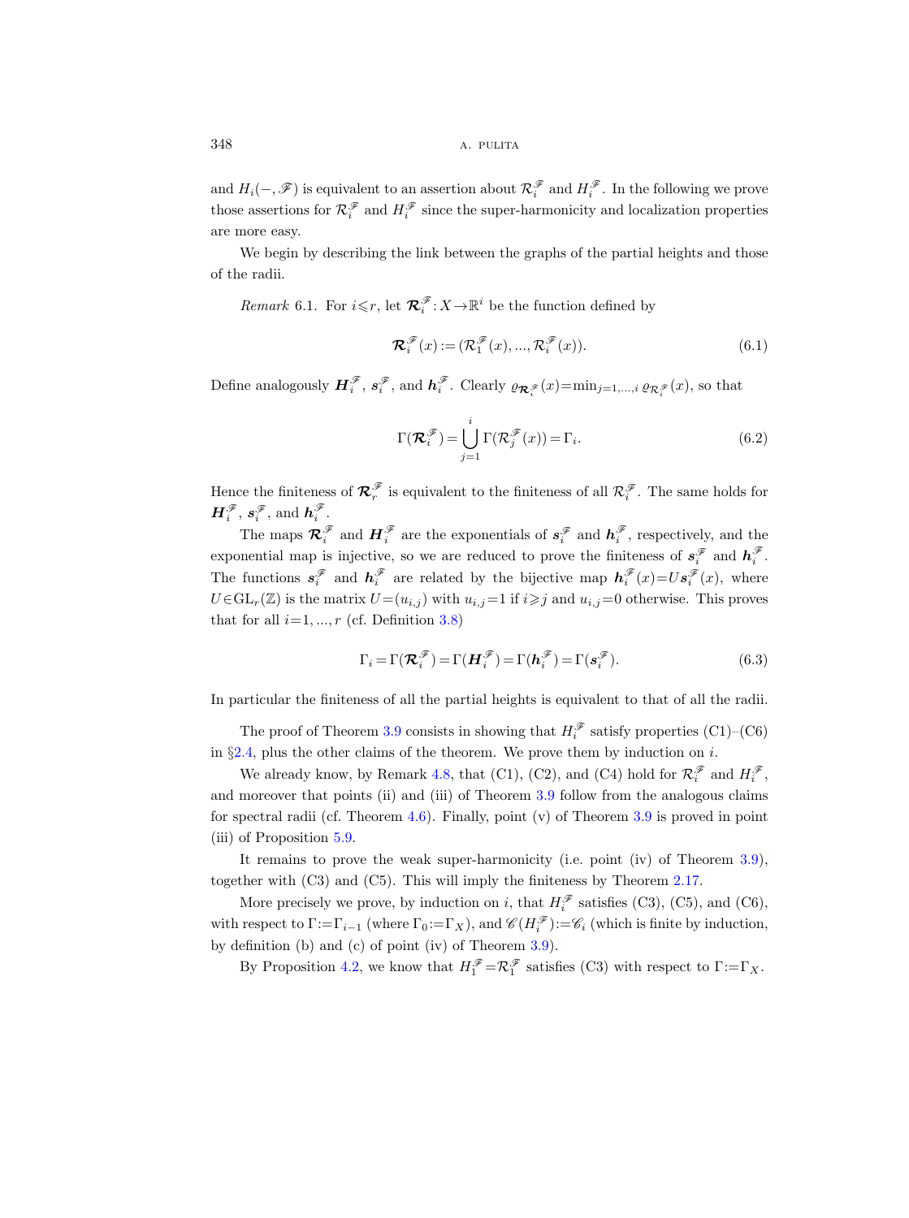and $H_i(-,\mathscr{F})$ is equivalent to an assertion about $\mathcal{R}_i^{\mathscr{F}}$ and $H_i^{\mathscr{F}}$. In the following we prove those assertions for $\mathcal{R}_i^{\mathscr{F}}$ and $H_i^{\mathscr{F}}$ since the super-harmonicity and localization properties are more easy.

We begin by describing the link between the graphs of the partial heights and those of the radii.

*Remark* 6.1. For $i\leqslant r$, let $\boldsymbol{\mathcal{R}}_i^{\mathscr{F}}: X\to\mathbb{R}^i$ be the function defined by

$$\boldsymbol{\mathcal{R}}_i^{\mathscr{F}}(x) := (\mathcal{R}_1^{\mathscr{F}}(x), ..., \mathcal{R}_i^{\mathscr{F}}(x)). \tag{6.1}$$

Define analogously $\boldsymbol{H}_i^{\mathscr{F}}$, $\boldsymbol{s}_i^{\mathscr{F}}$, and $\boldsymbol{h}_i^{\mathscr{F}}$. Clearly $\varrho_{\boldsymbol{\mathcal{R}}_i^{\mathscr{F}}}(x)=\min_{j=1,...,i}\varrho_{\mathcal{R}_j^{\mathscr{F}}}(x)$, so that

$$\Gamma(\boldsymbol{\mathcal{R}}_i^{\mathscr{F}}) = \bigcup_{j=1}^{i} \Gamma(\mathcal{R}_j^{\mathscr{F}}(x)) = \Gamma_i. \tag{6.2}$$

Hence the finiteness of $\boldsymbol{\mathcal{R}}_r^{\mathscr{F}}$ is equivalent to the finiteness of all $\mathcal{R}_i^{\mathscr{F}}$. The same holds for $\boldsymbol{H}_i^{\mathscr{F}}$, $\boldsymbol{s}_i^{\mathscr{F}}$, and $\boldsymbol{h}_i^{\mathscr{F}}$.

The maps $\boldsymbol{\mathcal{R}}_i^{\mathscr{F}}$ and $\boldsymbol{H}_i^{\mathscr{F}}$ are the exponentials of $\boldsymbol{s}_i^{\mathscr{F}}$ and $\boldsymbol{h}_i^{\mathscr{F}}$, respectively, and the exponential map is injective, so we are reduced to prove the finiteness of $\boldsymbol{s}_i^{\mathscr{F}}$ and $\boldsymbol{h}_i^{\mathscr{F}}$. The functions $\boldsymbol{s}_i^{\mathscr{F}}$ and $\boldsymbol{h}_i^{\mathscr{F}}$ are related by the bijective map $\boldsymbol{h}_i^{\mathscr{F}}(x)=U\boldsymbol{s}_i^{\mathscr{F}}(x)$, where $U\in\mathrm{GL}_r(\mathbb{Z})$ is the matrix $U=(u_{i,j})$ with $u_{i,j}=1$ if $i\geqslant j$ and $u_{i,j}=0$ otherwise. This proves that for all $i=1,...,r$ (cf. Definition 3.8)

$$\Gamma_i = \Gamma(\boldsymbol{\mathcal{R}}_i^{\mathscr{F}}) = \Gamma(\boldsymbol{H}_i^{\mathscr{F}}) = \Gamma(\boldsymbol{h}_i^{\mathscr{F}}) = \Gamma(\boldsymbol{s}_i^{\mathscr{F}}). \tag{6.3}$$

In particular the finiteness of all the partial heights is equivalent to that of all the radii.

The proof of Theorem 3.9 consists in showing that $H_i^{\mathscr{F}}$ satisfy properties (C1)–(C6) in §2.4, plus the other claims of the theorem. We prove them by induction on $i$.

We already know, by Remark 4.8, that (C1), (C2), and (C4) hold for $\mathcal{R}_i^{\mathscr{F}}$ and $H_i^{\mathscr{F}}$, and moreover that points (ii) and (iii) of Theorem 3.9 follow from the analogous claims for spectral radii (cf. Theorem 4.6). Finally, point (v) of Theorem 3.9 is proved in point (iii) of Proposition 5.9.

It remains to prove the weak super-harmonicity (i.e. point (iv) of Theorem 3.9), together with (C3) and (C5). This will imply the finiteness by Theorem 2.17.

More precisely we prove, by induction on $i$, that $H_i^{\mathscr{F}}$ satisfies (C3), (C5), and (C6), with respect to $\Gamma:=\Gamma_{i-1}$ (where $\Gamma_0:=\Gamma_X$), and $\mathscr{C}(H_i^{\mathscr{F}}):=\mathscr{C}_i$ (which is finite by induction, by definition (b) and (c) of point (iv) of Theorem 3.9).

By Proposition 4.2, we know that $H_1^{\mathscr{F}}=\mathcal{R}_1^{\mathscr{F}}$ satisfies (C3) with respect to $\Gamma:=\Gamma_X$.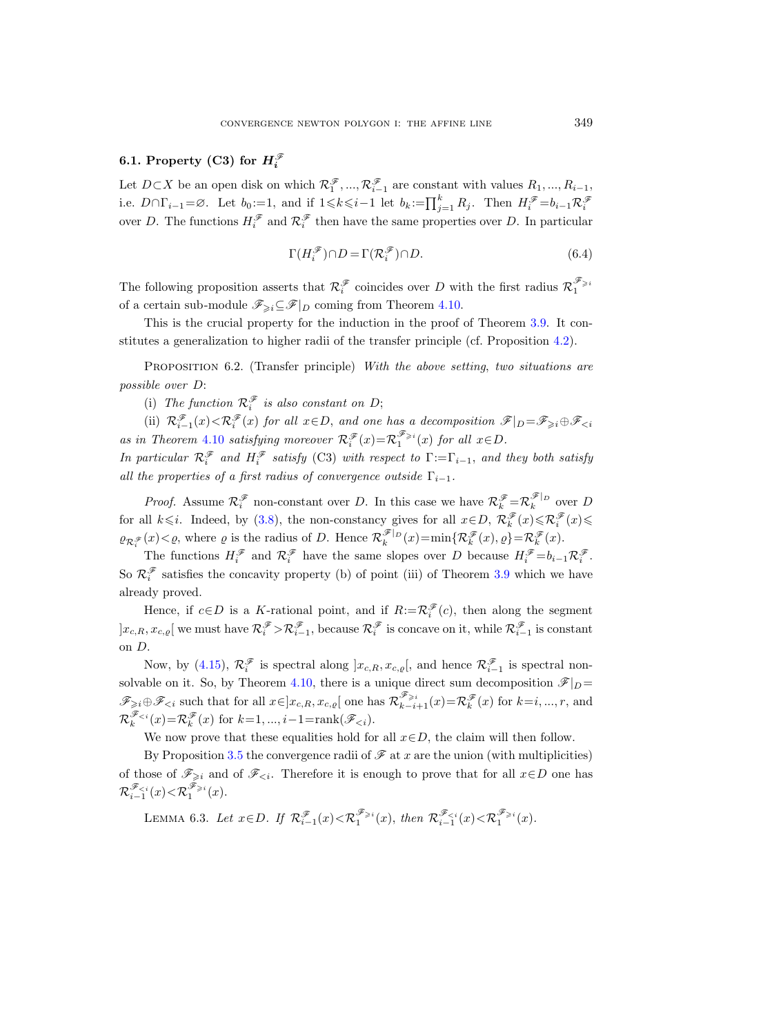## 6.1. Property (C3) for $H_i^{\mathscr{F}}$

Let $D\subset X$ be an open disk on which $\mathcal{R}_1^{\mathscr{F}},...,\mathcal{R}_{i-1}^{\mathscr{F}}$ are constant with values $R_1,...,R_{i-1}$, i.e. $D\cap\Gamma_{i-1}=\varnothing$. Let $b_0:=1$, and if $1\leqslant k\leqslant i-1$ let $b_k:=\prod_{j=1}^k R_j$. Then $H_i^{\mathscr{F}}=b_{i-1}\mathcal{R}_i^{\mathscr{F}}$ over $D$. The functions $H_i^{\mathscr{F}}$ and $\mathcal{R}_i^{\mathscr{F}}$ then have the same properties over $D$. In particular

$$\Gamma(H_i^{\mathscr{F}})\cap D=\Gamma(\mathcal{R}_i^{\mathscr{F}})\cap D. \tag{6.4}$$

The following proposition asserts that $\mathcal{R}_i^{\mathscr{F}}$ coincides over $D$ with the first radius $\mathcal{R}_1^{\mathscr{F}_{\geqslant i}}$ of a certain sub-module $\mathscr{F}_{\geqslant i}\subseteq\mathscr{F}|_D$ coming from Theorem 4.10.

This is the crucial property for the induction in the proof of Theorem 3.9. It constitutes a generalization to higher radii of the transfer principle (cf. Proposition 4.2).

Proposition 6.2. (Transfer principle) *With the above setting, two situations are possible over $D$:*

(i) *The function $\mathcal{R}_i^{\mathscr{F}}$ is also constant on $D$;*

(ii) *$\mathcal{R}_{i-1}^{\mathscr{F}}(x)<\mathcal{R}_i^{\mathscr{F}}(x)$ for all $x\in D$, and one has a decomposition $\mathscr{F}|_D=\mathscr{F}_{\geqslant i}\oplus\mathscr{F}_{<i}$ as in Theorem 4.10 satisfying moreover $\mathcal{R}_i^{\mathscr{F}}(x)=\mathcal{R}_1^{\mathscr{F}_{\geqslant i}}(x)$ for all $x\in D$.*

*In particular $\mathcal{R}_i^{\mathscr{F}}$ and $H_i^{\mathscr{F}}$ satisfy* (C3) *with respect to $\Gamma:=\Gamma_{i-1}$, and they both satisfy all the properties of a first radius of convergence outside $\Gamma_{i-1}$.*

*Proof.* Assume $\mathcal{R}_i^{\mathscr{F}}$ non-constant over $D$. In this case we have $\mathcal{R}_k^{\mathscr{F}}=\mathcal{R}_k^{\mathscr{F}|_D}$ over $D$ for all $k\leqslant i$. Indeed, by (3.8), the non-constancy gives for all $x\in D$, $\mathcal{R}_k^{\mathscr{F}}(x)\leqslant\mathcal{R}_i^{\mathscr{F}}(x)\leqslant\varrho_{\mathcal{R}_i^{\mathscr{F}}}(x)<\varrho$, where $\varrho$ is the radius of $D$. Hence $\mathcal{R}_k^{\mathscr{F}|_D}(x)=\min\{\mathcal{R}_k^{\mathscr{F}}(x),\varrho\}=\mathcal{R}_k^{\mathscr{F}}(x)$.

The functions $H_i^{\mathscr{F}}$ and $\mathcal{R}_i^{\mathscr{F}}$ have the same slopes over $D$ because $H_i^{\mathscr{F}}=b_{i-1}\mathcal{R}_i^{\mathscr{F}}$. So $\mathcal{R}_i^{\mathscr{F}}$ satisfies the concavity property (b) of point (iii) of Theorem 3.9 which we have already proved.

Hence, if $c\in D$ is a $K$-rational point, and if $R:=\mathcal{R}_i^{\mathscr{F}}(c)$, then along the segment $]x_{c,R},x_{c,\varrho}[$ we must have $\mathcal{R}_i^{\mathscr{F}}>\mathcal{R}_{i-1}^{\mathscr{F}}$, because $\mathcal{R}_i^{\mathscr{F}}$ is concave on it, while $\mathcal{R}_{i-1}^{\mathscr{F}}$ is constant on $D$.

Now, by (4.15), $\mathcal{R}_i^{\mathscr{F}}$ is spectral along $]x_{c,R},x_{c,\varrho}[$, and hence $\mathcal{R}_{i-1}^{\mathscr{F}}$ is spectral non-solvable on it. So, by Theorem 4.10, there is a unique direct sum decomposition $\mathscr{F}|_D=\mathscr{F}_{\geqslant i}\oplus\mathscr{F}_{<i}$ such that for all $x\in]x_{c,R},x_{c,\varrho}[$ one has $\mathcal{R}_{k-i+1}^{\mathscr{F}_{\geqslant i}}(x)=\mathcal{R}_k^{\mathscr{F}}(x)$ for $k=i,...,r$, and $\mathcal{R}_k^{\mathscr{F}_{<i}}(x)=\mathcal{R}_k^{\mathscr{F}}(x)$ for $k=1,...,i-1=\operatorname{rank}(\mathscr{F}_{<i})$.

We now prove that these equalities hold for all $x\in D$, the claim will then follow.

By Proposition 3.5 the convergence radii of $\mathscr{F}$ at $x$ are the union (with multiplicities) of those of $\mathscr{F}_{\geqslant i}$ and of $\mathscr{F}_{<i}$. Therefore it is enough to prove that for all $x\in D$ one has $\mathcal{R}_{i-1}^{\mathscr{F}_{<i}}(x)<\mathcal{R}_1^{\mathscr{F}_{\geqslant i}}(x)$.

Lemma 6.3. *Let $x\in D$. If $\mathcal{R}_{i-1}^{\mathscr{F}}(x)<\mathcal{R}_1^{\mathscr{F}_{\geqslant i}}(x)$, then $\mathcal{R}_{i-1}^{\mathscr{F}_{<i}}(x)<\mathcal{R}_1^{\mathscr{F}_{\geqslant i}}(x)$.*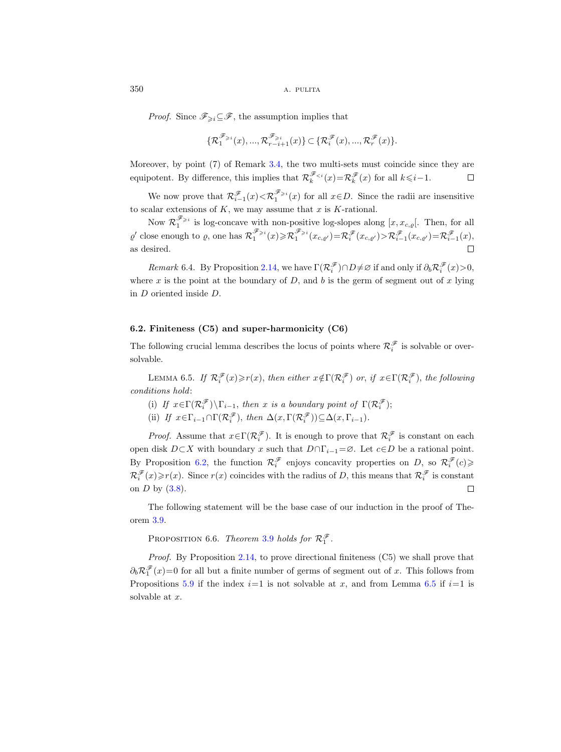*Proof.* Since $\mathscr{F}_{\geqslant i} \subseteq \mathscr{F}$, the assumption implies that

$$\{\mathcal{R}_1^{\mathscr{F}_{\geqslant i}}(x), ..., \mathcal{R}_{r-i+1}^{\mathscr{F}_{\geqslant i}}(x)\} \subset \{\mathcal{R}_i^{\mathscr{F}}(x), ..., \mathcal{R}_r^{\mathscr{F}}(x)\}.$$

Moreover, by point (7) of Remark 3.4, the two multi-sets must coincide since they are equipotent. By difference, this implies that $\mathcal{R}_k^{\mathscr{F}_{<i}}(x) = \mathcal{R}_k^{\mathscr{F}}(x)$ for all $k \leqslant i-1$. $\square$

We now prove that $\mathcal{R}_{i-1}^{\mathscr{F}}(x) < \mathcal{R}_1^{\mathscr{F}_{\geqslant i}}(x)$ for all $x \in D$. Since the radii are insensitive to scalar extensions of $K$, we may assume that $x$ is $K$-rational.

Now $\mathcal{R}_1^{\mathscr{F}_{\geqslant i}}$ is log-concave with non-positive log-slopes along $[x, x_{c,\varrho}[$. Then, for all $\varrho'$ close enough to $\varrho$, one has $\mathcal{R}_1^{\mathscr{F}_{\geqslant i}}(x) \geqslant \mathcal{R}_1^{\mathscr{F}_{\geqslant i}}(x_{c,\varrho'}) = \mathcal{R}_i^{\mathscr{F}}(x_{c,\varrho'}) > \mathcal{R}_{i-1}^{\mathscr{F}}(x_{c,\varrho'}) = \mathcal{R}_{i-1}^{\mathscr{F}}(x)$, as desired. $\square$

*Remark* 6.4. By Proposition 2.14, we have $\Gamma(\mathcal{R}_i^{\mathscr{F}}) \cap D \neq \varnothing$ if and only if $\partial_b \mathcal{R}_i^{\mathscr{F}}(x) > 0$, where $x$ is the point at the boundary of $D$, and $b$ is the germ of segment out of $x$ lying in $D$ oriented inside $D$.

### 6.2. Finiteness (C5) and super-harmonicity (C6)

The following crucial lemma describes the locus of points where $\mathcal{R}_i^{\mathscr{F}}$ is solvable or over-solvable.

Lemma 6.5. *If $\mathcal{R}_i^{\mathscr{F}}(x) \geqslant r(x)$, then either $x \notin \Gamma(\mathcal{R}_i^{\mathscr{F}})$ or, if $x \in \Gamma(\mathcal{R}_i^{\mathscr{F}})$, the following conditions hold*:

(i) *If $x \in \Gamma(\mathcal{R}_i^{\mathscr{F}}) \setminus \Gamma_{i-1}$, then $x$ is a boundary point of $\Gamma(\mathcal{R}_i^{\mathscr{F}})$*;

(ii) *If $x \in \Gamma_{i-1} \cap \Gamma(\mathcal{R}_i^{\mathscr{F}})$, then $\Delta(x, \Gamma(\mathcal{R}_i^{\mathscr{F}})) \subseteq \Delta(x, \Gamma_{i-1})$.*

*Proof.* Assume that $x \in \Gamma(\mathcal{R}_i^{\mathscr{F}})$. It is enough to prove that $\mathcal{R}_i^{\mathscr{F}}$ is constant on each open disk $D \subset X$ with boundary $x$ such that $D \cap \Gamma_{i-1} = \varnothing$. Let $c \in D$ be a rational point. By Proposition 6.2, the function $\mathcal{R}_i^{\mathscr{F}}$ enjoys concavity properties on $D$, so $\mathcal{R}_i^{\mathscr{F}}(c) \geqslant \mathcal{R}_i^{\mathscr{F}}(x) \geqslant r(x)$. Since $r(x)$ coincides with the radius of $D$, this means that $\mathcal{R}_i^{\mathscr{F}}$ is constant on $D$ by (3.8). $\square$

The following statement will be the base case of our induction in the proof of Theorem 3.9.

Proposition 6.6. *Theorem 3.9 holds for $\mathcal{R}_1^{\mathscr{F}}$.*

*Proof.* By Proposition 2.14, to prove directional finiteness (C5) we shall prove that $\partial_b \mathcal{R}_1^{\mathscr{F}}(x) = 0$ for all but a finite number of germs of segment out of $x$. This follows from Propositions 5.9 if the index $i=1$ is not solvable at $x$, and from Lemma 6.5 if $i=1$ is solvable at $x$.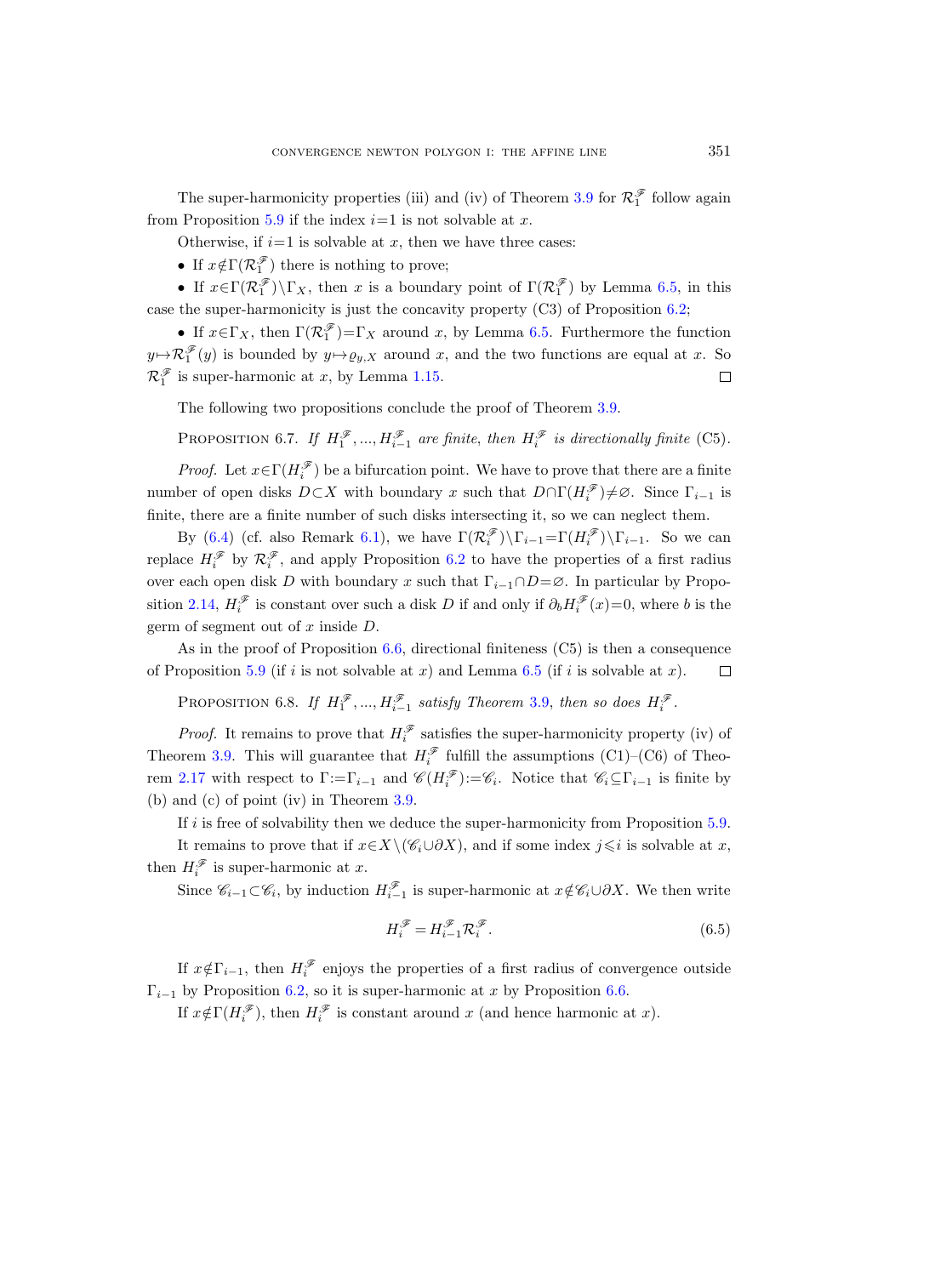The super-harmonicity properties (iii) and (iv) of Theorem 3.9 for $\mathcal{R}_1^{\mathscr{F}}$ follow again from Proposition 5.9 if the index $i=1$ is not solvable at $x$.

Otherwise, if $i=1$ is solvable at $x$, then we have three cases:

- If $x\notin\Gamma(\mathcal{R}_1^{\mathscr{F}})$ there is nothing to prove;
- If $x\in\Gamma(\mathcal{R}_1^{\mathscr{F}})\setminus\Gamma_X$, then $x$ is a boundary point of $\Gamma(\mathcal{R}_1^{\mathscr{F}})$ by Lemma 6.5, in this case the super-harmonicity is just the concavity property (C3) of Proposition 6.2;
- If $x\in\Gamma_X$, then $\Gamma(\mathcal{R}_1^{\mathscr{F}})=\Gamma_X$ around $x$, by Lemma 6.5. Furthermore the function $y\mapsto\mathcal{R}_1^{\mathscr{F}}(y)$ is bounded by $y\mapsto\varrho_{y,X}$ around $x$, and the two functions are equal at $x$. So $\mathcal{R}_1^{\mathscr{F}}$ is super-harmonic at $x$, by Lemma 1.15. □

The following two propositions conclude the proof of Theorem 3.9.

Proposition 6.7. *If $H_1^{\mathscr{F}},...,H_{i-1}^{\mathscr{F}}$ are finite, then $H_i^{\mathscr{F}}$ is directionally finite* (C5).

*Proof.* Let $x\in\Gamma(H_i^{\mathscr{F}})$ be a bifurcation point. We have to prove that there are a finite number of open disks $D\subset X$ with boundary $x$ such that $D\cap\Gamma(H_i^{\mathscr{F}})\neq\varnothing$. Since $\Gamma_{i-1}$ is finite, there are a finite number of such disks intersecting it, so we can neglect them.

By (6.4) (cf. also Remark 6.1), we have $\Gamma(\mathcal{R}_i^{\mathscr{F}})\setminus\Gamma_{i-1}=\Gamma(H_i^{\mathscr{F}})\setminus\Gamma_{i-1}$. So we can replace $H_i^{\mathscr{F}}$ by $\mathcal{R}_i^{\mathscr{F}}$, and apply Proposition 6.2 to have the properties of a first radius over each open disk $D$ with boundary $x$ such that $\Gamma_{i-1}\cap D=\varnothing$. In particular by Proposition 2.14, $H_i^{\mathscr{F}}$ is constant over such a disk $D$ if and only if $\partial_b H_i^{\mathscr{F}}(x)=0$, where $b$ is the germ of segment out of $x$ inside $D$.

As in the proof of Proposition 6.6, directional finiteness (C5) is then a consequence of Proposition 5.9 (if $i$ is not solvable at $x$) and Lemma 6.5 (if $i$ is solvable at $x$). □

Proposition 6.8. *If $H_1^{\mathscr{F}},...,H_{i-1}^{\mathscr{F}}$ satisfy Theorem 3.9, then so does $H_i^{\mathscr{F}}$.*

*Proof.* It remains to prove that $H_i^{\mathscr{F}}$ satisfies the super-harmonicity property (iv) of Theorem 3.9. This will guarantee that $H_i^{\mathscr{F}}$ fulfill the assumptions (C1)–(C6) of Theorem 2.17 with respect to $\Gamma:=\Gamma_{i-1}$ and $\mathscr{C}(H_i^{\mathscr{F}}):=\mathscr{C}_i$. Notice that $\mathscr{C}_i\subseteq\Gamma_{i-1}$ is finite by (b) and (c) of point (iv) in Theorem 3.9.

If $i$ is free of solvability then we deduce the super-harmonicity from Proposition 5.9.

It remains to prove that if $x\in X\setminus(\mathscr{C}_i\cup\partial X)$, and if some index $j\leqslant i$ is solvable at $x$, then $H_i^{\mathscr{F}}$ is super-harmonic at $x$.

Since $\mathscr{C}_{i-1}\subset\mathscr{C}_i$, by induction $H_{i-1}^{\mathscr{F}}$ is super-harmonic at $x\notin\mathscr{C}_i\cup\partial X$. We then write

$$H_i^{\mathscr{F}}=H_{i-1}^{\mathscr{F}}\mathcal{R}_i^{\mathscr{F}}. \tag{6.5}$$

If $x\notin\Gamma_{i-1}$, then $H_i^{\mathscr{F}}$ enjoys the properties of a first radius of convergence outside $\Gamma_{i-1}$ by Proposition 6.2, so it is super-harmonic at $x$ by Proposition 6.6.

If $x\notin\Gamma(H_i^{\mathscr{F}})$, then $H_i^{\mathscr{F}}$ is constant around $x$ (and hence harmonic at $x$).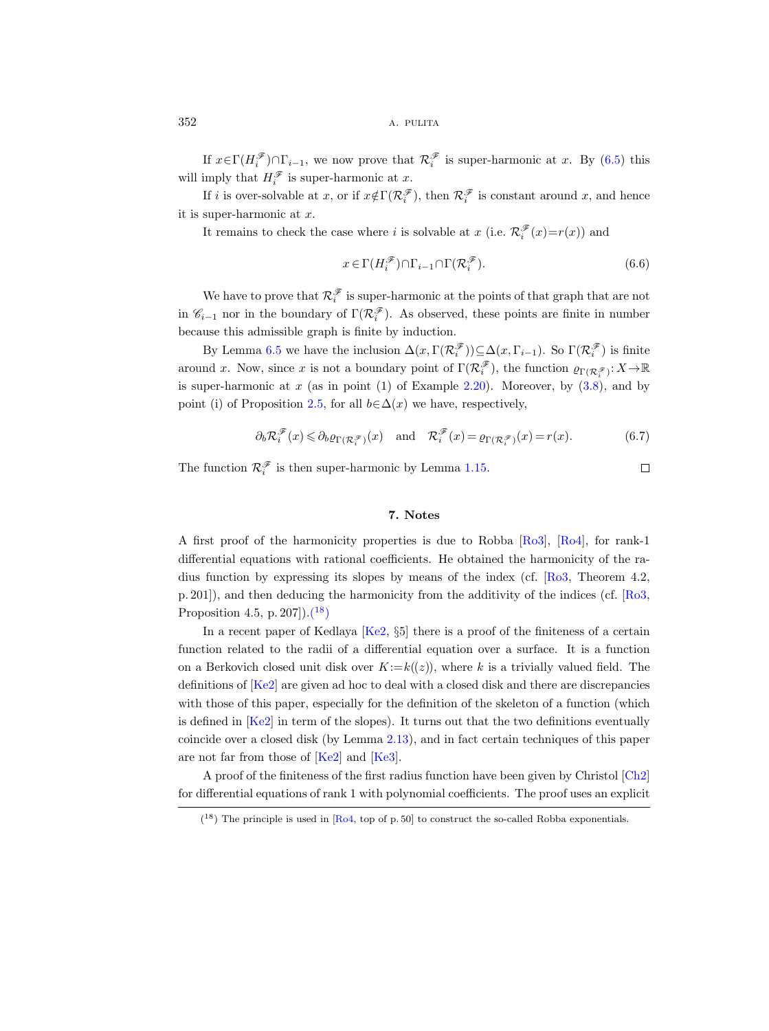If $x\in\Gamma(H_i^{\mathscr{F}})\cap\Gamma_{i-1}$, we now prove that $\mathcal{R}_i^{\mathscr{F}}$ is super-harmonic at $x$. By (6.5) this will imply that $H_i^{\mathscr{F}}$ is super-harmonic at $x$.

If $i$ is over-solvable at $x$, or if $x\notin\Gamma(\mathcal{R}_i^{\mathscr{F}})$, then $\mathcal{R}_i^{\mathscr{F}}$ is constant around $x$, and hence it is super-harmonic at $x$.

It remains to check the case where $i$ is solvable at $x$ (i.e. $\mathcal{R}_i^{\mathscr{F}}(x)=r(x)$) and

$$x\in\Gamma(H_i^{\mathscr{F}})\cap\Gamma_{i-1}\cap\Gamma(\mathcal{R}_i^{\mathscr{F}}). \tag{6.6}$$

We have to prove that $\mathcal{R}_i^{\mathscr{F}}$ is super-harmonic at the points of that graph that are not in $\mathscr{C}_{i-1}$ nor in the boundary of $\Gamma(\mathcal{R}_i^{\mathscr{F}})$. As observed, these points are finite in number because this admissible graph is finite by induction.

By Lemma 6.5 we have the inclusion $\Delta(x,\Gamma(\mathcal{R}_i^{\mathscr{F}}))\subseteq\Delta(x,\Gamma_{i-1})$. So $\Gamma(\mathcal{R}_i^{\mathscr{F}})$ is finite around $x$. Now, since $x$ is not a boundary point of $\Gamma(\mathcal{R}_i^{\mathscr{F}})$, the function $\varrho_{\Gamma(\mathcal{R}_i^{\mathscr{F}})}\colon X\to\mathbb{R}$ is super-harmonic at $x$ (as in point (1) of Example 2.20). Moreover, by (3.8), and by point (i) of Proposition 2.5, for all $b\in\Delta(x)$ we have, respectively,

$$\partial_b\mathcal{R}_i^{\mathscr{F}}(x)\leqslant\partial_b\varrho_{\Gamma(\mathcal{R}_i^{\mathscr{F}})}(x)\quad\text{and}\quad\mathcal{R}_i^{\mathscr{F}}(x)=\varrho_{\Gamma(\mathcal{R}_i^{\mathscr{F}})}(x)=r(x). \tag{6.7}$$

The function $\mathcal{R}_i^{\mathscr{F}}$ is then super-harmonic by Lemma 1.15. $\square$

## 7. Notes

A first proof of the harmonicity properties is due to Robba [Ro3], [Ro4], for rank-1 differential equations with rational coefficients. He obtained the harmonicity of the radius function by expressing its slopes by means of the index (cf. [Ro3, Theorem 4.2, p. 201]), and then deducing the harmonicity from the additivity of the indices (cf. [Ro3, Proposition 4.5, p. 207]).(18)

In a recent paper of Kedlaya [Ke2, §5] there is a proof of the finiteness of a certain function related to the radii of a differential equation over a surface. It is a function on a Berkovich closed unit disk over $K:=k((z))$, where $k$ is a trivially valued field. The definitions of [Ke2] are given ad hoc to deal with a closed disk and there are discrepancies with those of this paper, especially for the definition of the skeleton of a function (which is defined in [Ke2] in term of the slopes). It turns out that the two definitions eventually coincide over a closed disk (by Lemma 2.13), and in fact certain techniques of this paper are not far from those of [Ke2] and [Ke3].

A proof of the finiteness of the first radius function have been given by Christol [Ch2] for differential equations of rank 1 with polynomial coefficients. The proof uses an explicit

(18) The principle is used in [Ro4, top of p. 50] to construct the so-called Robba exponentials.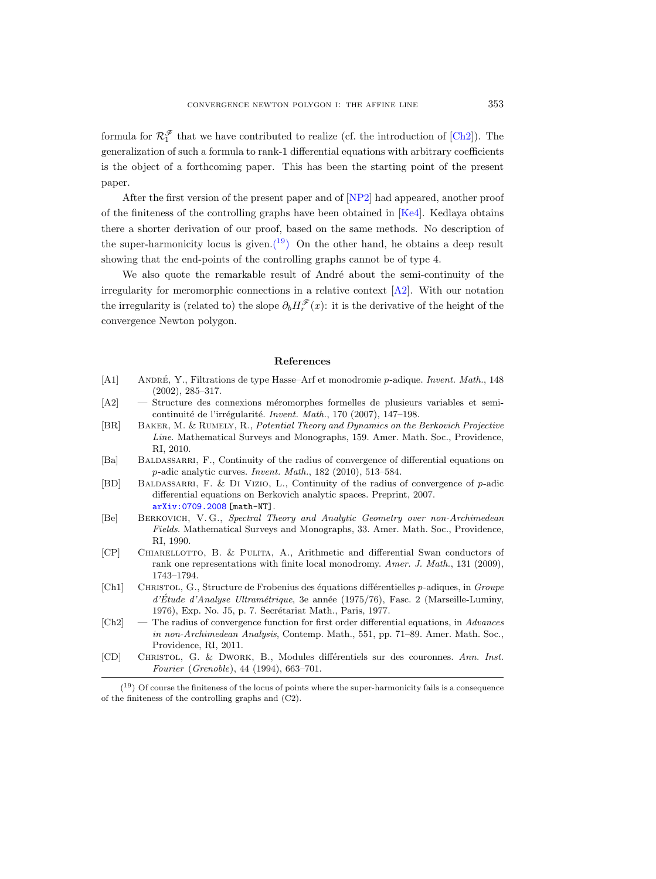formula for $\mathcal{R}_1^{\mathscr{F}}$ that we have contributed to realize (cf. the introduction of [Ch2]). The generalization of such a formula to rank-1 differential equations with arbitrary coefficients is the object of a forthcoming paper. This has been the starting point of the present paper.

After the first version of the present paper and of [NP2] had appeared, another proof of the finiteness of the controlling graphs have been obtained in [Ke4]. Kedlaya obtains there a shorter derivation of our proof, based on the same methods. No description of the super-harmonicity locus is given.(19) On the other hand, he obtains a deep result showing that the end-points of the controlling graphs cannot be of type 4.

We also quote the remarkable result of André about the semi-continuity of the irregularity for meromorphic connections in a relative context [A2]. With our notation the irregularity is (related to) the slope $\partial_b H_r^{\mathscr{F}}(x)$: it is the derivative of the height of the convergence Newton polygon.

## References

[A1] André, Y., Filtrations de type Hasse–Arf et monodromie $p$-adique. *Invent. Math.*, 148 (2002), 285–317.

[A2] — Structure des connexions méromorphes formelles de plusieurs variables et semi-continuité de l'irrégularité. *Invent. Math.*, 170 (2007), 147–198.

[BR] Baker, M. & Rumely, R., *Potential Theory and Dynamics on the Berkovich Projective Line*. Mathematical Surveys and Monographs, 159. Amer. Math. Soc., Providence, RI, 2010.

[Ba] Baldassarri, F., Continuity of the radius of convergence of differential equations on $p$-adic analytic curves. *Invent. Math.*, 182 (2010), 513–584.

[BD] Baldassarri, F. & Di Vizio, L., Continuity of the radius of convergence of $p$-adic differential equations on Berkovich analytic spaces. Preprint, 2007. arXiv:0709.2008 [math-NT].

[Be] Berkovich, V. G., *Spectral Theory and Analytic Geometry over non-Archimedean Fields*. Mathematical Surveys and Monographs, 33. Amer. Math. Soc., Providence, RI, 1990.

[CP] Chiarellotto, B. & Pulita, A., Arithmetic and differential Swan conductors of rank one representations with finite local monodromy. *Amer. J. Math.*, 131 (2009), 1743–1794.

[Ch1] Christol, G., Structure de Frobenius des équations différentielles $p$-adiques, in *Groupe d'Étude d'Analyse Ultramétrique*, 3e année (1975/76), Fasc. 2 (Marseille-Luminy, 1976), Exp. No. J5, p. 7. Secrétariat Math., Paris, 1977.

[Ch2] — The radius of convergence function for first order differential equations, in *Advances in non-Archimedean Analysis*, Contemp. Math., 551, pp. 71–89. Amer. Math. Soc., Providence, RI, 2011.

[CD] Christol, G. & Dwork, B., Modules différentiels sur des couronnes. *Ann. Inst. Fourier* (*Grenoble*), 44 (1994), 663–701.

(19) Of course the finiteness of the locus of points where the super-harmonicity fails is a consequence of the finiteness of the controlling graphs and (C2).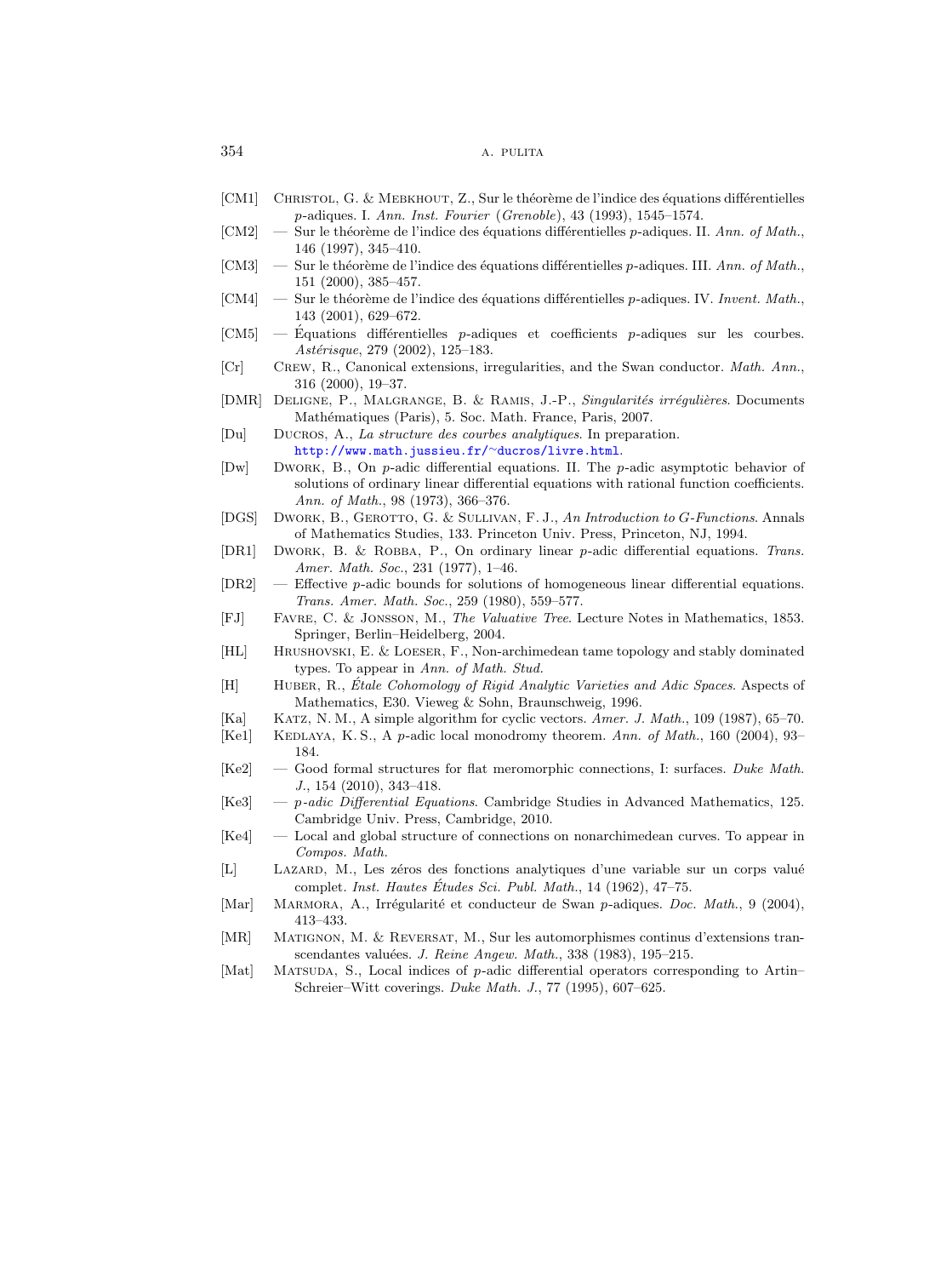[CM1] Christol, G. & Mebkhout, Z., Sur le théorème de l'indice des équations différentielles $p$-adiques. I. *Ann. Inst. Fourier* (*Grenoble*), 43 (1993), 1545–1574.

[CM2] — Sur le théorème de l'indice des équations différentielles $p$-adiques. II. *Ann. of Math.*, 146 (1997), 345–410.

[CM3] — Sur le théorème de l'indice des équations différentielles $p$-adiques. III. *Ann. of Math.*, 151 (2000), 385–457.

[CM4] — Sur le théorème de l'indice des équations différentielles $p$-adiques. IV. *Invent. Math.*, 143 (2001), 629–672.

[CM5] — Équations différentielles $p$-adiques et coefficients $p$-adiques sur les courbes. *Astérisque*, 279 (2002), 125–183.

[Cr] Crew, R., Canonical extensions, irregularities, and the Swan conductor. *Math. Ann.*, 316 (2000), 19–37.

[DMR] Deligne, P., Malgrange, B. & Ramis, J.-P., *Singularités irrégulières*. Documents Mathématiques (Paris), 5. Soc. Math. France, Paris, 2007.

[Du] Ducros, A., *La structure des courbes analytiques*. In preparation. http://www.math.jussieu.fr/~ducros/livre.html.

[Dw] Dwork, B., On $p$-adic differential equations. II. The $p$-adic asymptotic behavior of solutions of ordinary linear differential equations with rational function coefficients. *Ann. of Math.*, 98 (1973), 366–376.

[DGS] Dwork, B., Gerotto, G. & Sullivan, F. J., *An Introduction to G-Functions*. Annals of Mathematics Studies, 133. Princeton Univ. Press, Princeton, NJ, 1994.

[DR1] Dwork, B. & Robba, P., On ordinary linear $p$-adic differential equations. *Trans. Amer. Math. Soc.*, 231 (1977), 1–46.

[DR2] — Effective $p$-adic bounds for solutions of homogeneous linear differential equations. *Trans. Amer. Math. Soc.*, 259 (1980), 559–577.

[FJ] Favre, C. & Jonsson, M., *The Valuative Tree*. Lecture Notes in Mathematics, 1853. Springer, Berlin–Heidelberg, 2004.

[HL] Hrushovski, E. & Loeser, F., Non-archimedean tame topology and stably dominated types. To appear in *Ann. of Math. Stud.*

[H] Huber, R., *Étale Cohomology of Rigid Analytic Varieties and Adic Spaces*. Aspects of Mathematics, E30. Vieweg & Sohn, Braunschweig, 1996.

[Ka] Katz, N. M., A simple algorithm for cyclic vectors. *Amer. J. Math.*, 109 (1987), 65–70.

[Ke1] Kedlaya, K. S., A $p$-adic local monodromy theorem. *Ann. of Math.*, 160 (2004), 93–184.

[Ke2] — Good formal structures for flat meromorphic connections, I: surfaces. *Duke Math. J.*, 154 (2010), 343–418.

[Ke3] — *p-adic Differential Equations*. Cambridge Studies in Advanced Mathematics, 125. Cambridge Univ. Press, Cambridge, 2010.

[Ke4] — Local and global structure of connections on nonarchimedean curves. To appear in *Compos. Math.*

[L] Lazard, M., Les zéros des fonctions analytiques d'une variable sur un corps valué complet. *Inst. Hautes Études Sci. Publ. Math.*, 14 (1962), 47–75.

[Mar] Marmora, A., Irrégularité et conducteur de Swan $p$-adiques. *Doc. Math.*, 9 (2004), 413–433.

[MR] Matignon, M. & Reversat, M., Sur les automorphismes continus d'extensions transcendantes valuées. *J. Reine Angew. Math.*, 338 (1983), 195–215.

[Mat] Matsuda, S., Local indices of $p$-adic differential operators corresponding to Artin–Schreier–Witt coverings. *Duke Math. J.*, 77 (1995), 607–625.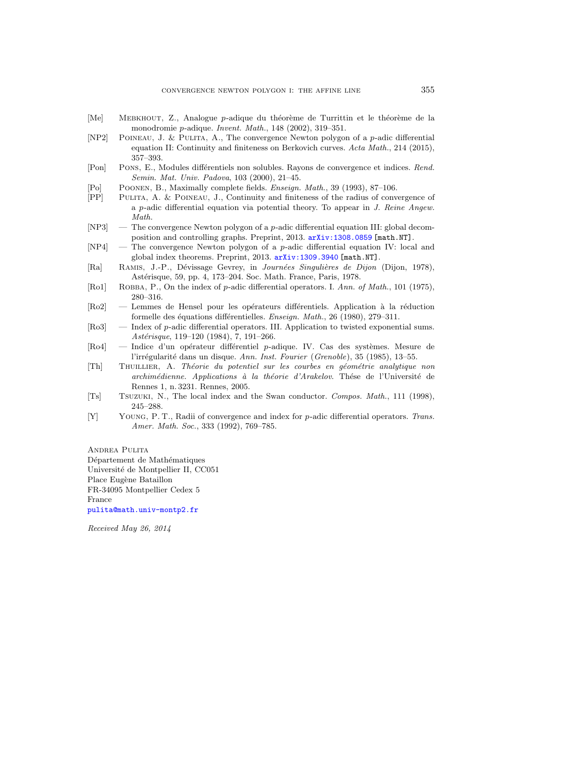[Me] Mebkhout, Z., Analogue $p$-adique du théorème de Turrittin et le théorème de la monodromie $p$-adique. *Invent. Math.*, 148 (2002), 319–351.

[NP2] Poineau, J. & Pulita, A., The convergence Newton polygon of a $p$-adic differential equation II: Continuity and finiteness on Berkovich curves. *Acta Math.*, 214 (2015), 357–393.

[Pon] Pons, E., Modules différentiels non solubles. Rayons de convergence et indices. *Rend. Semin. Mat. Univ. Padova*, 103 (2000), 21–45.

[Po] Poonen, B., Maximally complete fields. *Enseign. Math.*, 39 (1993), 87–106.

[PP] Pulita, A. & Poineau, J., Continuity and finiteness of the radius of convergence of a $p$-adic differential equation via potential theory. To appear in *J. Reine Angew. Math.*

[NP3] — The convergence Newton polygon of a $p$-adic differential equation III: global decomposition and controlling graphs. Preprint, 2013. arXiv:1308.0859 [math.NT].

[NP4] — The convergence Newton polygon of a $p$-adic differential equation IV: local and global index theorems. Preprint, 2013. arXiv:1309.3940 [math.NT].

[Ra] Ramis, J.-P., Dévissage Gevrey, in *Journées Singulières de Dijon* (Dijon, 1978), Astérisque, 59, pp. 4, 173–204. Soc. Math. France, Paris, 1978.

[Ro1] Robba, P., On the index of $p$-adic differential operators. I. *Ann. of Math.*, 101 (1975), 280–316.

[Ro2] — Lemmes de Hensel pour les opérateurs différentiels. Application à la réduction formelle des équations différentielles. *Enseign. Math.*, 26 (1980), 279–311.

[Ro3] — Index of $p$-adic differential operators. III. Application to twisted exponential sums. *Astérisque*, 119–120 (1984), 7, 191–266.

[Ro4] — Indice d'un opérateur différentiel $p$-adique. IV. Cas des systèmes. Mesure de l'irrégularité dans un disque. *Ann. Inst. Fourier* (*Grenoble*), 35 (1985), 13–55.

[Th] Thuillier, A. *Théorie du potentiel sur les courbes en géométrie analytique non archimédienne. Applications à la théorie d'Arakelov*. Thése de l'Université de Rennes 1, n. 3231. Rennes, 2005.

[Ts] Tsuzuki, N., The local index and the Swan conductor. *Compos. Math.*, 111 (1998), 245–288.

[Y] Young, P. T., Radii of convergence and index for $p$-adic differential operators. *Trans. Amer. Math. Soc.*, 333 (1992), 769–785.

Andrea Pulita
Département de Mathématiques
Université de Montpellier II, CC051
Place Eugène Bataillon
FR-34095 Montpellier Cedex 5
France
pulita@math.univ-montp2.fr

*Received May 26, 2014*